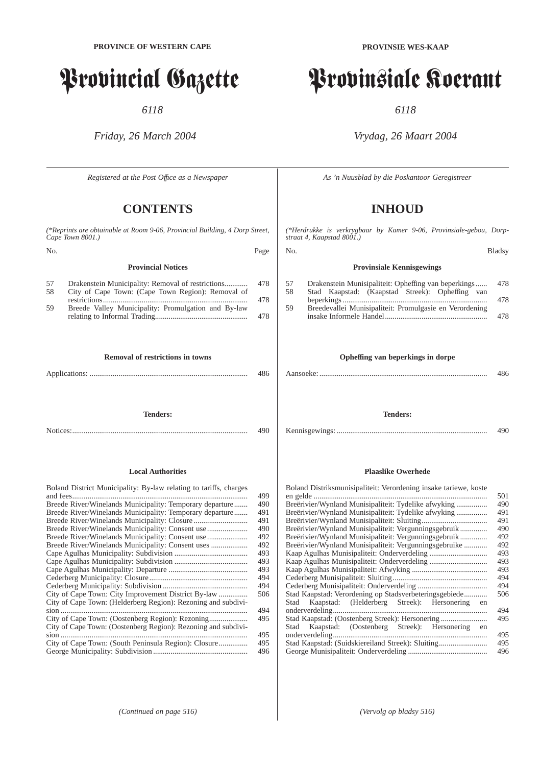**PROVINCE OF WESTERN CAPE**

# Provincial Gazette

*6118*

*Friday, 26 March 2004*

*Registered at the Post Office as a Newspaper*

## CONTENTS

*(\*Reprints are obtainable at Room 9-06, Provincial Building, 4 Dorp Street, Cape Town 8001.)*

### Provincial Notices

| No. | | Page |
|---|---|---|
| 57 | Drakenstein Municipality: Removal of restrictions | 478 |
| 58 | City of Cape Town: (Cape Town Region): Removal of restrictions | 478 |
| 59 | Breede Valley Municipality: Promulgation and By-law relating to Informal Trading | 478 |

### Removal of restrictions in towns

| | Page |
|---|---|
| Applications: | 486 |

### Tenders:

| | Page |
|---|---|
| Notices: | 490 |

### Local Authorities

| | Page |
|---|---|
| Boland District Municipality: By-law relating to tariffs, charges and fees | 499 |
| Breede River/Winelands Municipality: Temporary departure | 490 |
| Breede River/Winelands Municipality: Temporary departure | 491 |
| Breede River/Winelands Municipality: Closure | 491 |
| Breede River/Winelands Municipality: Consent use | 490 |
| Breede River/Winelands Municipality: Consent use | 492 |
| Breede River/Winelands Municipality: Consent uses | 492 |
| Cape Agulhas Municipality: Subdivision | 493 |
| Cape Agulhas Municipality: Subdivision | 493 |
| Cape Agulhas Municipality: Departure | 493 |
| Cederberg Municipality: Closure | 494 |
| Cederberg Municipality: Subdivision | 494 |
| City of Cape Town: City Improvement District By-law | 506 |
| City of Cape Town: (Helderberg Region): Rezoning and subdivision | 494 |
| City of Cape Town: (Oostenberg Region): Rezoning | 495 |
| City of Cape Town: (Oostenberg Region): Rezoning and subdivision | 495 |
| City of Cape Town: (South Peninsula Region): Closure | 495 |
| George Municipality: Subdivision | 496 |

*(Continued on page 516)*

**PROVINSIE WES-KAAP**

# Provinsiale Koerant

*6118*

*Vrydag, 26 Maart 2004*

*As 'n Nuusblad by die Poskantoor Geregistreer*

## INHOUD

*(\*Herdrukke is verkrygbaar by Kamer 9-06, Provinsiale-gebou, Dorpstraat 4, Kaapstad 8001.)*

### Provinsiale Kennisgewings

| No. | | Bladsy |
|---|---|---|
| 57 | Drakenstein Munisipaliteit: Opheffing van beperkings | 478 |
| 58 | Stad Kaapstad: (Kaapstad Streek): Opheffing van beperkings | 478 |
| 59 | Breedevallei Munisipaliteit: Promulgasie en Verordening insake Informele Handel | 478 |

### Opheffing van beperkings in dorpe

| | Bladsy |
|---|---|
| Aansoeke: | 486 |

### Tenders:

| | Bladsy |
|---|---|
| Kennisgewings: | 490 |

### Plaaslike Owerhede

| | Bladsy |
|---|---|
| Boland Distriksmunisipaliteit: Verordening insake tariewe, koste en gelde | 501 |
| Breërivier/Wynland Munisipaliteit: Tydelike afwyking | 490 |
| Breërivier/Wynland Munisipaliteit: Tydelike afwyking | 491 |
| Breërivier/Wynland Munisipaliteit: Sluiting | 491 |
| Breërivier/Wynland Munisipaliteit: Vergunningsgebruik | 490 |
| Breërivier/Wynland Munisipaliteit: Vergunningsgebruik | 492 |
| Breërivier/Wynland Munisipaliteit: Vergunningsgebruike | 492 |
| Kaap Agulhas Munisipaliteit: Onderverdeling | 493 |
| Kaap Agulhas Munisipaliteit: Onderverdeling | 493 |
| Kaap Agulhas Munisipaliteit: Afwyking | 493 |
| Cederberg Munisipaliteit: Sluiting | 494 |
| Cederberg Munisipaliteit: Onderverdeling | 494 |
| Stad Kaapstad: Verordening op Stadsverbeteringsgebiede | 506 |
| Stad Kaapstad: (Helderberg Streek): Hersonering en onderverdeling | 494 |
| Stad Kaapstad: (Oostenberg Streek): Hersonering | 495 |
| Stad Kaapstad: (Oostenberg Streek): Hersonering en onderverdeling | 495 |
| Stad Kaapstad: (Suidskiereiland Streek): Sluiting | 495 |
| George Munisipaliteit: Onderverdeling | 496 |

*(Vervolg op bladsy 516)*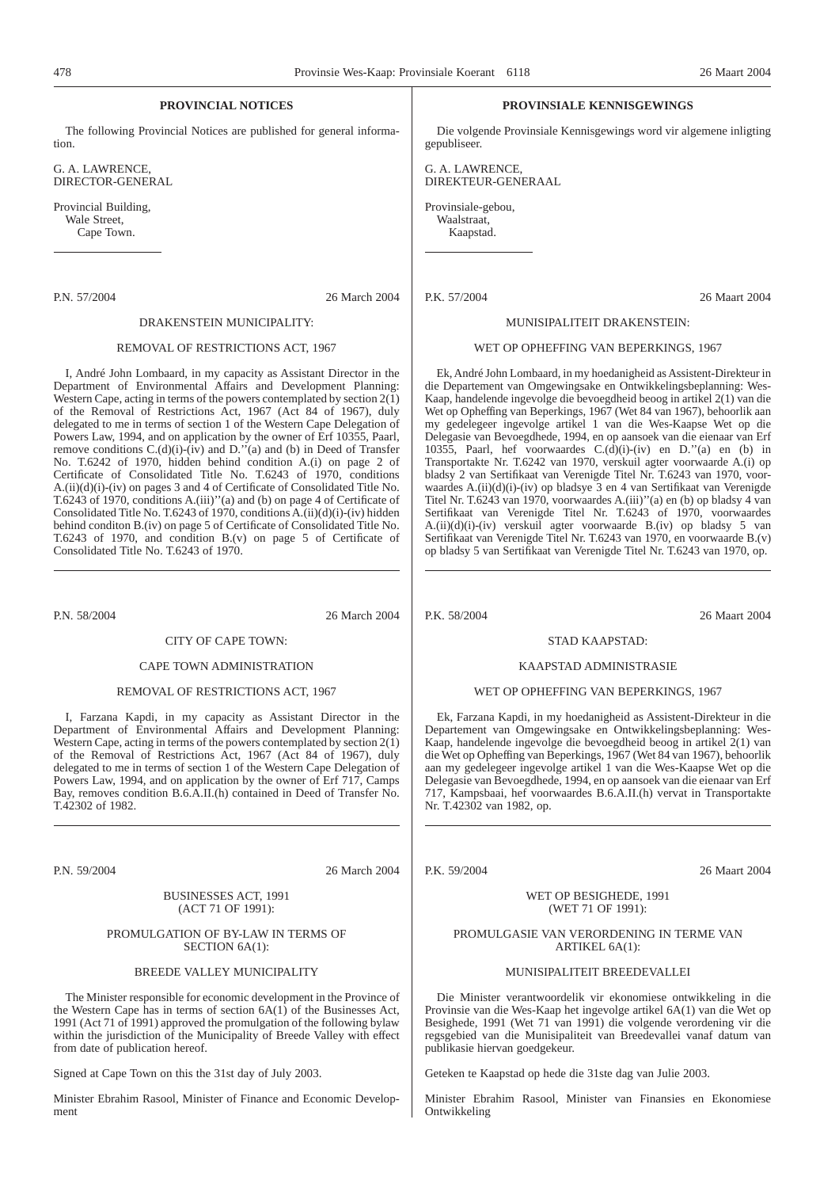## PROVINCIAL NOTICES

The following Provincial Notices are published for general information.

G. A. LAWRENCE,
DIRECTOR-GENERAL

Provincial Building,
Wale Street,
Cape Town.

---

P.N. 57/2004 26 March 2004

DRAKENSTEIN MUNICIPALITY:

REMOVAL OF RESTRICTIONS ACT, 1967

I, André John Lombaard, in my capacity as Assistant Director in the Department of Environmental Affairs and Development Planning: Western Cape, acting in terms of the powers contemplated by section 2(1) of the Removal of Restrictions Act, 1967 (Act 84 of 1967), duly delegated to me in terms of section 1 of the Western Cape Delegation of Powers Law, 1994, and on application by the owner of Erf 10355, Paarl, remove conditions C.(d)(i)-(iv) and D.''(a) and (b) in Deed of Transfer No. T.6242 of 1970, hidden behind condition A.(i) on page 2 of Certificate of Consolidated Title No. T.6243 of 1970, conditions A.(ii)(d)(i)-(iv) on pages 3 and 4 of Certificate of Consolidated Title No. T.6243 of 1970, conditions A.(iii)''(a) and (b) on page 4 of Certificate of Consolidated Title No. T.6243 of 1970, conditions A.(ii)(d)(i)-(iv) hidden behind conditon B.(iv) on page 5 of Certificate of Consolidated Title No. T.6243 of 1970, and condition B.(v) on page 5 of Certificate of Consolidated Title No. T.6243 of 1970.

---

P.N. 58/2004 26 March 2004

CITY OF CAPE TOWN:

CAPE TOWN ADMINISTRATION

REMOVAL OF RESTRICTIONS ACT, 1967

I, Farzana Kapdi, in my capacity as Assistant Director in the Department of Environmental Affairs and Development Planning: Western Cape, acting in terms of the powers contemplated by section 2(1) of the Removal of Restrictions Act, 1967 (Act 84 of 1967), duly delegated to me in terms of section 1 of the Western Cape Delegation of Powers Law, 1994, and on application by the owner of Erf 717, Camps Bay, removes condition B.6.A.II.(h) contained in Deed of Transfer No. T.42302 of 1982.

---

P.N. 59/2004 26 March 2004

BUSINESSES ACT, 1991
(ACT 71 OF 1991):

PROMULGATION OF BY-LAW IN TERMS OF SECTION 6A(1):

BREEDE VALLEY MUNICIPALITY

The Minister responsible for economic development in the Province of the Western Cape has in terms of section 6A(1) of the Businesses Act, 1991 (Act 71 of 1991) approved the promulgation of the following bylaw within the jurisdiction of the Municipality of Breede Valley with effect from date of publication hereof.

Signed at Cape Town on this the 31st day of July 2003.

Minister Ebrahim Rasool, Minister of Finance and Economic Development

---

## PROVINSIALE KENNISGEWINGS

Die volgende Provinsiale Kennisgewings word vir algemene inligting gepubliseer.

G. A. LAWRENCE,
DIREKTEUR-GENERAAL

Provinsiale-gebou,
Waalstraat,
Kaapstad.

---

P.K. 57/2004 26 Maart 2004

MUNISIPALITEIT DRAKENSTEIN:

WET OP OPHEFFING VAN BEPERKINGS, 1967

Ek, André John Lombaard, in my hoedanigheid as Assistent-Direkteur in die Departement van Omgewingsake en Ontwikkelingsbeplanning: Wes-Kaap, handelende ingevolge die bevoegdheid beoog in artikel 2(1) van die Wet op Opheffing van Beperkings, 1967 (Wet 84 van 1967), behoorlik aan my gedelegeer ingevolge artikel 1 van die Wes-Kaapse Wet op die Delegasie van Bevoegdhede, 1994, en op aansoek van die eienaar van Erf 10355, Paarl, hef voorwaardes C.(d)(i)-(iv) en D.''(a) en (b) in Transportakte Nr. T.6242 van 1970, verskuil agter voorwaarde A.(i) op bladsy 2 van Sertifikaat van Verenigde Titel Nr. T.6243 van 1970, voorwaardes A.(ii)(d)(i)-(iv) op bladsye 3 en 4 van Sertifikaat van Verenigde Titel Nr. T.6243 van 1970, voorwaardes A.(iii)''(a) en (b) op bladsy 4 van Sertifikaat van Verenigde Titel Nr. T.6243 of 1970, voorwaardes A.(ii)(d)(i)-(iv) verskuil agter voorwaarde B.(iv) op bladsy 5 van Sertifikaat van Verenigde Titel Nr. T.6243 van 1970, en voorwaarde B.(v) op bladsy 5 van Sertifikaat van Verenigde Titel Nr. T.6243 van 1970, op.

---

P.K. 58/2004 26 Maart 2004

STAD KAAPSTAD:

KAAPSTAD ADMINISTRASIE

WET OP OPHEFFING VAN BEPERKINGS, 1967

Ek, Farzana Kapdi, in my hoedanigheid as Assistent-Direkteur in die Departement van Omgewingsake en Ontwikkelingsbeplanning: Wes-Kaap, handelende ingevolge die bevoegdheid beoog in artikel 2(1) van die Wet op Opheffing van Beperkings, 1967 (Wet 84 van 1967), behoorlik aan my gedelegeer ingevolge artikel 1 van die Wes-Kaapse Wet op die Delegasie van Bevoegdhede, 1994, en op aansoek van die eienaar van Erf 717, Kampsbaai, hef voorwaardes B.6.A.II.(h) vervat in Transportakte Nr. T.42302 van 1982, op.

---

P.K. 59/2004 26 Maart 2004

WET OP BESIGHEDE, 1991
(WET 71 OF 1991):

PROMULGASIE VAN VERORDENING IN TERME VAN ARTIKEL 6A(1):

MUNISIPALITEIT BREEDEVALLEI

Die Minister verantwoordelik vir ekonomiese ontwikkeling in die Provinsie van die Wes-Kaap het ingevolge artikel 6A(1) van die Wet op Besighede, 1991 (Wet 71 van 1991) die volgende verordening vir die regsgebied van die Munisipaliteit van Breedevallei vanaf datum van publikasie hiervan goedgekeur.

Geteken te Kaapstad op hede die 31ste dag van Julie 2003.

Minister Ebrahim Rasool, Minister van Finansies en Ekonomiese Ontwikkeling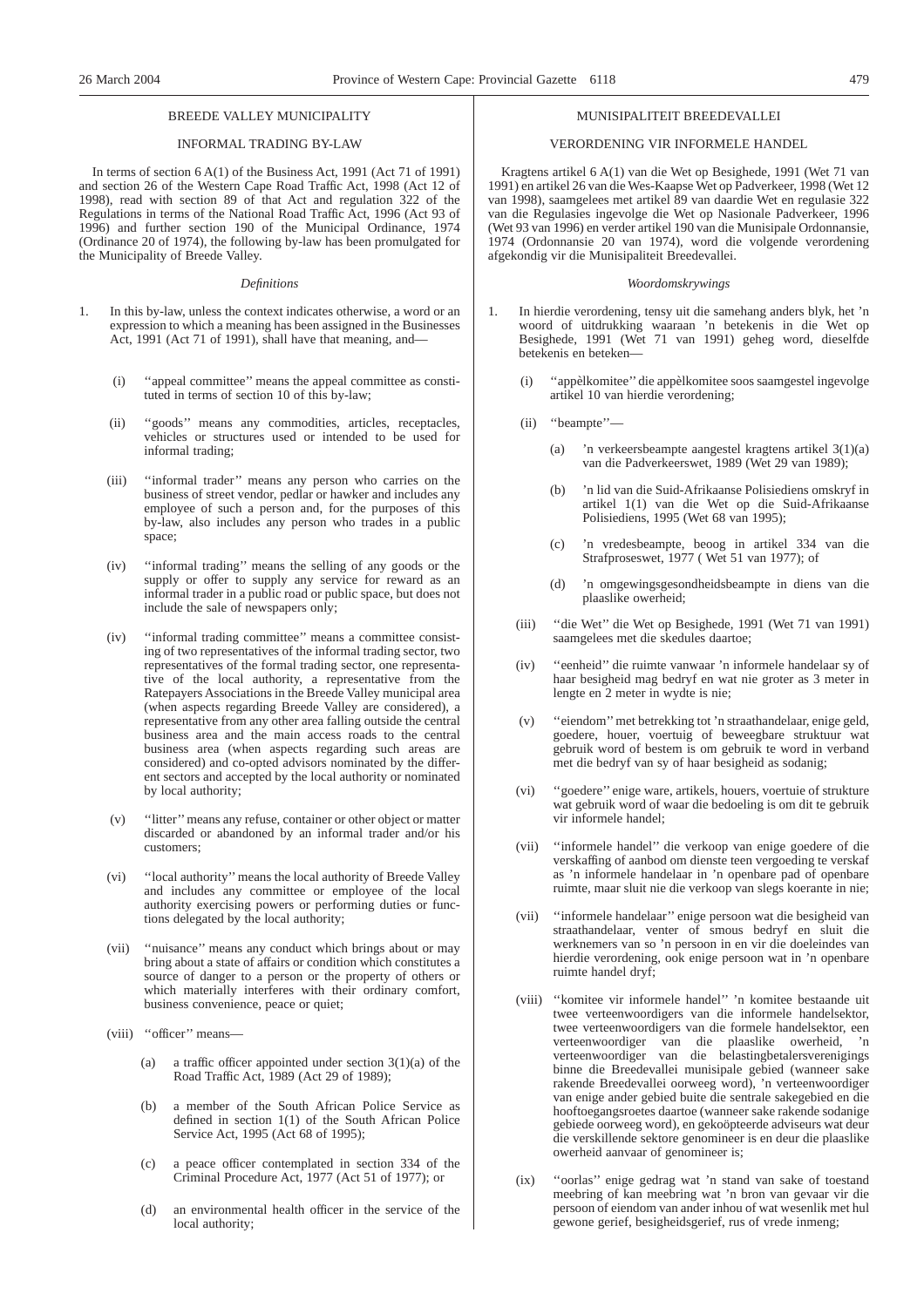## BREEDE VALLEY MUNICIPALITY

### INFORMAL TRADING BY-LAW

In terms of section 6 A(1) of the Business Act, 1991 (Act 71 of 1991) and section 26 of the Western Cape Road Traffic Act, 1998 (Act 12 of 1998), read with section 89 of that Act and regulation 322 of the Regulations in terms of the National Road Traffic Act, 1996 (Act 93 of 1996) and further section 190 of the Municipal Ordinance, 1974 (Ordinance 20 of 1974), the following by-law has been promulgated for the Municipality of Breede Valley.

*Definitions*

1. In this by-law, unless the context indicates otherwise, a word or an expression to which a meaning has been assigned in the Businesses Act, 1991 (Act 71 of 1991), shall have that meaning, and—

   (i) ''appeal committee'' means the appeal committee as constituted in terms of section 10 of this by-law;

   (ii) ''goods'' means any commodities, articles, receptacles, vehicles or structures used or intended to be used for informal trading;

   (iii) ''informal trader'' means any person who carries on the business of street vendor, pedlar or hawker and includes any employee of such a person and, for the purposes of this by-law, also includes any person who trades in a public space;

   (iv) ''informal trading'' means the selling of any goods or the supply or offer to supply any service for reward as an informal trader in a public road or public space, but does not include the sale of newspapers only;

   (iv) ''informal trading committee'' means a committee consisting of two representatives of the informal trading sector, two representatives of the formal trading sector, one representative of the local authority, a representative from the Ratepayers Associations in the Breede Valley municipal area (when aspects regarding Breede Valley are considered), a representative from any other area falling outside the central business area and the main access roads to the central business area (when aspects regarding such areas are considered) and co-opted advisors nominated by the different sectors and accepted by the local authority or nominated by local authority;

   (v) ''litter'' means any refuse, container or other object or matter discarded or abandoned by an informal trader and/or his customers;

   (vi) ''local authority'' means the local authority of Breede Valley and includes any committee or employee of the local authority exercising powers or performing duties or functions delegated by the local authority;

   (vii) ''nuisance'' means any conduct which brings about or may bring about a state of affairs or condition which constitutes a source of danger to a person or the property of others or which materially interferes with their ordinary comfort, business convenience, peace or quiet;

   (viii) ''officer'' means—

      (a) a traffic officer appointed under section 3(1)(a) of the Road Traffic Act, 1989 (Act 29 of 1989);

      (b) a member of the South African Police Service as defined in section 1(1) of the South African Police Service Act, 1995 (Act 68 of 1995);

      (c) a peace officer contemplated in section 334 of the Criminal Procedure Act, 1977 (Act 51 of 1977); or

      (d) an environmental health officer in the service of the local authority;

## MUNISIPALITEIT BREEDEVALLEI

### VERORDENING VIR INFORMELE HANDEL

Kragtens artikel 6 A(1) van die Wet op Besighede, 1991 (Wet 71 van 1991) en artikel 26 van die Wes-Kaapse Wet op Padverkeer, 1998 (Wet 12 van 1998), saamgelees met artikel 89 van daardie Wet en regulasie 322 van die Regulasies ingevolge die Wet op Nasionale Padverkeer, 1996 (Wet 93 van 1996) en verder artikel 190 van die Munisipale Ordonnansie, 1974 (Ordonnansie 20 van 1974), word die volgende verordening afgekondig vir die Munisipaliteit Breedevallei.

*Woordomskrywings*

1. In hierdie verordening, tensy uit die samehang anders blyk, het 'n woord of uitdrukking waaraan 'n betekenis in die Wet op Besighede, 1991 (Wet 71 van 1991) geheg word, dieselfde betekenis en beteken—

   (i) ''appèlkomitee'' die appèlkomitee soos saamgestel ingevolge artikel 10 van hierdie verordening;

   (ii) ''beampte''—

      (a) 'n verkeersbeampte aangestel kragtens artikel 3(1)(a) van die Padverkeerswet, 1989 (Wet 29 van 1989);

      (b) 'n lid van die Suid-Afrikaanse Polisiediens omskryf in artikel 1(1) van die Wet op die Suid-Afrikaanse Polisiediens, 1995 (Wet 68 van 1995);

      (c) 'n vredesbeampte, beoog in artikel 334 van die Strafproseswet, 1977 ( Wet 51 van 1977); of

      (d) 'n omgewingsgesondheidsbeampte in diens van die plaaslike owerheid;

   (iii) ''die Wet'' die Wet op Besighede, 1991 (Wet 71 van 1991) saamgelees met die skedules daartoe;

   (iv) ''eenheid'' die ruimte vanwaar 'n informele handelaar sy of haar besigheid mag bedryf en wat nie groter as 3 meter in lengte en 2 meter in wydte is nie;

   (v) ''eiendom'' met betrekking tot 'n straathandelaar, enige geld, goedere, houer, voertuig of beweegbare struktuur wat gebruik word of bestem is om gebruik te word in verband met die bedryf van sy of haar besigheid as sodanig;

   (vi) ''goedere'' enige ware, artikels, houers, voertuie of strukture wat gebruik word of waar die bedoeling is om dit te gebruik vir informele handel;

   (vii) ''informele handel'' die verkoop van enige goedere of die verskaffing of aanbod om dienste teen vergoeding te verskaf as 'n informele handelaar in 'n openbare pad of openbare ruimte, maar sluit nie die verkoop van slegs koerante in nie;

   (vii) ''informele handelaar'' enige persoon wat die besigheid van straathandelaar, venter of smous bedryf en sluit die werknemers van so 'n persoon in en vir die doeleindes van hierdie verordening, ook enige persoon wat in 'n openbare ruimte handel dryf;

   (viii) ''komitee vir informele handel'' 'n komitee bestaande uit twee verteenwoordigers van die informele handelsektor, twee verteenwoordigers van die formele handelsektor, een verteenwoordiger van die plaaslike owerheid, 'n verteenwoordiger van die belastingbetalersverenigings binne die Breedevallei munisipale gebied (wanneer sake rakende Breedevallei oorweeg word), 'n verteenwoordiger van enige ander gebied buite die sentrale sakegebied en die hooftoegangsroetes daartoe (wanneer sake rakende sodanige gebiede oorweeg word), en gekoöpteerde adviseurs wat deur die verskillende sektore genomineer is en deur die plaaslike owerheid aanvaar of genomineer is;

   (ix) ''oorlas'' enige gedrag wat 'n stand van sake of toestand meebring of kan meebring wat 'n bron van gevaar vir die persoon of eiendom van ander inhou of wat wesenlik met hul gewone gerief, besigheidsgerief, rus of vrede inmeng;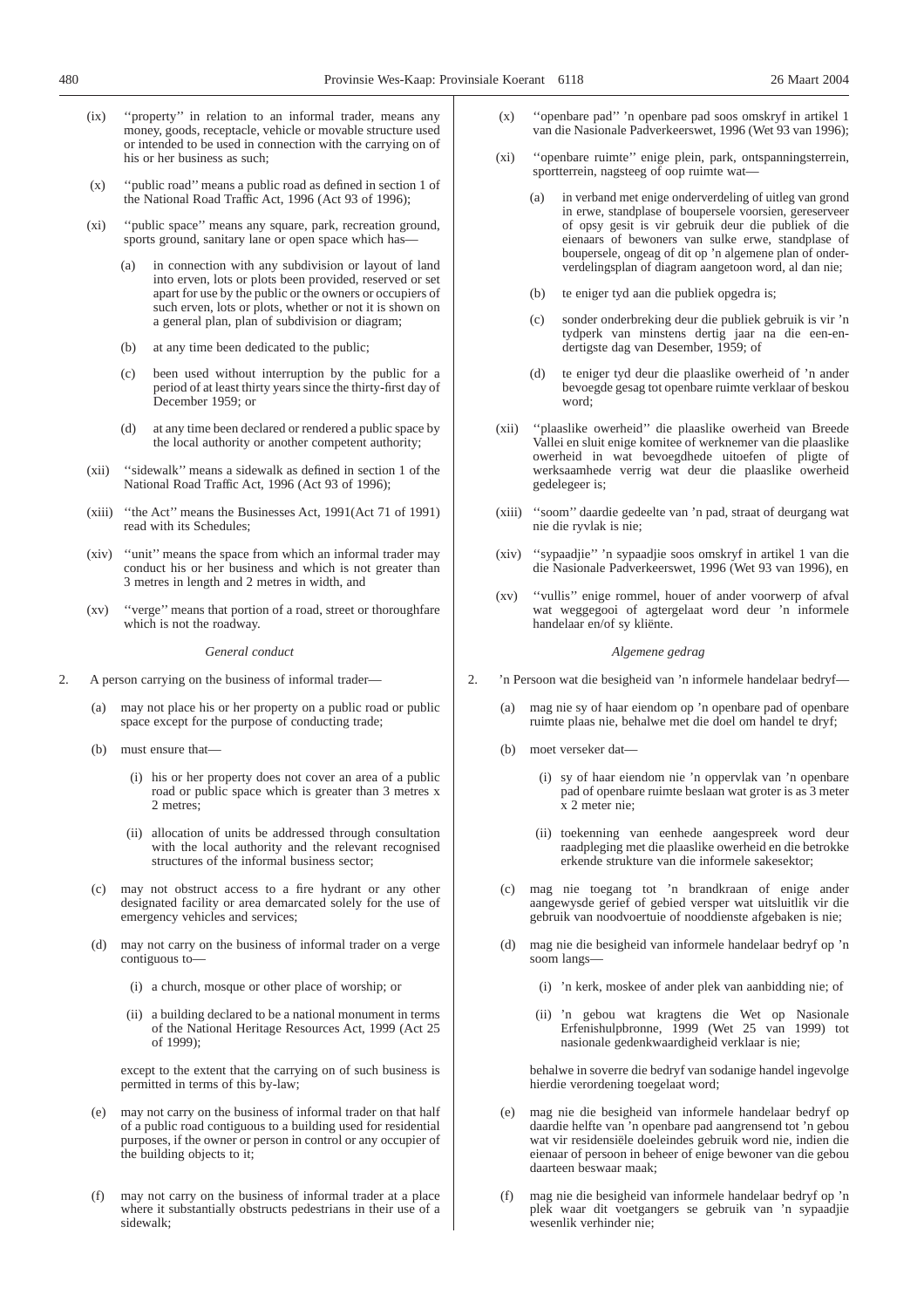(ix) ''property'' in relation to an informal trader, means any money, goods, receptacle, vehicle or movable structure used or intended to be used in connection with the carrying on of his or her business as such;

(x) ''public road'' means a public road as defined in section 1 of the National Road Traffic Act, 1996 (Act 93 of 1996);

(xi) ''public space'' means any square, park, recreation ground, sports ground, sanitary lane or open space which has—

(a) in connection with any subdivision or layout of land into erven, lots or plots been provided, reserved or set apart for use by the public or the owners or occupiers of such erven, lots or plots, whether or not it is shown on a general plan, plan of subdivision or diagram;

(b) at any time been dedicated to the public;

(c) been used without interruption by the public for a period of at least thirty years since the thirty-first day of December 1959; or

(d) at any time been declared or rendered a public space by the local authority or another competent authority;

(xii) ''sidewalk'' means a sidewalk as defined in section 1 of the National Road Traffic Act, 1996 (Act 93 of 1996);

(xiii) ''the Act'' means the Businesses Act, 1991(Act 71 of 1991) read with its Schedules;

(xiv) ''unit'' means the space from which an informal trader may conduct his or her business and which is not greater than 3 metres in length and 2 metres in width, and

(xv) ''verge'' means that portion of a road, street or thoroughfare which is not the roadway.

*General conduct*

2. A person carrying on the business of informal trader—

(a) may not place his or her property on a public road or public space except for the purpose of conducting trade;

(b) must ensure that—

(i) his or her property does not cover an area of a public road or public space which is greater than 3 metres x 2 metres;

(ii) allocation of units be addressed through consultation with the local authority and the relevant recognised structures of the informal business sector;

(c) may not obstruct access to a fire hydrant or any other designated facility or area demarcated solely for the use of emergency vehicles and services;

(d) may not carry on the business of informal trader on a verge contiguous to—

(i) a church, mosque or other place of worship; or

(ii) a building declared to be a national monument in terms of the National Heritage Resources Act, 1999 (Act 25 of 1999);

except to the extent that the carrying on of such business is permitted in terms of this by-law;

(e) may not carry on the business of informal trader on that half of a public road contiguous to a building used for residential purposes, if the owner or person in control or any occupier of the building objects to it;

(f) may not carry on the business of informal trader at a place where it substantially obstructs pedestrians in their use of a sidewalk;

(x) ''openbare pad'' 'n openbare pad soos omskryf in artikel 1 van die Nasionale Padverkeerswet, 1996 (Wet 93 van 1996);

(xi) ''openbare ruimte'' enige plein, park, ontspanningsterrein, sportterrein, nagsteeg of oop ruimte wat—

(a) in verband met enige onderverdeling of uitleg van grond in erwe, standplase of boupersele voorsien, gereserveer of opsy gesit is vir gebruik deur die publiek of die eienaars of bewoners van sulke erwe, standplase of boupersele, ongeag of dit op 'n algemene plan of onderverdelingsplan of diagram aangetoon word, al dan nie;

(b) te eniger tyd aan die publiek opgedra is;

(c) sonder onderbreking deur die publiek gebruik is vir 'n tydperk van minstens dertig jaar na die een-en-dertigste dag van Desember, 1959; of

(d) te eniger tyd deur die plaaslike owerheid of 'n ander bevoegde gesag tot openbare ruimte verklaar of beskou word;

(xii) ''plaaslike owerheid'' die plaaslike owerheid van Breede Vallei en sluit enige komitee of werknemer van die plaaslike owerheid in wat bevoegdhede uitoefen of pligte of werksaamhede verrig wat deur die plaaslike owerheid gedelegeer is;

(xiii) ''soom'' daardie gedeelte van 'n pad, straat of deurgang wat nie die ryvlak is nie;

(xiv) ''sypaadjie'' 'n sypaadjie soos omskryf in artikel 1 van die die Nasionale Padverkeerswet, 1996 (Wet 93 van 1996), en

(xv) ''vullis'' enige rommel, houer of ander voorwerp of afval wat weggegooi of agtergelaat word deur 'n informele handelaar en/of sy kliënte.

*Algemene gedrag*

2. 'n Persoon wat die besigheid van 'n informele handelaar bedryf—

(a) mag nie sy of haar eiendom op 'n openbare pad of openbare ruimte plaas nie, behalwe met die doel om handel te dryf;

(b) moet verseker dat—

(i) sy of haar eiendom nie 'n oppervlak van 'n openbare pad of openbare ruimte beslaan wat groter is as 3 meter x 2 meter nie;

(ii) toekenning van eenhede aangespreek word deur raadpleging met die plaaslike owerheid en die betrokke erkende strukture van die informele sakesektor;

(c) mag nie toegang tot 'n brandkraan of enige ander aangewysde gerief of gebied versper wat uitsluitlik vir die gebruik van noodvoertuie of nooddienste afgebaken is nie;

(d) mag nie die besigheid van informele handelaar bedryf op 'n soom langs—

(i) 'n kerk, moskee of ander plek van aanbidding nie; of

(ii) 'n gebou wat kragtens die Wet op Nasionale Erfenishulpbronne, 1999 (Wet 25 van 1999) tot nasionale gedenkwaardigheid verklaar is nie;

behalwe in soverre die bedryf van sodanige handel ingevolge hierdie verordening toegelaat word;

(e) mag nie die besigheid van informele handelaar bedryf op daardie helfte van 'n openbare pad aangrensend tot 'n gebou wat vir residensiële doeleindes gebruik word nie, indien die eienaar of persoon in beheer of enige bewoner van die gebou daarteen beswaar maak;

(f) mag nie die besigheid van informele handelaar bedryf op 'n plek waar dit voetgangers se gebruik van 'n sypaadjie wesenlik verhinder nie;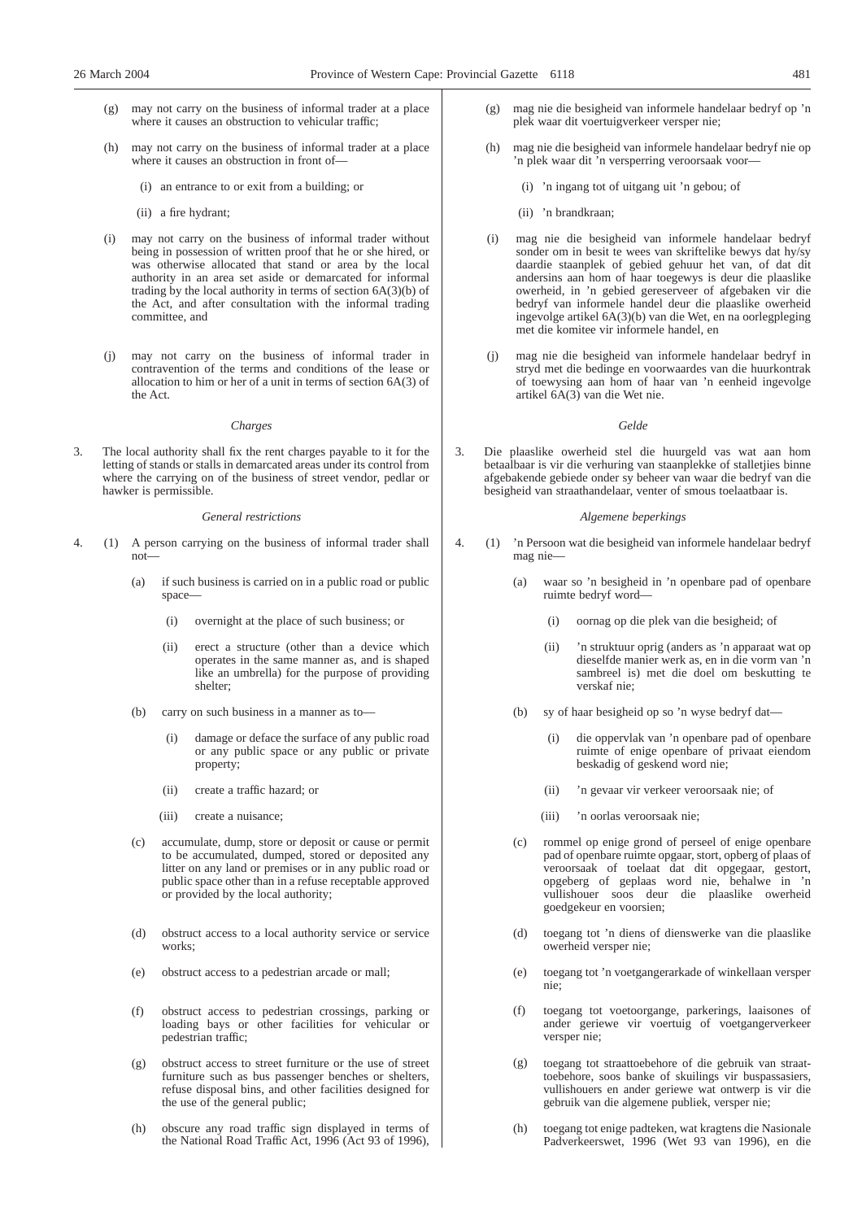(g) may not carry on the business of informal trader at a place where it causes an obstruction to vehicular traffic;

(h) may not carry on the business of informal trader at a place where it causes an obstruction in front of—

(i) an entrance to or exit from a building; or

(ii) a fire hydrant;

(i) may not carry on the business of informal trader without being in possession of written proof that he or she hired, or was otherwise allocated that stand or area by the local authority in an area set aside or demarcated for informal trading by the local authority in terms of section 6A(3)(b) of the Act, and after consultation with the informal trading committee, and

(j) may not carry on the business of informal trader in contravention of the terms and conditions of the lease or allocation to him or her of a unit in terms of section 6A(3) of the Act.

*Charges*

3. The local authority shall fix the rent charges payable to it for the letting of stands or stalls in demarcated areas under its control from where the carrying on of the business of street vendor, pedlar or hawker is permissible.

*General restrictions*

4. (1) A person carrying on the business of informal trader shall not—

(a) if such business is carried on in a public road or public space—

(i) overnight at the place of such business; or

(ii) erect a structure (other than a device which operates in the same manner as, and is shaped like an umbrella) for the purpose of providing shelter;

(b) carry on such business in a manner as to—

(i) damage or deface the surface of any public road or any public space or any public or private property;

(ii) create a traffic hazard; or

(iii) create a nuisance;

(c) accumulate, dump, store or deposit or cause or permit to be accumulated, dumped, stored or deposited any litter on any land or premises or in any public road or public space other than in a refuse receptable approved or provided by the local authority;

(d) obstruct access to a local authority service or service works;

(e) obstruct access to a pedestrian arcade or mall;

(f) obstruct access to pedestrian crossings, parking or loading bays or other facilities for vehicular or pedestrian traffic;

(g) obstruct access to street furniture or the use of street furniture such as bus passenger benches or shelters, refuse disposal bins, and other facilities designed for the use of the general public;

(h) obscure any road traffic sign displayed in terms of the National Road Traffic Act, 1996 (Act 93 of 1996),

(g) mag nie die besigheid van informele handelaar bedryf op 'n plek waar dit voertuigverkeer versper nie;

(h) mag nie die besigheid van informele handelaar bedryf nie op 'n plek waar dit 'n versperring veroorsaak voor—

(i) 'n ingang tot of uitgang uit 'n gebou; of

(ii) 'n brandkraan;

(i) mag nie die besigheid van informele handelaar bedryf sonder om in besit te wees van skriftelike bewys dat hy/sy daardie staanplek of gebied gehuur het van, of dat dit andersins aan hom of haar toegewys is deur die plaaslike owerheid, in 'n gebied gereserveer of afgebaken vir die bedryf van informele handel deur die plaaslike owerheid ingevolge artikel 6A(3)(b) van die Wet, en na oorlegpleging met die komitee vir informele handel, en

(j) mag nie die besigheid van informele handelaar bedryf in stryd met die bedinge en voorwaardes van die huurkontrak of toewysing aan hom of haar van 'n eenheid ingevolge artikel 6A(3) van die Wet nie.

*Gelde*

3. Die plaaslike owerheid stel die huurgeld vas wat aan hom betaalbaar is vir die verhuring van staanplekke of stalletjies binne afgebakende gebiede onder sy beheer van waar die bedryf van die besigheid van straathandelaar, venter of smous toelaatbaar is.

*Algemene beperkings*

4. (1) 'n Persoon wat die besigheid van informele handelaar bedryf mag nie—

(a) waar so 'n besigheid in 'n openbare pad of openbare ruimte bedryf word—

(i) oornag op die plek van die besigheid; of

(ii) 'n struktuur oprig (anders as 'n apparaat wat op dieselfde manier werk as, en in die vorm van 'n sambreel is) met die doel om beskutting te verskaf nie;

(b) sy of haar besigheid op so 'n wyse bedryf dat—

(i) die oppervlak van 'n openbare pad of openbare ruimte of enige openbare of privaat eiendom beskadig of geskend word nie;

(ii) 'n gevaar vir verkeer veroorsaak nie; of

(iii) 'n oorlas veroorsaak nie;

(c) rommel op enige grond of perseel of enige openbare pad of openbare ruimte opgaar, stort, opberg of plaas of veroorsaak of toelaat dat dit opgegaar, gestort, opgeberg of geplaas word nie, behalwe in 'n vullishouer soos deur die plaaslike owerheid goedgekeur en voorsien;

(d) toegang tot 'n diens of dienswerke van die plaaslike owerheid versper nie;

(e) toegang tot 'n voetgangerarkade of winkellaan versper nie;

(f) toegang tot voetoorgange, parkerings, laaisones of ander geriewe vir voertuig of voetgangerverkeer versper nie;

(g) toegang tot straattoebehore of die gebruik van straattoebehore, soos banke of skuilings vir buspassasiers, vullishouers en ander geriewe wat ontwerp is vir die gebruik van die algemene publiek, versper nie;

(h) toegang tot enige padteken, wat kragtens die Nasionale Padverkeerswet, 1996 (Wet 93 van 1996), en die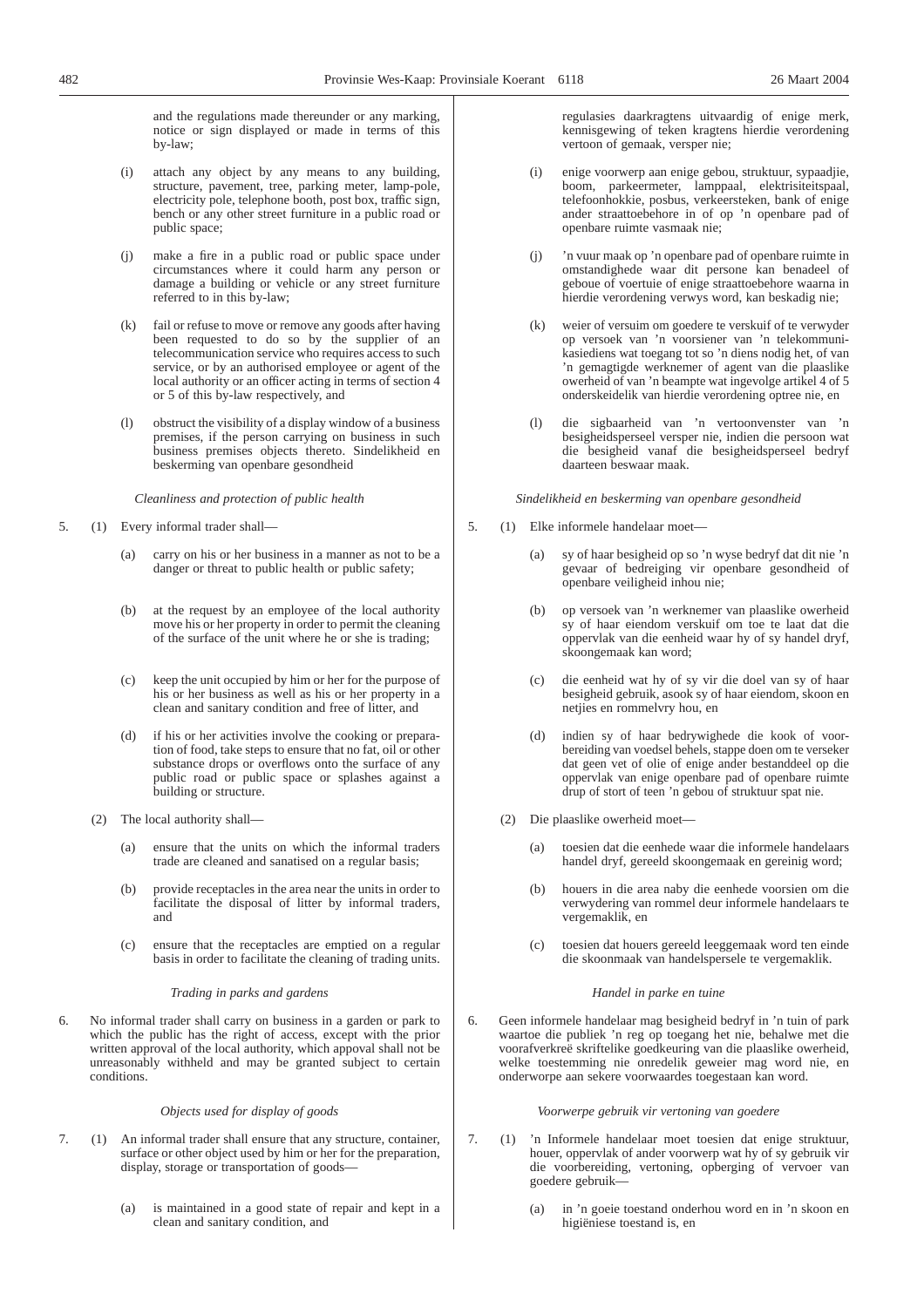and the regulations made thereunder or any marking, notice or sign displayed or made in terms of this by-law;

(i) attach any object by any means to any building, structure, pavement, tree, parking meter, lamp-pole, electricity pole, telephone booth, post box, traffic sign, bench or any other street furniture in a public road or public space;

(j) make a fire in a public road or public space under circumstances where it could harm any person or damage a building or vehicle or any street furniture referred to in this by-law;

(k) fail or refuse to move or remove any goods after having been requested to do so by the supplier of an telecommunication service who requires access to such service, or by an authorised employee or agent of the local authority or an officer acting in terms of section 4 or 5 of this by-law respectively, and

(l) obstruct the visibility of a display window of a business premises, if the person carrying on business in such business premises objects thereto. Sindelikheid en beskerming van openbare gesondheid

*Cleanliness and protection of public health*

5. (1) Every informal trader shall—

(a) carry on his or her business in a manner as not to be a danger or threat to public health or public safety;

(b) at the request by an employee of the local authority move his or her property in order to permit the cleaning of the surface of the unit where he or she is trading;

(c) keep the unit occupied by him or her for the purpose of his or her business as well as his or her property in a clean and sanitary condition and free of litter, and

(d) if his or her activities involve the cooking or preparation of food, take steps to ensure that no fat, oil or other substance drops or overflows onto the surface of any public road or public space or splashes against a building or structure.

(2) The local authority shall—

(a) ensure that the units on which the informal traders trade are cleaned and sanatised on a regular basis;

(b) provide receptacles in the area near the units in order to facilitate the disposal of litter by informal traders, and

(c) ensure that the receptacles are emptied on a regular basis in order to facilitate the cleaning of trading units.

*Trading in parks and gardens*

6. No informal trader shall carry on business in a garden or park to which the public has the right of access, except with the prior written approval of the local authority, which appoval shall not be unreasonably withheld and may be granted subject to certain conditions.

*Objects used for display of goods*

7. (1) An informal trader shall ensure that any structure, container, surface or other object used by him or her for the preparation, display, storage or transportation of goods—

(a) is maintained in a good state of repair and kept in a clean and sanitary condition, and

regulasies daarkragtens uitvaardig of enige merk, kennisgewing of teken kragtens hierdie verordening vertoon of gemaak, versper nie;

(i) enige voorwerp aan enige gebou, struktuur, sypaadjie, boom, parkeermeter, lamppaal, elektrisiteitspaal, telefoonhokkie, posbus, verkeersteken, bank of enige ander straattoebehore in of op 'n openbare pad of openbare ruimte vasmaak nie;

(j) 'n vuur maak op 'n openbare pad of openbare ruimte in omstandighede waar dit persone kan benadeel of geboue of voertuie of enige straattoebehore waarna in hierdie verordening verwys word, kan beskadig nie;

(k) weier of versuim om goedere te verskuif of te verwyder op versoek van 'n voorsiener van 'n telekommunikasiediens wat toegang tot so 'n diens nodig het, of van 'n gemagtigde werknemer of agent van die plaaslike owerheid of van 'n beampte wat ingevolge artikel 4 of 5 onderskeidelik van hierdie verordening optree nie, en

(l) die sigbaarheid van 'n vertoonvenster van 'n besigheidsperseel versper nie, indien die persoon wat die besigheid vanaf die besigheidsperseel bedryf daarteen beswaar maak.

*Sindelikheid en beskerming van openbare gesondheid*

5. (1) Elke informele handelaar moet—

(a) sy of haar besigheid op so 'n wyse bedryf dat dit nie 'n gevaar of bedreiging vir openbare gesondheid of openbare veiligheid inhou nie;

(b) op versoek van 'n werknemer van plaaslike owerheid sy of haar eiendom verskuif om toe te laat dat die oppervlak van die eenheid waar hy of sy handel dryf, skoongemaak kan word;

(c) die eenheid wat hy of sy vir die doel van sy of haar besigheid gebruik, asook sy of haar eiendom, skoon en netjies en rommelvry hou, en

(d) indien sy of haar bedrywighede die kook of voorbereiding van voedsel behels, stappe doen om te verseker dat geen vet of olie of enige ander bestanddeel op die oppervlak van enige openbare pad of openbare ruimte drup of stort of teen 'n gebou of struktuur spat nie.

(2) Die plaaslike owerheid moet—

(a) toesien dat die eenhede waar die informele handelaars handel dryf, gereeld skoongemaak en gereinig word;

(b) houers in die area naby die eenhede voorsien om die verwydering van rommel deur informele handelaars te vergemaklik, en

(c) toesien dat houers gereeld leeggemaak word ten einde die skoonmaak van handelspersele te vergemaklik.

*Handel in parke en tuine*

6. Geen informele handelaar mag besigheid bedryf in 'n tuin of park waartoe die publiek 'n reg op toegang het nie, behalwe met die voorafverkreë skriftelike goedkeuring van die plaaslike owerheid, welke toestemming nie onredelik geweier mag word nie, en onderworpe aan sekere voorwaardes toegestaan kan word.

*Voorwerpe gebruik vir vertoning van goedere*

7. (1) 'n Informele handelaar moet toesien dat enige struktuur, houer, oppervlak of ander voorwerp wat hy of sy gebruik vir die voorbereiding, vertoning, opberging of vervoer van goedere gebruik—

(a) in 'n goeie toestand onderhou word en in 'n skoon en higiëniese toestand is, en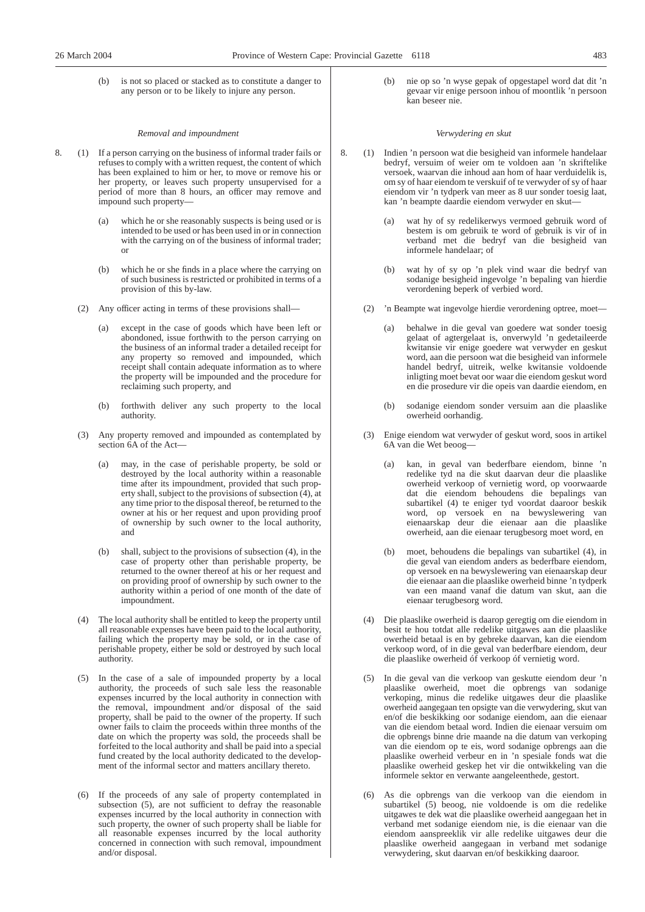(b) is not so placed or stacked as to constitute a danger to any person or to be likely to injure any person.

*Removal and impoundment*

8. (1) If a person carrying on the business of informal trader fails or refuses to comply with a written request, the content of which has been explained to him or her, to move or remove his or her property, or leaves such property unsupervised for a period of more than 8 hours, an officer may remove and impound such property—

(a) which he or she reasonably suspects is being used or is intended to be used or has been used in or in connection with the carrying on of the business of informal trader; or

(b) which he or she finds in a place where the carrying on of such business is restricted or prohibited in terms of a provision of this by-law.

(2) Any officer acting in terms of these provisions shall—

(a) except in the case of goods which have been left or abondoned, issue forthwith to the person carrying on the business of an informal trader a detailed receipt for any property so removed and impounded, which receipt shall contain adequate information as to where the property will be impounded and the procedure for reclaiming such property, and

(b) forthwith deliver any such property to the local authority.

(3) Any property removed and impounded as contemplated by section 6A of the Act—

(a) may, in the case of perishable property, be sold or destroyed by the local authority within a reasonable time after its impoundment, provided that such property shall, subject to the provisions of subsection (4), at any time prior to the disposal thereof, be returned to the owner at his or her request and upon providing proof of ownership by such owner to the local authority, and

(b) shall, subject to the provisions of subsection (4), in the case of property other than perishable property, be returned to the owner thereof at his or her request and on providing proof of ownership by such owner to the authority within a period of one month of the date of impoundment.

(4) The local authority shall be entitled to keep the property until all reasonable expenses have been paid to the local authority, failing which the property may be sold, or in the case of perishable propety, either be sold or destroyed by such local authority.

(5) In the case of a sale of impounded property by a local authority, the proceeds of such sale less the reasonable expenses incurred by the local authority in connection with the removal, impoundment and/or disposal of the said property, shall be paid to the owner of the property. If such owner fails to claim the proceeds within three months of the date on which the property was sold, the proceeds shall be forfeited to the local authority and shall be paid into a special fund created by the local authority dedicated to the development of the informal sector and matters ancillary thereto.

(6) If the proceeds of any sale of property contemplated in subsection (5), are not sufficient to defray the reasonable expenses incurred by the local authority in connection with such property, the owner of such property shall be liable for all reasonable expenses incurred by the local authority concerned in connection with such removal, impoundment and/or disposal.

(b) nie op so 'n wyse gepak of opgestapel word dat dit 'n gevaar vir enige persoon inhou of moontlik 'n persoon kan beseer nie.

*Verwydering en skut*

8. (1) Indien 'n persoon wat die besigheid van informele handelaar bedryf, versuim of weier om te voldoen aan 'n skriftelike versoek, waarvan die inhoud aan hom of haar verduidelik is, om sy of haar eiendom te verskuif of te verwyder of sy of haar eiendom vir 'n tydperk van meer as 8 uur sonder toesig laat, kan 'n beampte daardie eiendom verwyder en skut—

(a) wat hy of sy redelikerwys vermoed gebruik word of bestem is om gebruik te word of gebruik is vir of in verband met die bedryf van die besigheid van informele handelaar; of

(b) wat hy of sy op 'n plek vind waar die bedryf van sodanige besigheid ingevolge 'n bepaling van hierdie verordening beperk of verbied word.

(2) 'n Beampte wat ingevolge hierdie verordening optree, moet—

(a) behalwe in die geval van goedere wat sonder toesig gelaat of agtergelaat is, onverwyld 'n gedetaileerde kwitansie vir enige goedere wat verwyder en geskut word, aan die persoon wat die besigheid van informele handel bedryf, uitreik, welke kwitansie voldoende inligting moet bevat oor waar die eiendom geskut word en die prosedure vir die opeis van daardie eiendom, en

(b) sodanige eiendom sonder versuim aan die plaaslike owerheid oorhandig.

(3) Enige eiendom wat verwyder of geskut word, soos in artikel 6A van die Wet beoog—

(a) kan, in geval van bederfbare eiendom, binne 'n redelike tyd na die skut daarvan deur die plaaslike owerheid verkoop of vernietig word, op voorwaarde dat die eiendom behoudens die bepalings van subartikel (4) te eniger tyd voordat daaroor beskik word, op versoek en na bewyslewering van eienaarskap deur die eienaar aan die plaaslike owerheid, aan die eienaar terugbesorg moet word, en

(b) moet, behoudens die bepalings van subartikel (4), in die geval van eiendom anders as bederfbare eiendom, op versoek en na bewyslewering van eienaarskap deur die eienaar aan die plaaslike owerheid binne 'n tydperk van een maand vanaf die datum van skut, aan die eienaar terugbesorg word.

(4) Die plaaslike owerheid is daarop geregtig om die eiendom in besit te hou totdat alle redelike uitgawes aan die plaaslike owerheid betaal is en by gebreke daarvan, kan die eiendom verkoop word, of in die geval van bederfbare eiendom, deur die plaaslike owerheid óf verkoop óf vernietig word.

(5) In die geval van die verkoop van geskutte eiendom deur 'n plaaslike owerheid, moet die opbrengs van sodanige verkoping, minus die redelike uitgawes deur die plaaslike owerheid aangegaan ten opsigte van die verwydering, skut van en/of die beskikking oor sodanige eiendom, aan die eienaar van die eiendom betaal word. Indien die eienaar versuim om die opbrengs binne drie maande na die datum van verkoping van die eiendom op te eis, word sodanige opbrengs aan die plaaslike owerheid verbeur en in 'n spesiale fonds wat die plaaslike owerheid geskep het vir die ontwikkeling van die informele sektor en verwante aangeleenthede, gestort.

(6) As die opbrengs van die verkoop van die eiendom in subartikel (5) beoog, nie voldoende is om die redelike uitgawes te dek wat die plaaslike owerheid aangegaan het in verband met sodanige eiendom nie, is die eienaar van die eiendom aanspreeklik vir alle redelike uitgawes deur die plaaslike owerheid aangegaan in verband met sodanige verwydering, skut daarvan en/of beskikking daaroor.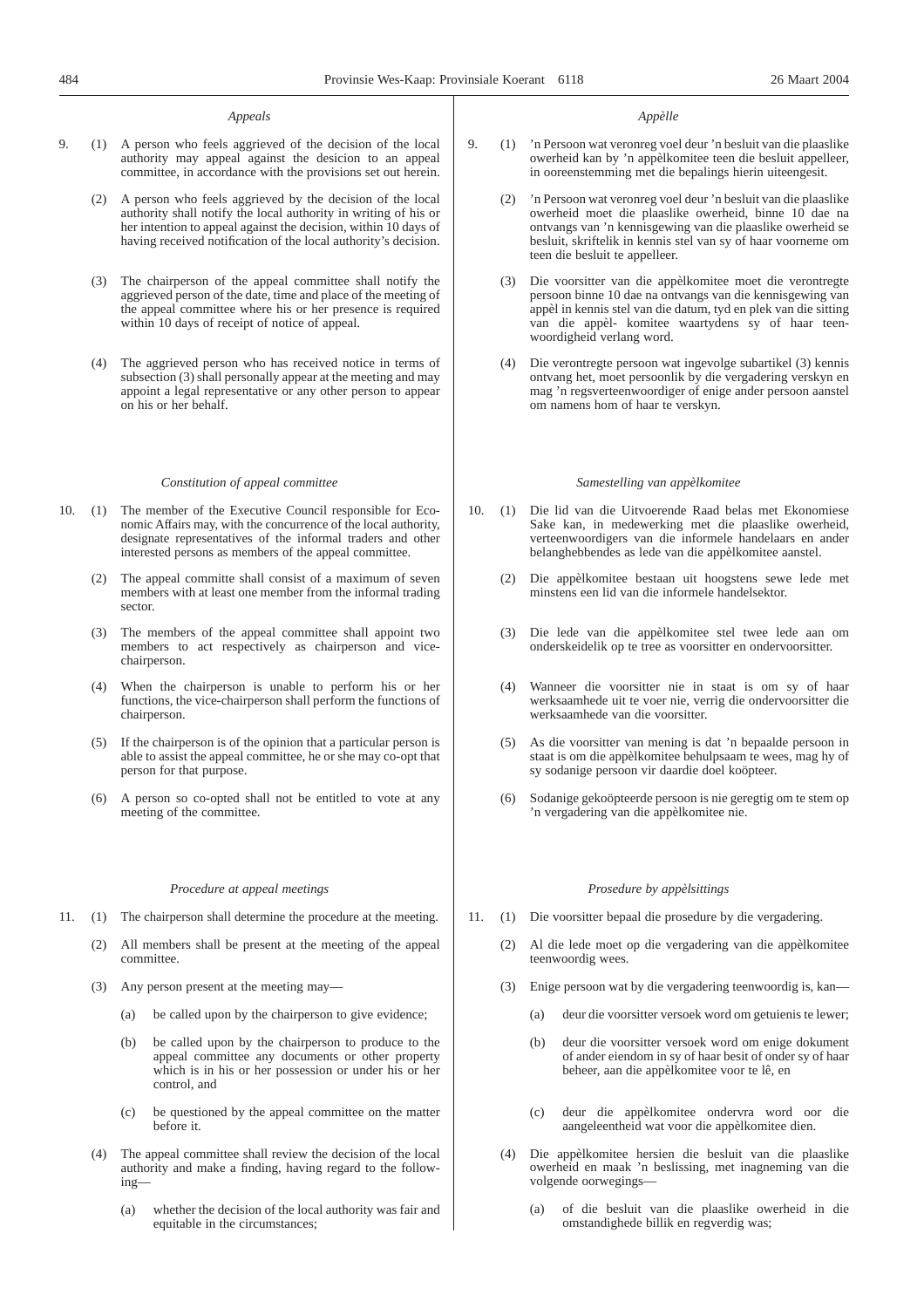*Appeals*

9. (1) A person who feels aggrieved of the decision of the local authority may appeal against the desicion to an appeal committee, in accordance with the provisions set out herein.

(2) A person who feels aggrieved by the decision of the local authority shall notify the local authority in writing of his or her intention to appeal against the decision, within 10 days of having received notification of the local authority's decision.

(3) The chairperson of the appeal committee shall notify the aggrieved person of the date, time and place of the meeting of the appeal committee where his or her presence is required within 10 days of receipt of notice of appeal.

(4) The aggrieved person who has received notice in terms of subsection (3) shall personally appear at the meeting and may appoint a legal representative or any other person to appear on his or her behalf.

*Constitution of appeal committee*

10. (1) The member of the Executive Council responsible for Economic Affairs may, with the concurrence of the local authority, designate representatives of the informal traders and other interested persons as members of the appeal committee.

(2) The appeal committe shall consist of a maximum of seven members with at least one member from the informal trading sector.

(3) The members of the appeal committee shall appoint two members to act respectively as chairperson and vice-chairperson.

(4) When the chairperson is unable to perform his or her functions, the vice-chairperson shall perform the functions of chairperson.

(5) If the chairperson is of the opinion that a particular person is able to assist the appeal committee, he or she may co-opt that person for that purpose.

(6) A person so co-opted shall not be entitled to vote at any meeting of the committee.

*Procedure at appeal meetings*

11. (1) The chairperson shall determine the procedure at the meeting.

(2) All members shall be present at the meeting of the appeal committee.

(3) Any person present at the meeting may—

(a) be called upon by the chairperson to give evidence;

(b) be called upon by the chairperson to produce to the appeal committee any documents or other property which is in his or her possession or under his or her control, and

(c) be questioned by the appeal committee on the matter before it.

(4) The appeal committee shall review the decision of the local authority and make a finding, having regard to the following—

(a) whether the decision of the local authority was fair and equitable in the circumstances;

*Appèlle*

9. (1) 'n Persoon wat veronreg voel deur 'n besluit van die plaaslike owerheid kan by 'n appèlkomitee teen die besluit appelleer, in ooreenstemming met die bepalings hierin uiteengesit.

(2) 'n Persoon wat veronreg voel deur 'n besluit van die plaaslike owerheid moet die plaaslike owerheid, binne 10 dae na ontvangs van 'n kennisgewing van die plaaslike owerheid se besluit, skriftelik in kennis stel van sy of haar voorneme om teen die besluit te appelleer.

(3) Die voorsitter van die appèlkomitee moet die verontregte persoon binne 10 dae na ontvangs van die kennisgewing van appèl in kennis stel van die datum, tyd en plek van die sitting van die appèl- komitee waartydens sy of haar teenwoordigheid verlang word.

(4) Die verontregte persoon wat ingevolge subartikel (3) kennis ontvang het, moet persoonlik by die vergadering verskyn en mag 'n regsverteenwoordiger of enige ander persoon aanstel om namens hom of haar te verskyn.

*Samestelling van appèlkomitee*

10. (1) Die lid van die Uitvoerende Raad belas met Ekonomiese Sake kan, in medewerking met die plaaslike owerheid, verteenwoordigers van die informele handelaars en ander belanghebbendes as lede van die appèlkomitee aanstel.

(2) Die appèlkomitee bestaan uit hoogstens sewe lede met minstens een lid van die informele handelsektor.

(3) Die lede van die appèlkomitee stel twee lede aan om onderskeidelik op te tree as voorsitter en ondervoorsitter.

(4) Wanneer die voorsitter nie in staat is om sy of haar werksaamhede uit te voer nie, verrig die ondervoorsitter die werksaamhede van die voorsitter.

(5) As die voorsitter van mening is dat 'n bepaalde persoon in staat is om die appèlkomitee behulpsaam te wees, mag hy of sy sodanige persoon vir daardie doel koöpteer.

(6) Sodanige gekoöpteerde persoon is nie geregtig om te stem op 'n vergadering van die appèlkomitee nie.

*Prosedure by appèlsittings*

11. (1) Die voorsitter bepaal die prosedure by die vergadering.

(2) Al die lede moet op die vergadering van die appèlkomitee teenwoordig wees.

(3) Enige persoon wat by die vergadering teenwoordig is, kan—

(a) deur die voorsitter versoek word om getuienis te lewer;

(b) deur die voorsitter versoek word om enige dokument of ander eiendom in sy of haar besit of onder sy of haar beheer, aan die appèlkomitee voor te lê, en

(c) deur die appèlkomitee ondervra word oor die aangeleentheid wat voor die appèlkomitee dien.

(4) Die appèlkomitee hersien die besluit van die plaaslike owerheid en maak 'n beslissing, met inagneming van die volgende oorwegings—

(a) of die besluit van die plaaslike owerheid in die omstandighede billik en regverdig was;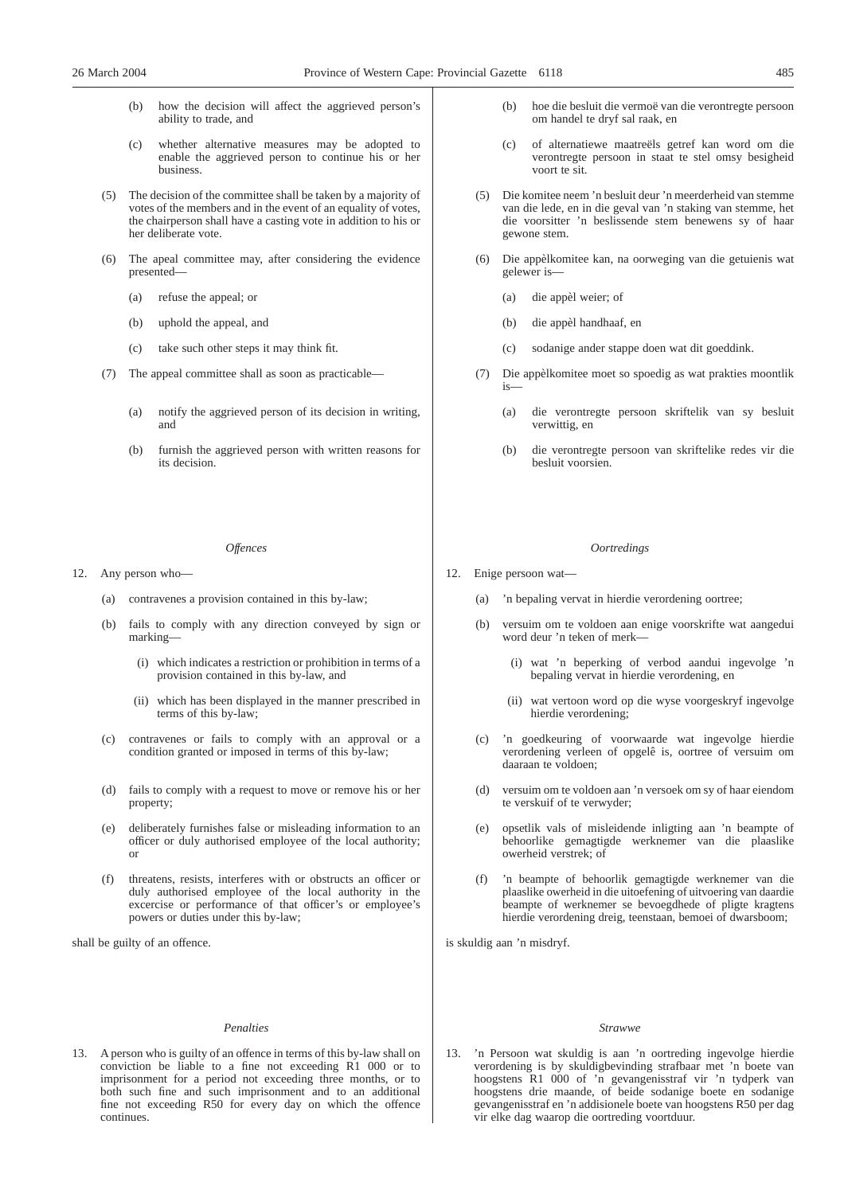(b) how the decision will affect the aggrieved person's ability to trade, and

(c) whether alternative measures may be adopted to enable the aggrieved person to continue his or her business.

(5) The decision of the committee shall be taken by a majority of votes of the members and in the event of an equality of votes, the chairperson shall have a casting vote in addition to his or her deliberate vote.

(6) The apeal committee may, after considering the evidence presented—

(a) refuse the appeal; or

(b) uphold the appeal, and

(c) take such other steps it may think fit.

(7) The appeal committee shall as soon as practicable—

(a) notify the aggrieved person of its decision in writing, and

(b) furnish the aggrieved person with written reasons for its decision.

*Offences*

12. Any person who—

(a) contravenes a provision contained in this by-law;

(b) fails to comply with any direction conveyed by sign or marking—

(i) which indicates a restriction or prohibition in terms of a provision contained in this by-law, and

(ii) which has been displayed in the manner prescribed in terms of this by-law;

(c) contravenes or fails to comply with an approval or a condition granted or imposed in terms of this by-law;

(d) fails to comply with a request to move or remove his or her property;

(e) deliberately furnishes false or misleading information to an officer or duly authorised employee of the local authority; or

(f) threatens, resists, interferes with or obstructs an officer or duly authorised employee of the local authority in the excercise or performance of that officer's or employee's powers or duties under this by-law;

shall be guilty of an offence.

*Penalties*

13. A person who is guilty of an offence in terms of this by-law shall on conviction be liable to a fine not exceeding R1 000 or to imprisonment for a period not exceeding three months, or to both such fine and such imprisonment and to an additional fine not exceeding R50 for every day on which the offence continues.

(b) hoe die besluit die vermoë van die verontregte persoon om handel te dryf sal raak, en

(c) of alternatiewe maatreëls getref kan word om die verontregte persoon in staat te stel omsy besigheid voort te sit.

(5) Die komitee neem 'n besluit deur 'n meerderheid van stemme van die lede, en in die geval van 'n staking van stemme, het die voorsitter 'n beslissende stem benewens sy of haar gewone stem.

(6) Die appèlkomitee kan, na oorweging van die getuienis wat gelewer is—

(a) die appèl weier; of

(b) die appèl handhaaf, en

(c) sodanige ander stappe doen wat dit goeddink.

(7) Die appèlkomitee moet so spoedig as wat prakties moontlik is—

(a) die verontregte persoon skriftelik van sy besluit verwittig, en

(b) die verontregte persoon van skriftelike redes vir die besluit voorsien.

*Oortredings*

12. Enige persoon wat—

(a) 'n bepaling vervat in hierdie verordening oortree;

(b) versuim om te voldoen aan enige voorskrifte wat aangedui word deur 'n teken of merk—

(i) wat 'n beperking of verbod aandui ingevolge 'n bepaling vervat in hierdie verordening, en

(ii) wat vertoon word op die wyse voorgeskryf ingevolge hierdie verordening;

(c) 'n goedkeuring of voorwaarde wat ingevolge hierdie verordening verleen of opgelê is, oortree of versuim om daaraan te voldoen;

(d) versuim om te voldoen aan 'n versoek om sy of haar eiendom te verskuif of te verwyder;

(e) opsetlik vals of misleidende inligting aan 'n beampte of behoorlike gemagtigde werknemer van die plaaslike owerheid verstrek; of

(f) 'n beampte of behoorlik gemagtigde werknemer van die plaaslike owerheid in die uitoefening of uitvoering van daardie beampte of werknemer se bevoegdhede of pligte kragtens hierdie verordening dreig, teenstaan, bemoei of dwarsboom;

is skuldig aan 'n misdryf.

*Strawwe*

13. 'n Persoon wat skuldig is aan 'n oortreding ingevolge hierdie verordening is by skuldigbevinding strafbaar met 'n boete van hoogstens R1 000 of 'n gevangenisstraf vir 'n tydperk van hoogstens drie maande, of beide sodanige boete en sodanige gevangenisstraf en 'n addisionele boete van hoogstens R50 per dag vir elke dag waarop die oortreding voortduur.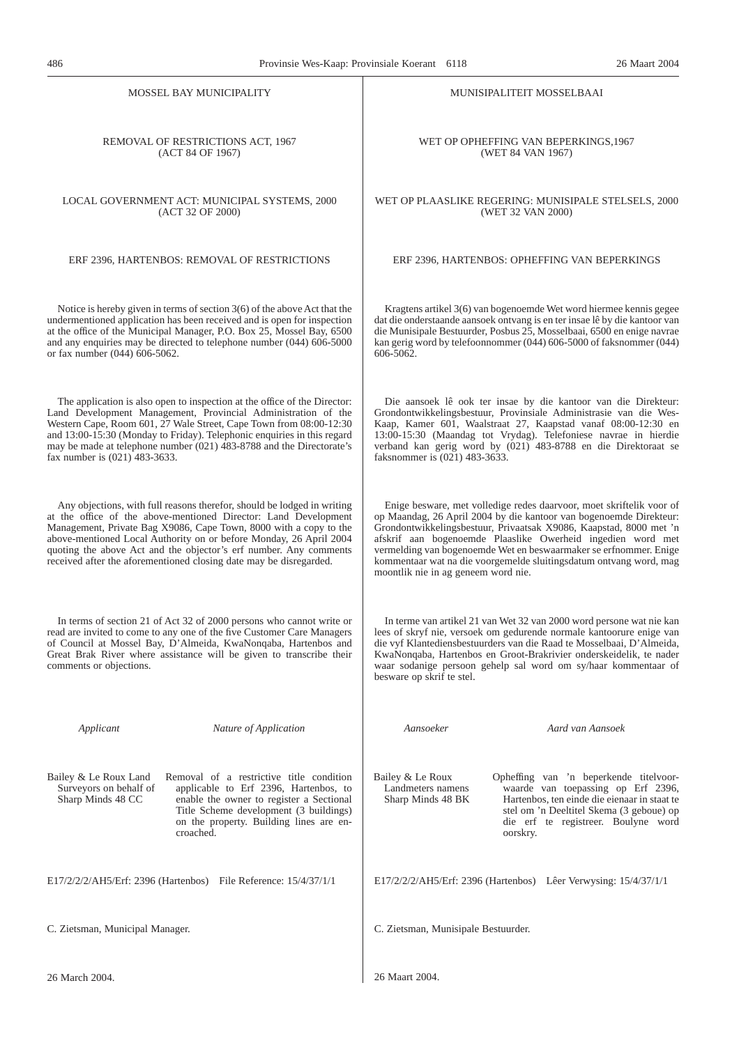MOSSEL BAY MUNICIPALITY

REMOVAL OF RESTRICTIONS ACT, 1967
(ACT 84 OF 1967)

LOCAL GOVERNMENT ACT: MUNICIPAL SYSTEMS, 2000
(ACT 32 OF 2000)

ERF 2396, HARTENBOS: REMOVAL OF RESTRICTIONS

Notice is hereby given in terms of section 3(6) of the above Act that the undermentioned application has been received and is open for inspection at the office of the Municipal Manager, P.O. Box 25, Mossel Bay, 6500 and any enquiries may be directed to telephone number (044) 606-5000 or fax number (044) 606-5062.

The application is also open to inspection at the office of the Director: Land Development Management, Provincial Administration of the Western Cape, Room 601, 27 Wale Street, Cape Town from 08:00-12:30 and 13:00-15:30 (Monday to Friday). Telephonic enquiries in this regard may be made at telephone number (021) 483-8788 and the Directorate's fax number is (021) 483-3633.

Any objections, with full reasons therefor, should be lodged in writing at the office of the above-mentioned Director: Land Development Management, Private Bag X9086, Cape Town, 8000 with a copy to the above-mentioned Local Authority on or before Monday, 26 April 2004 quoting the above Act and the objector's erf number. Any comments received after the aforementioned closing date may be disregarded.

In terms of section 21 of Act 32 of 2000 persons who cannot write or read are invited to come to any one of the five Customer Care Managers of Council at Mossel Bay, D'Almeida, KwaNonqaba, Hartenbos and Great Brak River where assistance will be given to transcribe their comments or objections.

| *Applicant* | *Nature of Application* |
|---|---|
| Bailey & Le Roux Land Surveyors on behalf of Sharp Minds 48 CC | Removal of a restrictive title condition applicable to Erf 2396, Hartenbos, to enable the owner to register a Sectional Title Scheme development (3 buildings) on the property. Building lines are encroached. |

E17/2/2/2/AH5/Erf: 2396 (Hartenbos) File Reference: 15/4/37/1/1

C. Zietsman, Municipal Manager.

26 March 2004.

MUNISIPALITEIT MOSSELBAAI

WET OP OPHEFFING VAN BEPERKINGS,1967
(WET 84 VAN 1967)

WET OP PLAASLIKE REGERING: MUNISIPALE STELSELS, 2000
(WET 32 VAN 2000)

ERF 2396, HARTENBOS: OPHEFFING VAN BEPERKINGS

Kragtens artikel 3(6) van bogenoemde Wet word hiermee kennis gegee dat die onderstaande aansoek ontvang is en ter insae lê by die kantoor van die Munisipale Bestuurder, Posbus 25, Mosselbaai, 6500 en enige navrae kan gerig word by telefoonnommer (044) 606-5000 of faksnommer (044) 606-5062.

Die aansoek lê ook ter insae by die kantoor van die Direkteur: Grondontwikkelingsbestuur, Provinsiale Administrasie van die Wes-Kaap, Kamer 601, Waalstraat 27, Kaapstad vanaf 08:00-12:30 en 13:00-15:30 (Maandag tot Vrydag). Telefoniese navrae in hierdie verband kan gerig word by (021) 483-8788 en die Direktoraat se faksnommer is (021) 483-3633.

Enige besware, met volledige redes daarvoor, moet skriftelik voor of op Maandag, 26 April 2004 by die kantoor van bogenoemde Direkteur: Grondontwikkelingsbestuur, Privaatsak X9086, Kaapstad, 8000 met 'n afskrif aan bogenoemde Plaaslike Owerheid ingedien word met vermelding van bogenoemde Wet en beswaarmaker se erfnommer. Enige kommentaar wat na die voorgemelde sluitingsdatum ontvang word, mag moontlik nie in ag geneem word nie.

In terme van artikel 21 van Wet 32 van 2000 word persone wat nie kan lees of skryf nie, versoek om gedurende normale kantoorure enige van die vyf Klantediensbestuurders van die Raad te Mosselbaai, D'Almeida, KwaNonqaba, Hartenbos en Groot-Brakrivier onderskeidelik, te nader waar sodanige persoon gehelp sal word om sy/haar kommentaar of besware op skrif te stel.

| *Aansoeker* | *Aard van Aansoek* |
|---|---|
| Bailey & Le Roux Landmeters namens Sharp Minds 48 BK | Opheffing van 'n beperkende titelvoorwaarde van toepassing op Erf 2396, Hartenbos, ten einde die eienaar in staat te stel om 'n Deeltitel Skema (3 geboue) op die erf te registreer. Boulyne word oorskry. |

E17/2/2/2/AH5/Erf: 2396 (Hartenbos) Lêer Verwysing: 15/4/37/1/1

C. Zietsman, Munisipale Bestuurder.

26 Maart 2004.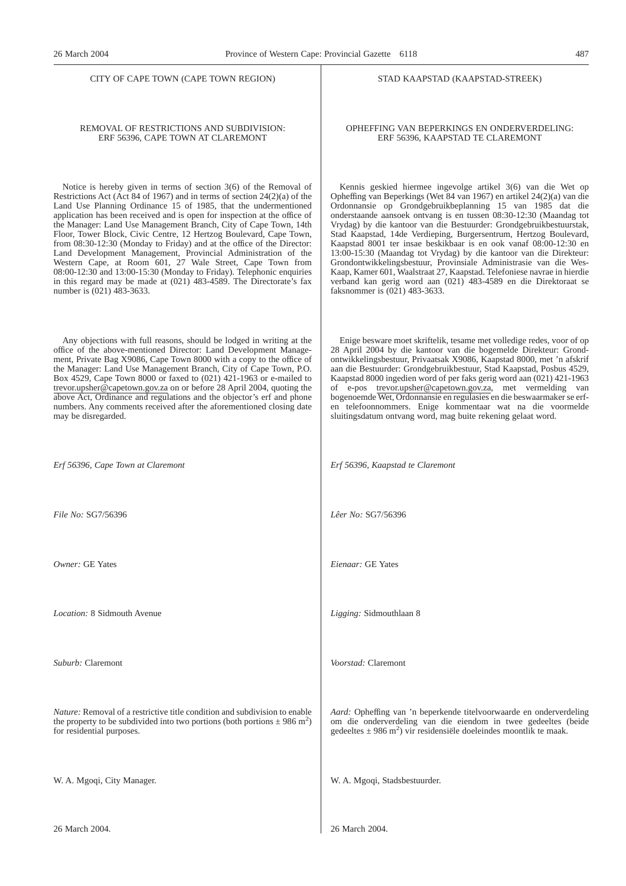## CITY OF CAPE TOWN (CAPE TOWN REGION)

### REMOVAL OF RESTRICTIONS AND SUBDIVISION: ERF 56396, CAPE TOWN AT CLAREMONT

Notice is hereby given in terms of section 3(6) of the Removal of Restrictions Act (Act 84 of 1967) and in terms of section 24(2)(a) of the Land Use Planning Ordinance 15 of 1985, that the undermentioned application has been received and is open for inspection at the office of the Manager: Land Use Management Branch, City of Cape Town, 14th Floor, Tower Block, Civic Centre, 12 Hertzog Boulevard, Cape Town, from 08:30-12:30 (Monday to Friday) and at the office of the Director: Land Development Management, Provincial Administration of the Western Cape, at Room 601, 27 Wale Street, Cape Town from 08:00-12:30 and 13:00-15:30 (Monday to Friday). Telephonic enquiries in this regard may be made at (021) 483-4589. The Directorate's fax number is (021) 483-3633.

Any objections with full reasons, should be lodged in writing at the office of the above-mentioned Director: Land Development Management, Private Bag X9086, Cape Town 8000 with a copy to the office of the Manager: Land Use Management Branch, City of Cape Town, P.O. Box 4529, Cape Town 8000 or faxed to (021) 421-1963 or e-mailed to trevor.upsher@capetown.gov.za on or before 28 April 2004, quoting the above Act, Ordinance and regulations and the objector's erf and phone numbers. Any comments received after the aforementioned closing date may be disregarded.

*Erf 56396, Cape Town at Claremont*

*File No:* SG7/56396

*Owner:* GE Yates

*Location:* 8 Sidmouth Avenue

*Suburb:* Claremont

*Nature:* Removal of a restrictive title condition and subdivision to enable the property to be subdivided into two portions (both portions ± 986 m$^2$) for residential purposes.

W. A. Mgoqi, City Manager.

26 March 2004.

## STAD KAAPSTAD (KAAPSTAD-STREEK)

### OPHEFFING VAN BEPERKINGS EN ONDERVERDELING: ERF 56396, KAAPSTAD TE CLAREMONT

Kennis geskied hiermee ingevolge artikel 3(6) van die Wet op Opheffing van Beperkings (Wet 84 van 1967) en artikel 24(2)(a) van die Ordonnansie op Grondgebruikbeplanning 15 van 1985 dat die onderstaande aansoek ontvang is en tussen 08:30-12:30 (Maandag tot Vrydag) by die kantoor van die Bestuurder: Grondgebruikbestuurstak, Stad Kaapstad, 14de Verdieping, Burgersentrum, Hertzog Boulevard, Kaapstad 8001 ter insae beskikbaar is en ook vanaf 08:00-12:30 en 13:00-15:30 (Maandag tot Vrydag) by die kantoor van die Direkteur: Grondontwikkelingsbestuur, Provinsiale Administrasie van die Wes-Kaap, Kamer 601, Waalstraat 27, Kaapstad. Telefoniese navrae in hierdie verband kan gerig word aan (021) 483-4589 en die Direktoraat se faksnommer is (021) 483-3633.

Enige besware moet skriftelik, tesame met volledige redes, voor of op 28 April 2004 by die kantoor van die bogemelde Direkteur: Grondontwikkelingsbestuur, Privaatsak X9086, Kaapstad 8000, met 'n afskrif aan die Bestuurder: Grondgebruikbestuur, Stad Kaapstad, Posbus 4529, Kaapstad 8000 ingedien word of per faks gerig word aan (021) 421-1963 of e-pos trevor.upsher@capetown.gov.za, met vermelding van bogenoemde Wet, Ordonnansie en regulasies en die beswaarmaker se erf- en telefoonnommers. Enige kommentaar wat na die voormelde sluitingsdatum ontvang word, mag buite rekening gelaat word.

*Erf 56396, Kaapstad te Claremont*

*Lêer No:* SG7/56396

*Eienaar:* GE Yates

*Ligging:* Sidmouthlaan 8

*Voorstad:* Claremont

*Aard:* Opheffing van 'n beperkende titelvoorwaarde en onderverdeling om die onderverdeling van die eiendom in twee gedeeltes (beide gedeeltes ± 986 m$^2$) vir residensiële doeleindes moontlik te maak.

W. A. Mgoqi, Stadsbestuurder.

26 March 2004.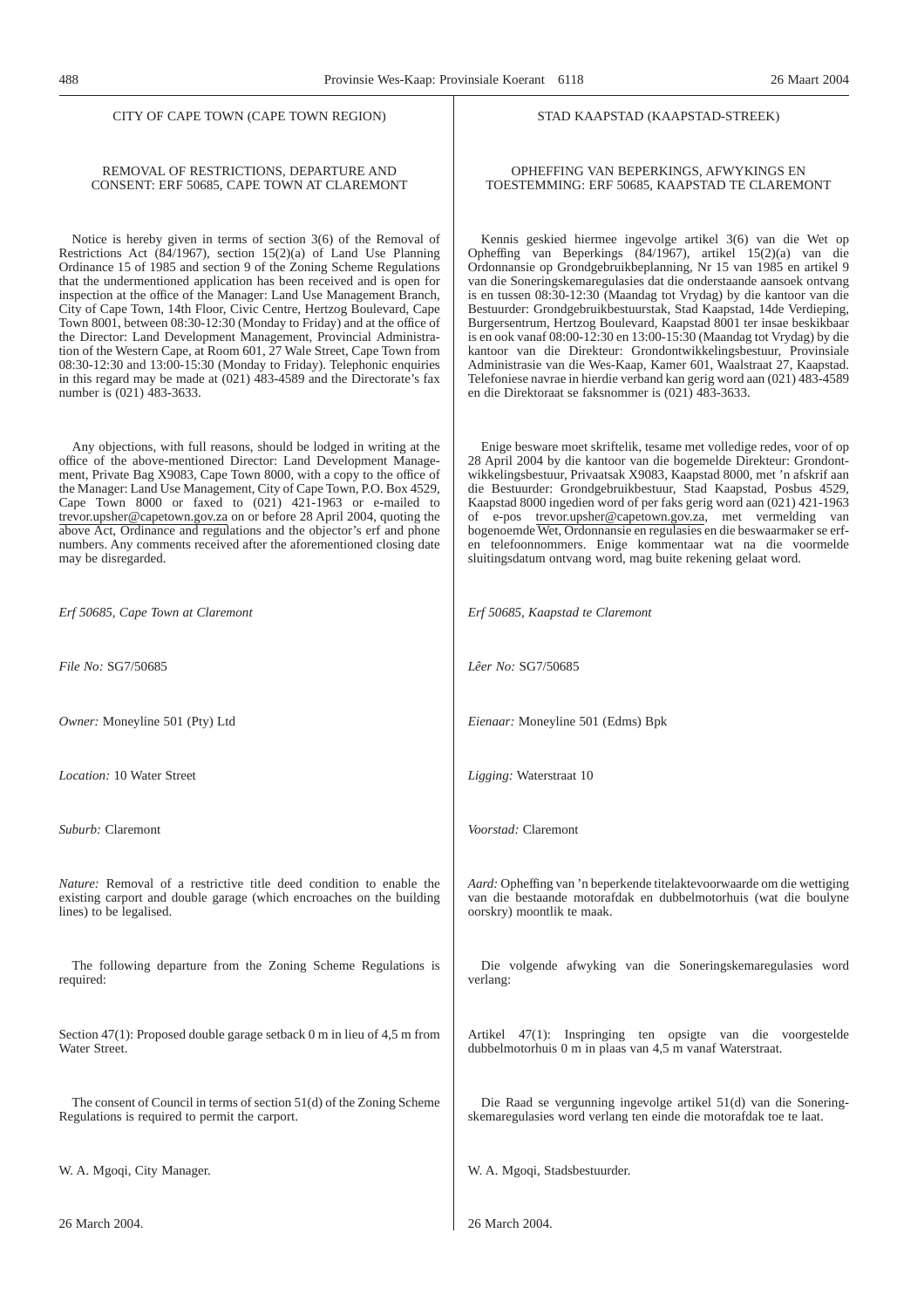## CITY OF CAPE TOWN (CAPE TOWN REGION)

### REMOVAL OF RESTRICTIONS, DEPARTURE AND CONSENT: ERF 50685, CAPE TOWN AT CLAREMONT

Notice is hereby given in terms of section 3(6) of the Removal of Restrictions Act (84/1967), section 15(2)(a) of Land Use Planning Ordinance 15 of 1985 and section 9 of the Zoning Scheme Regulations that the undermentioned application has been received and is open for inspection at the office of the Manager: Land Use Management Branch, City of Cape Town, 14th Floor, Civic Centre, Hertzog Boulevard, Cape Town 8001, between 08:30-12:30 (Monday to Friday) and at the office of the Director: Land Development Management, Provincial Administration of the Western Cape, at Room 601, 27 Wale Street, Cape Town from 08:30-12:30 and 13:00-15:30 (Monday to Friday). Telephonic enquiries in this regard may be made at (021) 483-4589 and the Directorate's fax number is (021) 483-3633.

Any objections, with full reasons, should be lodged in writing at the office of the above-mentioned Director: Land Development Management, Private Bag X9083, Cape Town 8000, with a copy to the office of the Manager: Land Use Management, City of Cape Town, P.O. Box 4529, Cape Town 8000 or faxed to (021) 421-1963 or e-mailed to trevor.upsher@capetown.gov.za on or before 28 April 2004, quoting the above Act, Ordinance and regulations and the objector's erf and phone numbers. Any comments received after the aforementioned closing date may be disregarded.

*Erf 50685, Cape Town at Claremont*

*File No:* SG7/50685

*Owner:* Moneyline 501 (Pty) Ltd

*Location:* 10 Water Street

*Suburb:* Claremont

*Nature:* Removal of a restrictive title deed condition to enable the existing carport and double garage (which encroaches on the building lines) to be legalised.

The following departure from the Zoning Scheme Regulations is required:

Section 47(1): Proposed double garage setback 0 m in lieu of 4,5 m from Water Street.

The consent of Council in terms of section 51(d) of the Zoning Scheme Regulations is required to permit the carport.

W. A. Mgoqi, City Manager.

26 March 2004.

## STAD KAAPSTAD (KAAPSTAD-STREEK)

### OPHEFFING VAN BEPERKINGS, AFWYKINGS EN TOESTEMMING: ERF 50685, KAAPSTAD TE CLAREMONT

Kennis geskied hiermee ingevolge artikel 3(6) van die Wet op Opheffing van Beperkings (84/1967), artikel 15(2)(a) van die Ordonnansie op Grondgebruikbeplanning, Nr 15 van 1985 en artikel 9 van die Soneringskemaregulasies dat die onderstaande aansoek ontvang is en tussen 08:30-12:30 (Maandag tot Vrydag) by die kantoor van die Bestuurder: Grondgebruikbestuurstak, Stad Kaapstad, 14de Verdieping, Burgersentrum, Hertzog Boulevard, Kaapstad 8001 ter insae beskikbaar is en ook vanaf 08:00-12:30 en 13:00-15:30 (Maandag tot Vrydag) by die kantoor van die Direkteur: Grondontwikkelingsbestuur, Provinsiale Administrasie van die Wes-Kaap, Kamer 601, Waalstraat 27, Kaapstad. Telefoniese navrae in hierdie verband kan gerig word aan (021) 483-4589 en die Direktoraat se faksnommer is (021) 483-3633.

Enige besware moet skriftelik, tesame met volledige redes, voor of op 28 April 2004 by die kantoor van die bogemelde Direkteur: Grondontwikkelingsbestuur, Privaatsak X9083, Kaapstad 8000, met 'n afskrif aan die Bestuurder: Grondgebruikbestuur, Stad Kaapstad, Posbus 4529, Kaapstad 8000 ingedien word of per faks gerig word aan (021) 421-1963 of e-pos trevor.upsher@capetown.gov.za, met vermelding van bogenoemde Wet, Ordonnansie en regulasies en die beswaarmaker se erf- en telefoonnommers. Enige kommentaar wat na die voormelde sluitingsdatum ontvang word, mag buite rekening gelaat word.

*Erf 50685, Kaapstad te Claremont*

*Lêer No:* SG7/50685

*Eienaar:* Moneyline 501 (Edms) Bpk

*Ligging:* Waterstraat 10

*Voorstad:* Claremont

*Aard:* Opheffing van 'n beperkende titelaktevoorwaarde om die wettiging van die bestaande motorafdak en dubbelmotorhuis (wat die boulyne oorskry) moontlik te maak.

Die volgende afwyking van die Soneringskemaregulasies word verlang:

Artikel 47(1): Inspringing ten opsigte van die voorgestelde dubbelmotorhuis 0 m in plaas van 4,5 m vanaf Waterstraat.

Die Raad se vergunning ingevolge artikel 51(d) van die Soneringskemaregulasies word verlang ten einde die motorafdak toe te laat.

W. A. Mgoqi, Stadsbestuurder.

26 March 2004.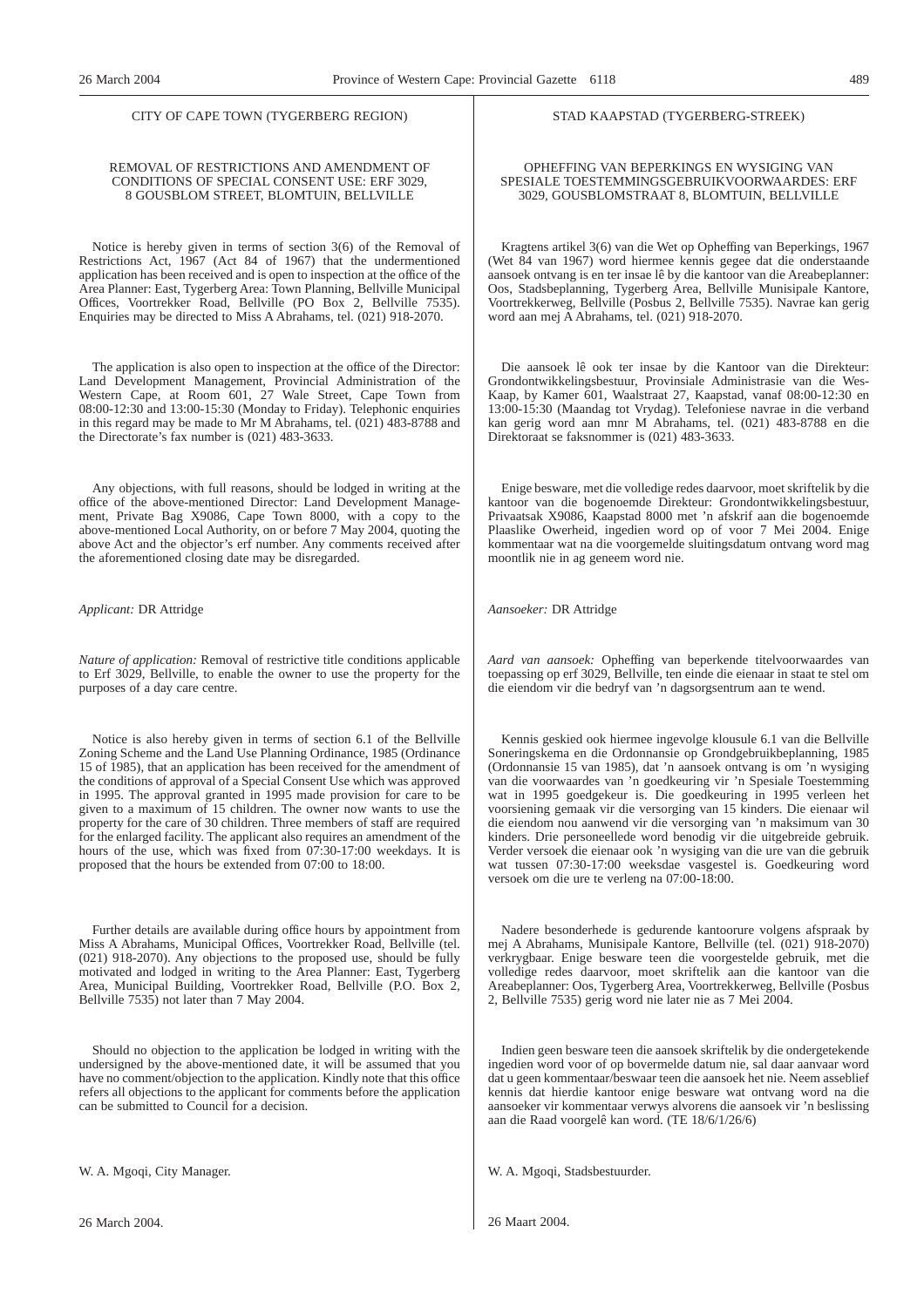## CITY OF CAPE TOWN (TYGERBERG REGION)

### REMOVAL OF RESTRICTIONS AND AMENDMENT OF CONDITIONS OF SPECIAL CONSENT USE: ERF 3029, 8 GOUSBLOM STREET, BLOMTUIN, BELLVILLE

Notice is hereby given in terms of section 3(6) of the Removal of Restrictions Act, 1967 (Act 84 of 1967) that the undermentioned application has been received and is open to inspection at the office of the Area Planner: East, Tygerberg Area: Town Planning, Bellville Municipal Offices, Voortrekker Road, Bellville (PO Box 2, Bellville 7535). Enquiries may be directed to Miss A Abrahams, tel. (021) 918-2070.

The application is also open to inspection at the office of the Director: Land Development Management, Provincial Administration of the Western Cape, at Room 601, 27 Wale Street, Cape Town from 08:00-12:30 and 13:00-15:30 (Monday to Friday). Telephonic enquiries in this regard may be made to Mr M Abrahams, tel. (021) 483-8788 and the Directorate's fax number is (021) 483-3633.

Any objections, with full reasons, should be lodged in writing at the office of the above-mentioned Director: Land Development Management, Private Bag X9086, Cape Town 8000, with a copy to the above-mentioned Local Authority, on or before 7 May 2004, quoting the above Act and the objector's erf number. Any comments received after the aforementioned closing date may be disregarded.

*Applicant:* DR Attridge

*Nature of application:* Removal of restrictive title conditions applicable to Erf 3029, Bellville, to enable the owner to use the property for the purposes of a day care centre.

Notice is also hereby given in terms of section 6.1 of the Bellville Zoning Scheme and the Land Use Planning Ordinance, 1985 (Ordinance 15 of 1985), that an application has been received for the amendment of the conditions of approval of a Special Consent Use which was approved in 1995. The approval granted in 1995 made provision for care to be given to a maximum of 15 children. The owner now wants to use the property for the care of 30 children. Three members of staff are required for the enlarged facility. The applicant also requires an amendment of the hours of the use, which was fixed from 07:30-17:00 weekdays. It is proposed that the hours be extended from 07:00 to 18:00.

Further details are available during office hours by appointment from Miss A Abrahams, Municipal Offices, Voortrekker Road, Bellville (tel. (021) 918-2070). Any objections to the proposed use, should be fully motivated and lodged in writing to the Area Planner: East, Tygerberg Area, Municipal Building, Voortrekker Road, Bellville (P.O. Box 2, Bellville 7535) not later than 7 May 2004.

Should no objection to the application be lodged in writing with the undersigned by the above-mentioned date, it will be assumed that you have no comment/objection to the application. Kindly note that this office refers all objections to the applicant for comments before the application can be submitted to Council for a decision.

W. A. Mgoqi, City Manager.

26 March 2004.

## STAD KAAPSTAD (TYGERBERG-STREEK)

### OPHEFFING VAN BEPERKINGS EN WYSIGING VAN SPESIALE TOESTEMMINGSGEBRUIKVOORWAARDES: ERF 3029, GOUSBLOMSTRAAT 8, BLOMTUIN, BELLVILLE

Kragtens artikel 3(6) van die Wet op Opheffing van Beperkings, 1967 (Wet 84 van 1967) word hiermee kennis gegee dat die onderstaande aansoek ontvang is en ter insae lê by die kantoor van die Areabeplanner: Oos, Stadsbeplanning, Tygerberg Area, Bellville Munisipale Kantore, Voortrekkerweg, Bellville (Posbus 2, Bellville 7535). Navrae kan gerig word aan mej A Abrahams, tel. (021) 918-2070.

Die aansoek lê ook ter insae by die Kantoor van die Direkteur: Grondontwikkelingsbestuur, Provinsiale Administrasie van die Wes-Kaap, by Kamer 601, Waalstraat 27, Kaapstad, vanaf 08:00-12:30 en 13:00-15:30 (Maandag tot Vrydag). Telefoniese navrae in die verband kan gerig word aan mnr M Abrahams, tel. (021) 483-8788 en die Direktoraat se faksnommer is (021) 483-3633.

Enige besware, met die volledige redes daarvoor, moet skriftelik by die kantoor van die bogenoemde Direkteur: Grondontwikkelingsbestuur, Privaatsak X9086, Kaapstad 8000 met 'n afskrif aan die bogenoemde Plaaslike Owerheid, ingedien word op of voor 7 Mei 2004. Enige kommentaar wat na die voorgemelde sluitingsdatum ontvang word mag moontlik nie in ag geneem word nie.

*Aansoeker:* DR Attridge

*Aard van aansoek:* Opheffing van beperkende titelvoorwaardes van toepassing op erf 3029, Bellville, ten einde die eienaar in staat te stel om die eiendom vir die bedryf van 'n dagsorgsentrum aan te wend.

Kennis geskied ook hiermee ingevolge klousule 6.1 van die Bellville Soneringskema en die Ordonnansie op Grondgebruikbeplanning, 1985 (Ordonnansie 15 van 1985), dat 'n aansoek ontvang is om 'n wysiging van die voorwaardes van 'n goedkeuring vir 'n Spesiale Toestemming wat in 1995 goedgekeur is. Die goedkeuring in 1995 verleen het voorsiening gemaak vir die versorging van 15 kinders. Die eienaar wil die eiendom nou aanwend vir die versorging van 'n maksimum van 30 kinders. Drie personeellede word benodig vir die uitgebreide gebruik. Verder versoek die eienaar ook 'n wysiging van die ure van die gebruik wat tussen 07:30-17:00 weeksdae vasgestel is. Goedkeuring word versoek om die ure te verleng na 07:00-18:00.

Nadere besonderhede is gedurende kantoorure volgens afspraak by mej A Abrahams, Munisipale Kantore, Bellville (tel. (021) 918-2070) verkrygbaar. Enige besware teen die voorgestelde gebruik, met die volledige redes daarvoor, moet skriftelik aan die kantoor van die Areabeplanner: Oos, Tygerberg Area, Voortrekkerweg, Bellville (Posbus 2, Bellville 7535) gerig word nie later nie as 7 Mei 2004.

Indien geen besware teen die aansoek skriftelik by die ondergetekende ingedien word voor of op bovermelde datum nie, sal daar aanvaar word dat u geen kommentaar/beswaar teen die aansoek het nie. Neem asseblief kennis dat hierdie kantoor enige besware wat ontvang word na die aansoeker vir kommentaar verwys alvorens die aansoek vir 'n beslissing aan die Raad voorgelê kan word. (TE 18/6/1/26/6)

W. A. Mgoqi, Stadsbestuurder.

26 Maart 2004.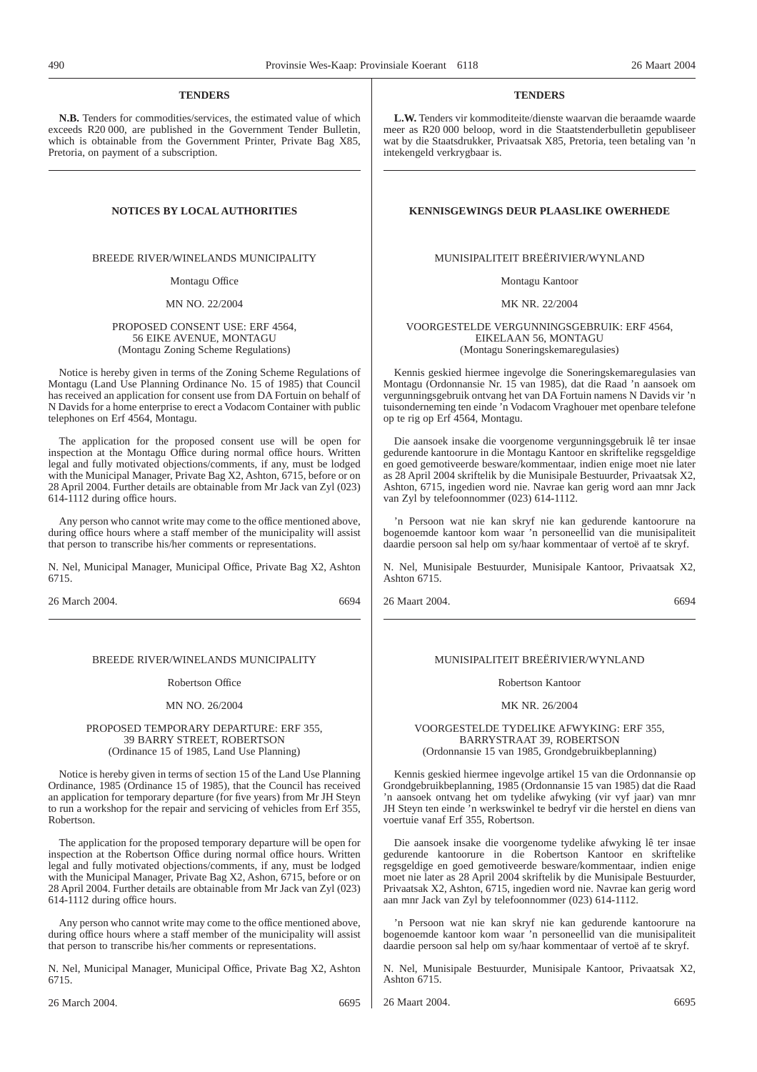## TENDERS

**N.B.** Tenders for commodities/services, the estimated value of which exceeds R20 000, are published in the Government Tender Bulletin, which is obtainable from the Government Printer, Private Bag X85, Pretoria, on payment of a subscription.

## NOTICES BY LOCAL AUTHORITIES

BREEDE RIVER/WINELANDS MUNICIPALITY

Montagu Office

MN NO. 22/2004

PROPOSED CONSENT USE: ERF 4564, 56 EIKE AVENUE, MONTAGU (Montagu Zoning Scheme Regulations)

Notice is hereby given in terms of the Zoning Scheme Regulations of Montagu (Land Use Planning Ordinance No. 15 of 1985) that Council has received an application for consent use from DA Fortuin on behalf of N Davids for a home enterprise to erect a Vodacom Container with public telephones on Erf 4564, Montagu.

The application for the proposed consent use will be open for inspection at the Montagu Office during normal office hours. Written legal and fully motivated objections/comments, if any, must be lodged with the Municipal Manager, Private Bag X2, Ashton, 6715, before or on 28 April 2004. Further details are obtainable from Mr Jack van Zyl (023) 614-1112 during office hours.

Any person who cannot write may come to the office mentioned above, during office hours where a staff member of the municipality will assist that person to transcribe his/her comments or representations.

N. Nel, Municipal Manager, Municipal Office, Private Bag X2, Ashton 6715.

26 March 2004. 6694

BREEDE RIVER/WINELANDS MUNICIPALITY

Robertson Office

MN NO. 26/2004

PROPOSED TEMPORARY DEPARTURE: ERF 355, 39 BARRY STREET, ROBERTSON (Ordinance 15 of 1985, Land Use Planning)

Notice is hereby given in terms of section 15 of the Land Use Planning Ordinance, 1985 (Ordinance 15 of 1985), that the Council has received an application for temporary departure (for five years) from Mr JH Steyn to run a workshop for the repair and servicing of vehicles from Erf 355, Robertson.

The application for the proposed temporary departure will be open for inspection at the Robertson Office during normal office hours. Written legal and fully motivated objections/comments, if any, must be lodged with the Municipal Manager, Private Bag X2, Ashon, 6715, before or on 28 April 2004. Further details are obtainable from Mr Jack van Zyl (023) 614-1112 during office hours.

Any person who cannot write may come to the office mentioned above, during office hours where a staff member of the municipality will assist that person to transcribe his/her comments or representations.

N. Nel, Municipal Manager, Municipal Office, Private Bag X2, Ashton 6715.

26 March 2004. 6695

## TENDERS

**L.W.** Tenders vir kommoditeite/dienste waarvan die beraamde waarde meer as R20 000 beloop, word in die Staatstenderbulletin gepubliseer wat by die Staatsdrukker, Privaatsak X85, Pretoria, teen betaling van 'n intekengeld verkrygbaar is.

## KENNISGEWINGS DEUR PLAASLIKE OWERHEDE

MUNISIPALITEIT BREËRIVIER/WYNLAND

Montagu Kantoor

MK NR. 22/2004

VOORGESTELDE VERGUNNINGSGEBRUIK: ERF 4564, EIKELAAN 56, MONTAGU (Montagu Soneringskemaregulasies)

Kennis geskied hiermee ingevolge die Soneringskemaregulasies van Montagu (Ordonnansie Nr. 15 van 1985), dat die Raad 'n aansoek om vergunningsgebruik ontvang het van DA Fortuin namens N Davids vir 'n tuisonderneming ten einde 'n Vodacom Vraghouer met openbare telefone op te rig op Erf 4564, Montagu.

Die aansoek insake die voorgenome vergunningsgebruik lê ter insae gedurende kantoorure in die Montagu Kantoor en skriftelike regsgeldige en goed gemotiveerde besware/kommentaar, indien enige moet nie later as 28 April 2004 skriftelik by die Munisipale Bestuurder, Privaatsak X2, Ashton, 6715, ingedien word nie. Navrae kan gerig word aan mnr Jack van Zyl by telefoonnommer (023) 614-1112.

'n Persoon wat nie kan skryf nie kan gedurende kantoorure na bogenoemde kantoor kom waar 'n personeellid van die munisipaliteit daardie persoon sal help om sy/haar kommentaar of vertoë af te skryf.

N. Nel, Munisipale Bestuurder, Munisipale Kantoor, Privaatsak X2, Ashton 6715.

26 Maart 2004. 6694

MUNISIPALITEIT BREËRIVIER/WYNLAND

Robertson Kantoor

MK NR. 26/2004

VOORGESTELDE TYDELIKE AFWYKING: ERF 355, BARRYSTRAAT 39, ROBERTSON (Ordonnansie 15 van 1985, Grondgebruikbeplanning)

Kennis geskied hiermee ingevolge artikel 15 van die Ordonnansie op Grondgebruikbeplanning, 1985 (Ordonnansie 15 van 1985) dat die Raad 'n aansoek ontvang het om tydelike afwyking (vir vyf jaar) van mnr JH Steyn ten einde 'n werkswinkel te bedryf vir die herstel en diens van voertuie vanaf Erf 355, Robertson.

Die aansoek insake die voorgenome tydelike afwyking lê ter insae gedurende kantoorure in die Robertson Kantoor en skriftelike regsgeldige en goed gemotiveerde besware/kommentaar, indien enige moet nie later as 28 April 2004 skriftelik by die Munisipale Bestuurder, Privaatsak X2, Ashton, 6715, ingedien word nie. Navrae kan gerig word aan mnr Jack van Zyl by telefoonnommer (023) 614-1112.

'n Persoon wat nie kan skryf nie kan gedurende kantoorure na bogenoemde kantoor kom waar 'n personeellid van die munisipaliteit daardie persoon sal help om sy/haar kommentaar of vertoë af te skryf.

N. Nel, Munisipale Bestuurder, Munisipale Kantoor, Privaatsak X2, Ashton 6715.

26 Maart 2004. 6695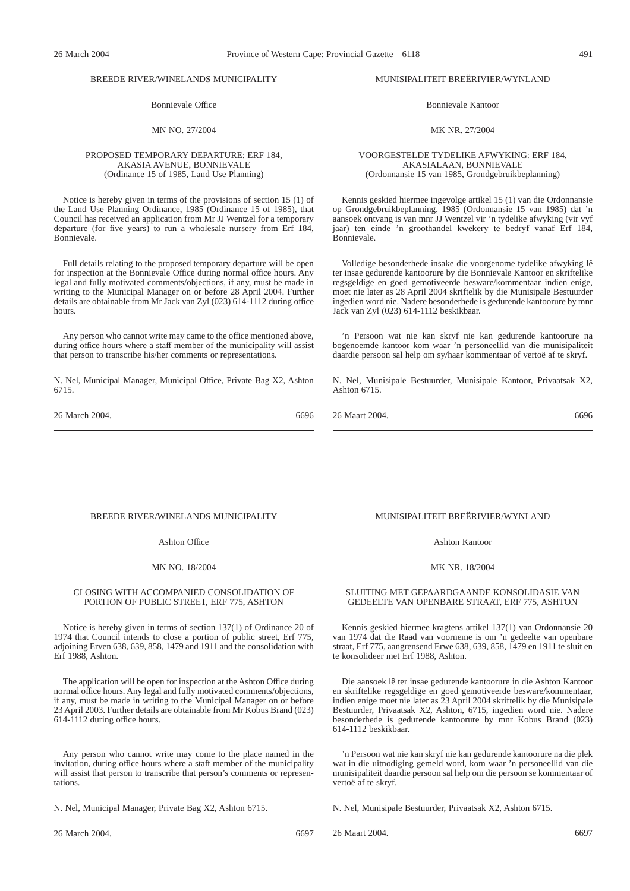BREEDE RIVER/WINELANDS MUNICIPALITY

Bonnievale Office

MN NO. 27/2004

PROPOSED TEMPORARY DEPARTURE: ERF 184, AKASIA AVENUE, BONNIEVALE
(Ordinance 15 of 1985, Land Use Planning)

Notice is hereby given in terms of the provisions of section 15 (1) of the Land Use Planning Ordinance, 1985 (Ordinance 15 of 1985), that Council has received an application from Mr JJ Wentzel for a temporary departure (for five years) to run a wholesale nursery from Erf 184, Bonnievale.

Full details relating to the proposed temporary departure will be open for inspection at the Bonnievale Office during normal office hours. Any legal and fully motivated comments/objections, if any, must be made in writing to the Municipal Manager on or before 28 April 2004. Further details are obtainable from Mr Jack van Zyl (023) 614-1112 during office hours.

Any person who cannot write may came to the office mentioned above, during office hours where a staff member of the municipality will assist that person to transcribe his/her comments or representations.

N. Nel, Municipal Manager, Municipal Office, Private Bag X2, Ashton 6715.

26 March 2004. 6696

---

MUNISIPALITEIT BREËRIVIER/WYNLAND

Bonnievale Kantoor

MK NR. 27/2004

VOORGESTELDE TYDELIKE AFWYKING: ERF 184, AKASIALAAN, BONNIEVALE
(Ordonnansie 15 van 1985, Grondgebruikbeplanning)

Kennis geskied hiermee ingevolge artikel 15 (1) van die Ordonnansie op Grondgebruikbeplanning, 1985 (Ordonnansie 15 van 1985) dat 'n aansoek ontvang is van mnr JJ Wentzel vir 'n tydelike afwyking (vir vyf jaar) ten einde 'n groothandel kwekery te bedryf vanaf Erf 184, Bonnievale.

Volledige besonderhede insake die voorgenome tydelike afwyking lê ter insae gedurende kantoorure by die Bonnievale Kantoor en skriftelike regsgeldige en goed gemotiveerde besware/kommentaar indien enige, moet nie later as 28 April 2004 skriftelik by die Munisipale Bestuurder ingedien word nie. Nadere besonderhede is gedurende kantoorure by mnr Jack van Zyl (023) 614-1112 beskikbaar.

'n Persoon wat nie kan skryf nie kan gedurende kantoorure na bogenoemde kantoor kom waar 'n personeellid van die munisipaliteit daardie persoon sal help om sy/haar kommentaar of vertoë af te skryf.

N. Nel, Munisipale Bestuurder, Munisipale Kantoor, Privaatsak X2, Ashton 6715.

26 Maart 2004. 6696

---

BREEDE RIVER/WINELANDS MUNICIPALITY

Ashton Office

MN NO. 18/2004

CLOSING WITH ACCOMPANIED CONSOLIDATION OF PORTION OF PUBLIC STREET, ERF 775, ASHTON

Notice is hereby given in terms of section 137(1) of Ordinance 20 of 1974 that Council intends to close a portion of public street, Erf 775, adjoining Erven 638, 639, 858, 1479 and 1911 and the consolidation with Erf 1988, Ashton.

The application will be open for inspection at the Ashton Office during normal office hours. Any legal and fully motivated comments/objections, if any, must be made in writing to the Municipal Manager on or before 23 April 2003. Further details are obtainable from Mr Kobus Brand (023) 614-1112 during office hours.

Any person who cannot write may come to the place named in the invitation, during office hours where a staff member of the municipality will assist that person to transcribe that person's comments or representations.

N. Nel, Municipal Manager, Private Bag X2, Ashton 6715.

26 March 2004. 6697

---

MUNISIPALITEIT BREËRIVIER/WYNLAND

Ashton Kantoor

MK NR. 18/2004

SLUITING MET GEPAARDGAANDE KONSOLIDASIE VAN GEDEELTE VAN OPENBARE STRAAT, ERF 775, ASHTON

Kennis geskied hiermee kragtens artikel 137(1) van Ordonnansie 20 van 1974 dat die Raad van voorneme is om 'n gedeelte van openbare straat, Erf 775, aangrensend Erwe 638, 639, 858, 1479 en 1911 te sluit en te konsolideer met Erf 1988, Ashton.

Die aansoek lê ter insae gedurende kantoorure in die Ashton Kantoor en skriftelike regsgeldige en goed gemotiveerde besware/kommentaar, indien enige moet nie later as 23 April 2004 skriftelik by die Munisipale Bestuurder, Privaatsak X2, Ashton, 6715, ingedien word nie. Nadere besonderhede is gedurende kantoorure by mnr Kobus Brand (023) 614-1112 beskikbaar.

'n Persoon wat nie kan skryf nie kan gedurende kantoorure na die plek wat in die uitnodiging gemeld word, kom waar 'n personeellid van die munisipaliteit daardie persoon sal help om die persoon se kommentaar of vertoë af te skryf.

N. Nel, Munisipale Bestuurder, Privaatsak X2, Ashton 6715.

26 Maart 2004. 6697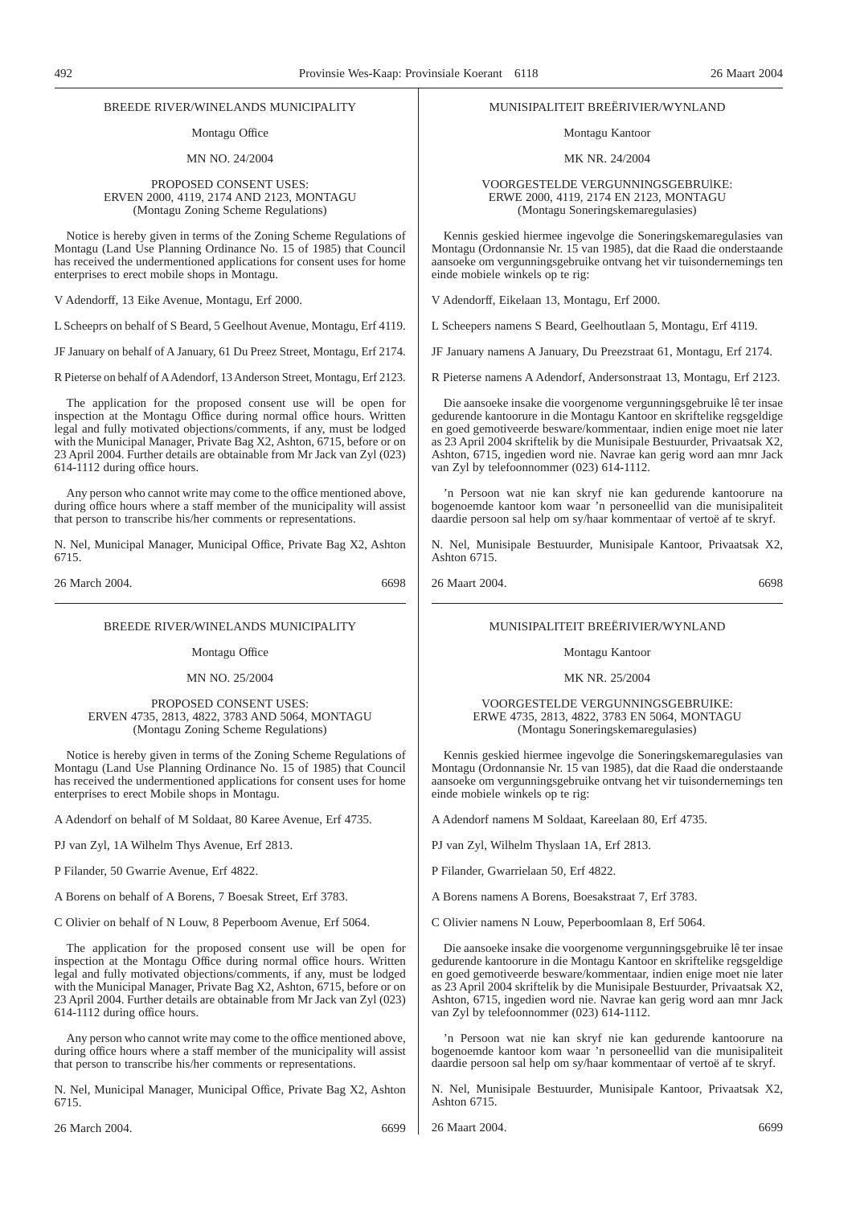BREEDE RIVER/WINELANDS MUNICIPALITY

Montagu Office

MN NO. 24/2004

PROPOSED CONSENT USES:
ERVEN 2000, 4119, 2174 AND 2123, MONTAGU
(Montagu Zoning Scheme Regulations)

Notice is hereby given in terms of the Zoning Scheme Regulations of Montagu (Land Use Planning Ordinance No. 15 of 1985) that Council has received the undermentioned applications for consent uses for home enterprises to erect mobile shops in Montagu.

V Adendorff, 13 Eike Avenue, Montagu, Erf 2000.

L Scheeprs on behalf of S Beard, 5 Geelhout Avenue, Montagu, Erf 4119.

JF January on behalf of A January, 61 Du Preez Street, Montagu, Erf 2174.

R Pieterse on behalf of A Adendorf, 13 Anderson Street, Montagu, Erf 2123.

The application for the proposed consent use will be open for inspection at the Montagu Office during normal office hours. Written legal and fully motivated objections/comments, if any, must be lodged with the Municipal Manager, Private Bag X2, Ashton, 6715, before or on 23 April 2004. Further details are obtainable from Mr Jack van Zyl (023) 614-1112 during office hours.

Any person who cannot write may come to the office mentioned above, during office hours where a staff member of the municipality will assist that person to transcribe his/her comments or representations.

N. Nel, Municipal Manager, Municipal Office, Private Bag X2, Ashton 6715.

26 March 2004. 6698

---

MUNISIPALITEIT BREËRIVIER/WYNLAND

Montagu Kantoor

MK NR. 24/2004

VOORGESTELDE VERGUNNINGSGEBRUIKE:
ERWE 2000, 4119, 2174 EN 2123, MONTAGU
(Montagu Soneringskemaregulasies)

Kennis geskied hiermee ingevolge die Soneringskemaregulasies van Montagu (Ordonnansie Nr. 15 van 1985), dat die Raad die onderstaande aansoeke om vergunningsgebruike ontvang het vir tuisondernemings ten einde mobiele winkels op te rig:

V Adendorff, Eikelaan 13, Montagu, Erf 2000.

L Scheepers namens S Beard, Geelhoutlaan 5, Montagu, Erf 4119.

JF January namens A January, Du Preezstraat 61, Montagu, Erf 2174.

R Pieterse namens A Adendorf, Andersonstraat 13, Montagu, Erf 2123.

Die aansoeke insake die voorgenome vergunningsgebruike lê ter insae gedurende kantoorure in die Montagu Kantoor en skriftelike regsgeldige en goed gemotiveerde besware/kommentaar, indien enige moet nie later as 23 April 2004 skriftelik by die Munisipale Bestuurder, Privaatsak X2, Ashton, 6715, ingedien word nie. Navrae kan gerig word aan mnr Jack van Zyl by telefoonnommer (023) 614-1112.

’n Persoon wat nie kan skryf nie kan gedurende kantoorure na bogenoemde kantoor kom waar ’n personeellid van die munisipaliteit daardie persoon sal help om sy/haar kommentaar of vertoë af te skryf.

N. Nel, Munisipale Bestuurder, Munisipale Kantoor, Privaatsak X2, Ashton 6715.

26 Maart 2004. 6698

---

BREEDE RIVER/WINELANDS MUNICIPALITY

Montagu Office

MN NO. 25/2004

PROPOSED CONSENT USES:
ERVEN 4735, 2813, 4822, 3783 AND 5064, MONTAGU
(Montagu Zoning Scheme Regulations)

Notice is hereby given in terms of the Zoning Scheme Regulations of Montagu (Land Use Planning Ordinance No. 15 of 1985) that Council has received the undermentioned applications for consent uses for home enterprises to erect Mobile shops in Montagu.

A Adendorf on behalf of M Soldaat, 80 Karee Avenue, Erf 4735.

PJ van Zyl, 1A Wilhelm Thys Avenue, Erf 2813.

P Filander, 50 Gwarrie Avenue, Erf 4822.

A Borens on behalf of A Borens, 7 Boesak Street, Erf 3783.

C Olivier on behalf of N Louw, 8 Peperboom Avenue, Erf 5064.

The application for the proposed consent use will be open for inspection at the Montagu Office during normal office hours. Written legal and fully motivated objections/comments, if any, must be lodged with the Municipal Manager, Private Bag X2, Ashton, 6715, before or on 23 April 2004. Further details are obtainable from Mr Jack van Zyl (023) 614-1112 during office hours.

Any person who cannot write may come to the office mentioned above, during office hours where a staff member of the municipality will assist that person to transcribe his/her comments or representations.

N. Nel, Municipal Manager, Municipal Office, Private Bag X2, Ashton 6715.

26 March 2004. 6699

---

MUNISIPALITEIT BREËRIVIER/WYNLAND

Montagu Kantoor

MK NR. 25/2004

VOORGESTELDE VERGUNNINGSGEBRUIKE:
ERWE 4735, 2813, 4822, 3783 EN 5064, MONTAGU
(Montagu Soneringskemaregulasies)

Kennis geskied hiermee ingevolge die Soneringskemaregulasies van Montagu (Ordonnansie Nr. 15 van 1985), dat die Raad die onderstaande aansoeke om vergunningsgebruike ontvang het vir tuisondernemings ten einde mobiele winkels op te rig:

A Adendorf namens M Soldaat, Kareelaan 80, Erf 4735.

PJ van Zyl, Wilhelm Thyslaan 1A, Erf 2813.

P Filander, Gwarrielaan 50, Erf 4822.

A Borens namens A Borens, Boesakstraat 7, Erf 3783.

C Olivier namens N Louw, Peperboomlaan 8, Erf 5064.

Die aansoeke insake die voorgenome vergunningsgebruike lê ter insae gedurende kantoorure in die Montagu Kantoor en skriftelike regsgeldige en goed gemotiveerde besware/kommentaar, indien enige moet nie later as 23 April 2004 skriftelik by die Munisipale Bestuurder, Privaatsak X2, Ashton, 6715, ingedien word nie. Navrae kan gerig word aan mnr Jack van Zyl by telefoonnommer (023) 614-1112.

’n Persoon wat nie kan skryf nie kan gedurende kantoorure na bogenoemde kantoor kom waar ’n personeellid van die munisipaliteit daardie persoon sal help om sy/haar kommentaar of vertoë af te skryf.

N. Nel, Munisipale Bestuurder, Munisipale Kantoor, Privaatsak X2, Ashton 6715.

26 Maart 2004. 6699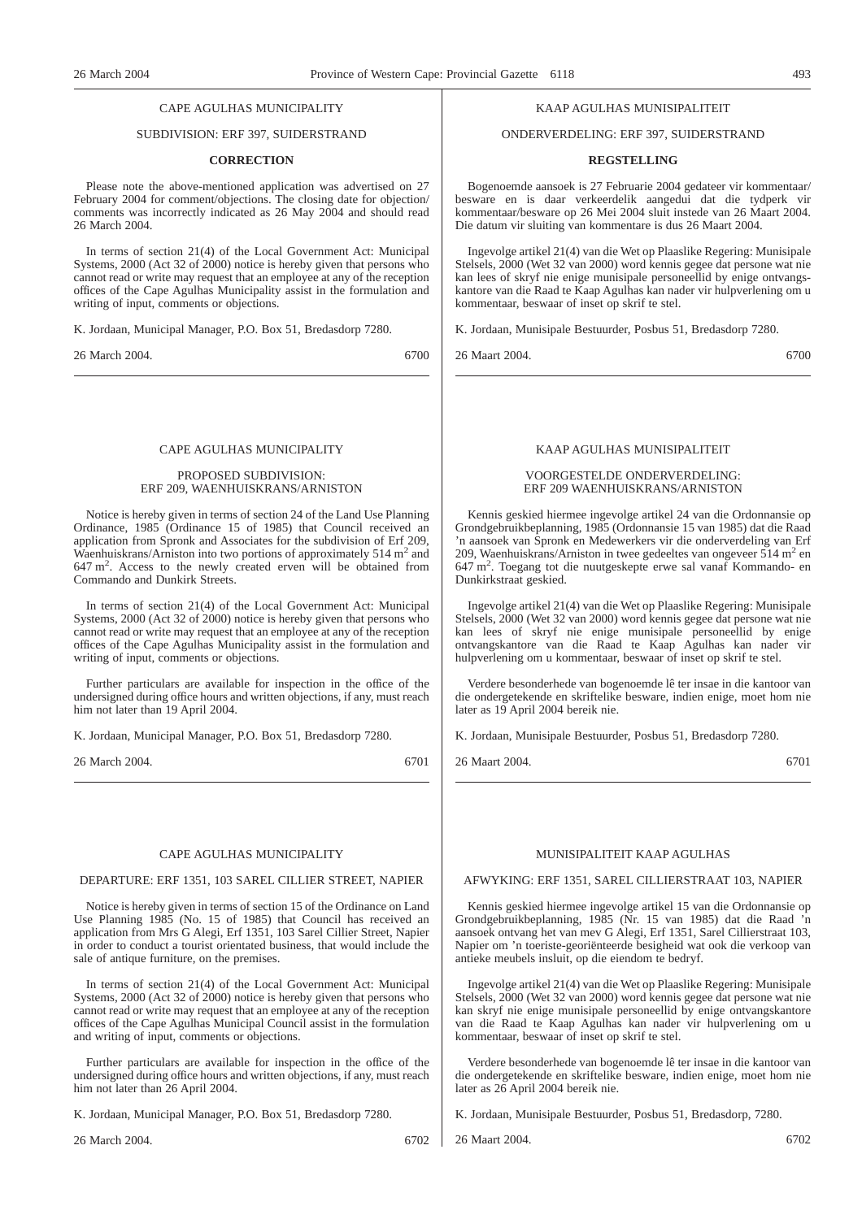CAPE AGULHAS MUNICIPALITY

SUBDIVISION: ERF 397, SUIDERSTRAND

**CORRECTION**

Please note the above-mentioned application was advertised on 27 February 2004 for comment/objections. The closing date for objection/comments was incorrectly indicated as 26 May 2004 and should read 26 March 2004.

In terms of section 21(4) of the Local Government Act: Municipal Systems, 2000 (Act 32 of 2000) notice is hereby given that persons who cannot read or write may request that an employee at any of the reception offices of the Cape Agulhas Municipality assist in the formulation and writing of input, comments or objections.

K. Jordaan, Municipal Manager, P.O. Box 51, Bredasdorp 7280.

26 March 2004. 6700

---

KAAP AGULHAS MUNISIPALITEIT

ONDERVERDELING: ERF 397, SUIDERSTRAND

**REGSTELLING**

Bogenoemde aansoek is 27 Februarie 2004 gedateer vir kommentaar/besware en is daar verkeerdelik aangedui dat die tydperk vir kommentaar/besware op 26 Mei 2004 sluit instede van 26 Maart 2004. Die datum vir sluiting van kommentare is dus 26 Maart 2004.

Ingevolge artikel 21(4) van die Wet op Plaaslike Regering: Munisipale Stelsels, 2000 (Wet 32 van 2000) word kennis gegee dat persone wat nie kan lees of skryf nie enige munisipale personeellid by enige ontvangskantore van die Raad te Kaap Agulhas kan nader vir hulpverlening om u kommentaar, beswaar of inset op skrif te stel.

K. Jordaan, Munisipale Bestuurder, Posbus 51, Bredasdorp 7280.

26 Maart 2004. 6700

---

CAPE AGULHAS MUNICIPALITY

PROPOSED SUBDIVISION:
ERF 209, WAENHUISKRANS/ARNISTON

Notice is hereby given in terms of section 24 of the Land Use Planning Ordinance, 1985 (Ordinance 15 of 1985) that Council received an application from Spronk and Associates for the subdivision of Erf 209, Waenhuiskrans/Arniston into two portions of approximately 514 $m^2$ and 647 $m^2$. Access to the newly created erven will be obtained from Commando and Dunkirk Streets.

In terms of section 21(4) of the Local Government Act: Municipal Systems, 2000 (Act 32 of 2000) notice is hereby given that persons who cannot read or write may request that an employee at any of the reception offices of the Cape Agulhas Municipality assist in the formulation and writing of input, comments or objections.

Further particulars are available for inspection in the office of the undersigned during office hours and written objections, if any, must reach him not later than 19 April 2004.

K. Jordaan, Municipal Manager, P.O. Box 51, Bredasdorp 7280.

26 March 2004. 6701

---

KAAP AGULHAS MUNISIPALITEIT

VOORGESTELDE ONDERVERDELING:
ERF 209 WAENHUISKRANS/ARNISTON

Kennis geskied hiermee ingevolge artikel 24 van die Ordonnansie op Grondgebruikbeplanning, 1985 (Ordonnansie 15 van 1985) dat die Raad 'n aansoek van Spronk en Medewerkers vir die onderverdeling van Erf 209, Waenhuiskrans/Arniston in twee gedeeltes van ongeveer 514 $m^2$ en 647 $m^2$. Toegang tot die nuutgeskepte erwe sal vanaf Kommando- en Dunkirkstraat geskied.

Ingevolge artikel 21(4) van die Wet op Plaaslike Regering: Munisipale Stelsels, 2000 (Wet 32 van 2000) word kennis gegee dat persone wat nie kan lees of skryf nie enige munisipale personeellid by enige ontvangskantore van die Raad te Kaap Agulhas kan nader vir hulpverlening om u kommentaar, beswaar of inset op skrif te stel.

Verdere besonderhede van bogenoemde lê ter insae in die kantoor van die ondergetekende en skriftelike besware, indien enige, moet hom nie later as 19 April 2004 bereik nie.

K. Jordaan, Munisipale Bestuurder, Posbus 51, Bredasdorp 7280.

26 Maart 2004. 6701

---

CAPE AGULHAS MUNICIPALITY

DEPARTURE: ERF 1351, 103 SAREL CILLIER STREET, NAPIER

Notice is hereby given in terms of section 15 of the Ordinance on Land Use Planning 1985 (No. 15 of 1985) that Council has received an application from Mrs G Alegi, Erf 1351, 103 Sarel Cillier Street, Napier in order to conduct a tourist orientated business, that would include the sale of antique furniture, on the premises.

In terms of section 21(4) of the Local Government Act: Municipal Systems, 2000 (Act 32 of 2000) notice is hereby given that persons who cannot read or write may request that an employee at any of the reception offices of the Cape Agulhas Municipal Council assist in the formulation and writing of input, comments or objections.

Further particulars are available for inspection in the office of the undersigned during office hours and written objections, if any, must reach him not later than 26 April 2004.

K. Jordaan, Municipal Manager, P.O. Box 51, Bredasdorp 7280.

26 March 2004. 6702

---

MUNISIPALITEIT KAAP AGULHAS

AFWYKING: ERF 1351, SAREL CILLIERSTRAAT 103, NAPIER

Kennis geskied hiermee ingevolge artikel 15 van die Ordonnansie op Grondgebruikbeplanning, 1985 (Nr. 15 van 1985) dat die Raad 'n aansoek ontvang het van mev G Alegi, Erf 1351, Sarel Cillierstraat 103, Napier om 'n toeriste-georiënteerde besigheid wat ook die verkoop van antieke meubels insluit, op die eiendom te bedryf.

Ingevolge artikel 21(4) van die Wet op Plaaslike Regering: Munisipale Stelsels, 2000 (Wet 32 van 2000) word kennis gegee dat persone wat nie kan skryf nie enige munisipale personeellid by enige ontvangskantore van die Raad te Kaap Agulhas kan nader vir hulpverlening om u kommentaar, beswaar of inset op skrif te stel.

Verdere besonderhede van bogenoemde lê ter insae in die kantoor van die ondergetekende en skriftelike besware, indien enige, moet hom nie later as 26 April 2004 bereik nie.

K. Jordaan, Munisipale Bestuurder, Posbus 51, Bredasdorp, 7280.

26 Maart 2004. 6702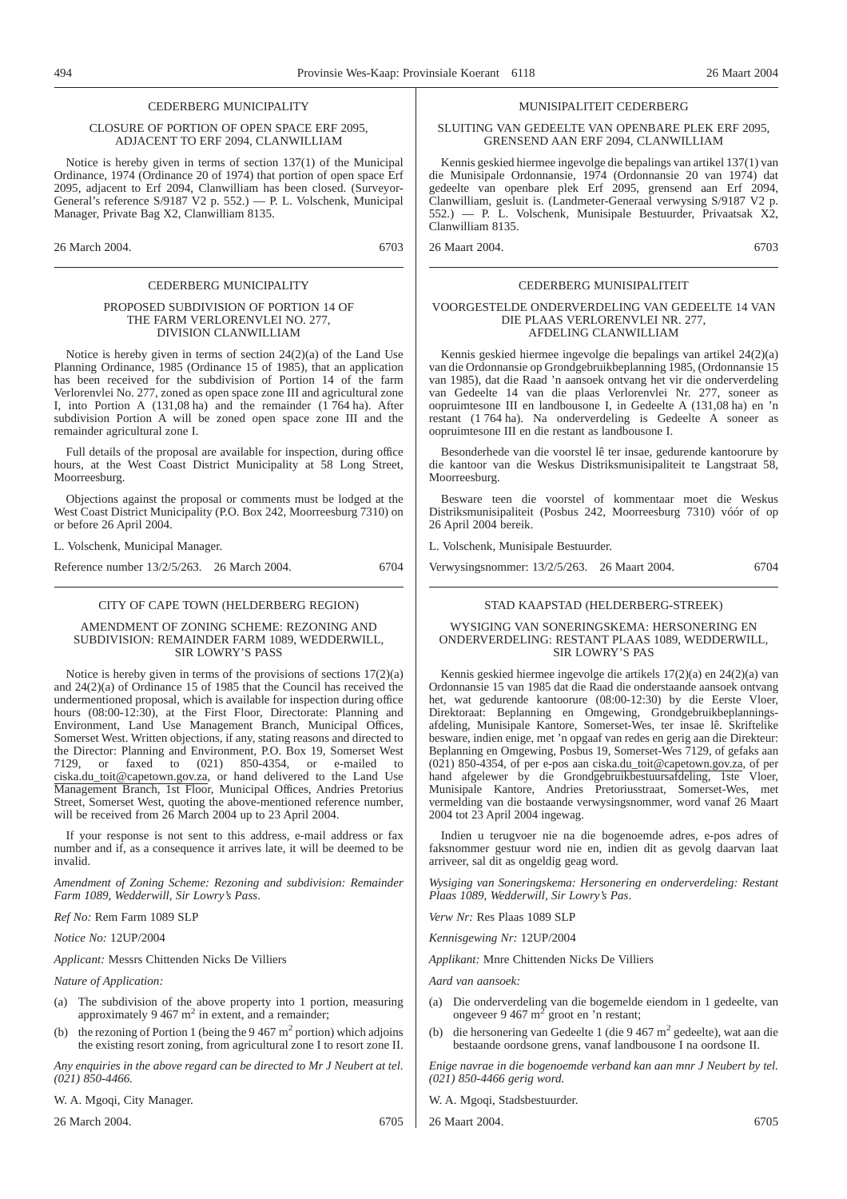## CEDERBERG MUNICIPALITY

### CLOSURE OF PORTION OF OPEN SPACE ERF 2095, ADJACENT TO ERF 2094, CLANWILLIAM

Notice is hereby given in terms of section 137(1) of the Municipal Ordinance, 1974 (Ordinance 20 of 1974) that portion of open space Erf 2095, adjacent to Erf 2094, Clanwilliam has been closed. (Surveyor-General's reference S/9187 V2 p. 552.) — P. L. Volschenk, Municipal Manager, Private Bag X2, Clanwilliam 8135.

26 March 2004. 6703

---

## CEDERBERG MUNICIPALITY

### PROPOSED SUBDIVISION OF PORTION 14 OF THE FARM VERLORENVLEI NO. 277, DIVISION CLANWILLIAM

Notice is hereby given in terms of section 24(2)(a) of the Land Use Planning Ordinance, 1985 (Ordinance 15 of 1985), that an application has been received for the subdivision of Portion 14 of the farm Verlorenvlei No. 277, zoned as open space zone III and agricultural zone I, into Portion A (131,08 ha) and the remainder (1 764 ha). After subdivision Portion A will be zoned open space zone III and the remainder agricultural zone I.

Full details of the proposal are available for inspection, during office hours, at the West Coast District Municipality at 58 Long Street, Moorreesburg.

Objections against the proposal or comments must be lodged at the West Coast District Municipality (P.O. Box 242, Moorreesburg 7310) on or before 26 April 2004.

L. Volschenk, Municipal Manager.

Reference number 13/2/5/263. 26 March 2004. 6704

---

## CITY OF CAPE TOWN (HELDERBERG REGION)

### AMENDMENT OF ZONING SCHEME: REZONING AND SUBDIVISION: REMAINDER FARM 1089, WEDDERWILL, SIR LOWRY'S PASS

Notice is hereby given in terms of the provisions of sections 17(2)(a) and 24(2)(a) of Ordinance 15 of 1985 that the Council has received the undermentioned proposal, which is available for inspection during office hours (08:00-12:30), at the First Floor, Directorate: Planning and Environment, Land Use Management Branch, Municipal Offices, Somerset West. Written objections, if any, stating reasons and directed to the Director: Planning and Environment, P.O. Box 19, Somerset West 7129, or faxed to (021) 850-4354, or e-mailed to ciska.du_toit@capetown.gov.za, or hand delivered to the Land Use Management Branch, 1st Floor, Municipal Offices, Andries Pretorius Street, Somerset West, quoting the above-mentioned reference number, will be received from 26 March 2004 up to 23 April 2004.

If your response is not sent to this address, e-mail address or fax number and if, as a consequence it arrives late, it will be deemed to be invalid.

*Amendment of Zoning Scheme: Rezoning and subdivision: Remainder Farm 1089, Wedderwill, Sir Lowry's Pass.*

*Ref No:* Rem Farm 1089 SLP

*Notice No:* 12UP/2004

*Applicant:* Messrs Chittenden Nicks De Villiers

*Nature of Application:*

(a) The subdivision of the above property into 1 portion, measuring approximately 9 467 m$^2$ in extent, and a remainder;

(b) the rezoning of Portion 1 (being the 9 467 m$^2$ portion) which adjoins the existing resort zoning, from agricultural zone I to resort zone II.

*Any enquiries in the above regard can be directed to Mr J Neubert at tel. (021) 850-4466.*

W. A. Mgoqi, City Manager.

26 March 2004. 6705

---

## MUNISIPALITEIT CEDERBERG

### SLUITING VAN GEDEELTE VAN OPENBARE PLEK ERF 2095, GRENSEND AAN ERF 2094, CLANWILLIAM

Kennis geskied hiermee ingevolge die bepalings van artikel 137(1) van die Munisipale Ordonnansie, 1974 (Ordonnansie 20 van 1974) dat gedeelte van openbare plek Erf 2095, grensend aan Erf 2094, Clanwilliam, gesluit is. (Landmeter-Generaal verwysing S/9187 V2 p. 552.) — P. L. Volschenk, Munisipale Bestuurder, Privaatsak X2, Clanwilliam 8135.

26 Maart 2004. 6703

---

## CEDERBERG MUNISIPALITEIT

### VOORGESTELDE ONDERVERDELING VAN GEDEELTE 14 VAN DIE PLAAS VERLORENVLEI NR. 277, AFDELING CLANWILLIAM

Kennis geskied hiermee ingevolge die bepalings van artikel 24(2)(a) van die Ordonnansie op Grondgebruikbeplanning 1985, (Ordonnansie 15 van 1985), dat die Raad 'n aansoek ontvang het vir die onderverdeling van Gedeelte 14 van die plaas Verlorenvlei Nr. 277, soneer as oopruimtesone III en landbousone I, in Gedeelte A (131,08 ha) en 'n restant (1 764 ha). Na onderverdeling is Gedeelte A soneer as oopruimtesone III en die restant as landbousone I.

Besonderhede van die voorstel lê ter insae, gedurende kantoorure by die kantoor van die Weskus Distriksmunisipaliteit te Langstraat 58, Moorreesburg.

Besware teen die voorstel of kommentaar moet die Weskus Distriksmunisipaliteit (Posbus 242, Moorreesburg 7310) vóór of op 26 April 2004 bereik.

L. Volschenk, Munisipale Bestuurder.

Verwysingsnommer: 13/2/5/263. 26 Maart 2004. 6704

---

## STAD KAAPSTAD (HELDERBERG-STREEK)

### WYSIGING VAN SONERINGSKEMA: HERSONERING EN ONDERVERDELING: RESTANT PLAAS 1089, WEDDERWILL, SIR LOWRY'S PAS

Kennis geskied hiermee ingevolge die artikels 17(2)(a) en 24(2)(a) van Ordonnansie 15 van 1985 dat die Raad die onderstaande aansoek ontvang het, wat gedurende kantoorure (08:00-12:30) by die Eerste Vloer, Direktoraat: Beplanning en Omgewing, Grondgebruikbeplanningsafdeling, Munisipale Kantore, Somerset-Wes, ter insae lê. Skriftelike besware, indien enige, met 'n opgaaf van redes en gerig aan die Direkteur: Beplanning en Omgewing, Posbus 19, Somerset-Wes 7129, of gefaks aan (021) 850-4354, of per e-pos aan ciska.du_toit@capetown.gov.za, of per hand afgelewer by die Grondgebruikbestuursafdeling, 1ste Vloer, Munisipale Kantore, Andries Pretoriusstraat, Somerset-Wes, met vermelding van die bostaande verwysingsnommer, word vanaf 26 Maart 2004 tot 23 April 2004 ingewag.

Indien u terugvoer nie na die bogenoemde adres, e-pos adres of faksnommer gestuur word nie en, indien dit as gevolg daarvan laat arriveer, sal dit as ongeldig geag word.

*Wysiging van Soneringskema: Hersonering en onderverdeling: Restant Plaas 1089, Wedderwill, Sir Lowry's Pas.*

*Verw Nr:* Res Plaas 1089 SLP

*Kennisgewing Nr:* 12UP/2004

*Applikant:* Mnre Chittenden Nicks De Villiers

*Aard van aansoek:*

(a) Die onderverdeling van die bogemelde eiendom in 1 gedeelte, van ongeveer 9 467 m$^2$ groot en 'n restant;

(b) die hersonering van Gedeelte 1 (die 9 467 m$^2$ gedeelte), wat aan die bestaande oordsone grens, vanaf landbousone I na oordsone II.

*Enige navrae in die bogenoemde verband kan aan mnr J Neubert by tel. (021) 850-4466 gerig word.*

W. A. Mgoqi, Stadsbestuurder.

26 Maart 2004. 6705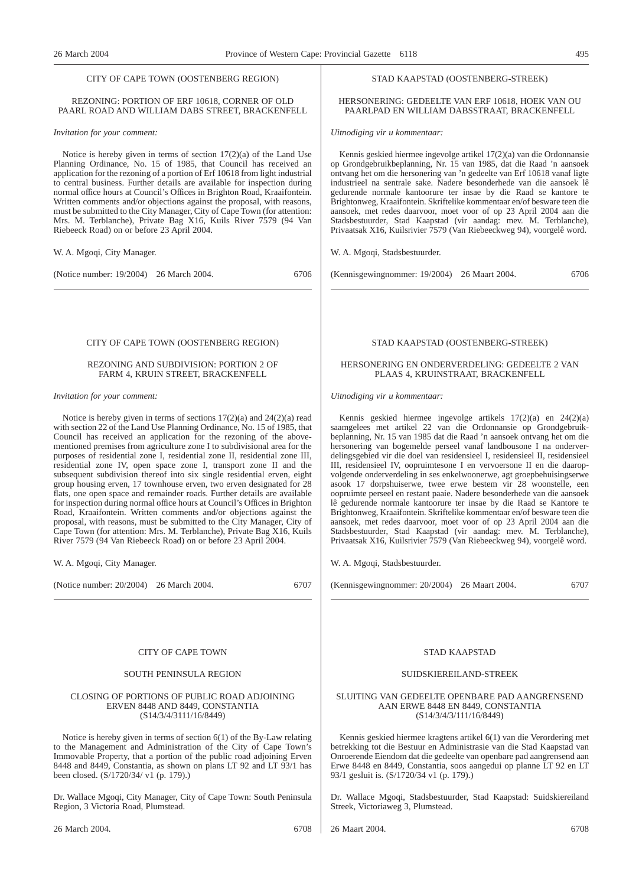CITY OF CAPE TOWN (OOSTENBERG REGION)

REZONING: PORTION OF ERF 10618, CORNER OF OLD PAARL ROAD AND WILLIAM DABS STREET, BRACKENFELL

*Invitation for your comment:*

Notice is hereby given in terms of section 17(2)(a) of the Land Use Planning Ordinance, No. 15 of 1985, that Council has received an application for the rezoning of a portion of Erf 10618 from light industrial to central business. Further details are available for inspection during normal office hours at Council's Offices in Brighton Road, Kraaifontein. Written comments and/or objections against the proposal, with reasons, must be submitted to the City Manager, City of Cape Town (for attention: Mrs. M. Terblanche), Private Bag X16, Kuils River 7579 (94 Van Riebeeck Road) on or before 23 April 2004.

W. A. Mgoqi, City Manager.

(Notice number: 19/2004) 26 March 2004. 6706

---

STAD KAAPSTAD (OOSTENBERG-STREEK)

HERSONERING: GEDEELTE VAN ERF 10618, HOEK VAN OU PAARLPAD EN WILLIAM DABSSTRAAT, BRACKENFELL

*Uitnodiging vir u kommentaar:*

Kennis geskied hiermee ingevolge artikel 17(2)(a) van die Ordonnansie op Grondgebruikbeplanning, Nr. 15 van 1985, dat die Raad 'n aansoek ontvang het om die hersonering van 'n gedeelte van Erf 10618 vanaf ligte industrieel na sentrale sake. Nadere besonderhede van die aansoek lê gedurende normale kantoorure ter insae by die Raad se kantore te Brightonweg, Kraaifontein. Skriftelike kommentaar en/of besware teen die aansoek, met redes daarvoor, moet voor of op 23 April 2004 aan die Stadsbestuurder, Stad Kaapstad (vir aandag: mev. M. Terblanche), Privaatsak X16, Kuilsrivier 7579 (Van Riebeeckweg 94), voorgelê word.

W. A. Mgoqi, Stadsbestuurder.

(Kennisgewingnommer: 19/2004) 26 Maart 2004. 6706

---

CITY OF CAPE TOWN (OOSTENBERG REGION)

REZONING AND SUBDIVISION: PORTION 2 OF FARM 4, KRUIN STREET, BRACKENFELL

*Invitation for your comment:*

Notice is hereby given in terms of sections 17(2)(a) and 24(2)(a) read with section 22 of the Land Use Planning Ordinance, No. 15 of 1985, that Council has received an application for the rezoning of the above-mentioned premises from agriculture zone I to subdivisional area for the purposes of residential zone I, residential zone II, residential zone III, residential zone IV, open space zone I, transport zone II and the subsequent subdivision thereof into six single residential erven, eight group housing erven, 17 townhouse erven, two erven designated for 28 flats, one open space and remainder roads. Further details are available for inspection during normal office hours at Council's Offices in Brighton Road, Kraaifontein. Written comments and/or objections against the proposal, with reasons, must be submitted to the City Manager, City of Cape Town (for attention: Mrs. M. Terblanche), Private Bag X16, Kuils River 7579 (94 Van Riebeeck Road) on or before 23 April 2004.

W. A. Mgoqi, City Manager.

(Notice number: 20/2004) 26 March 2004. 6707

---

STAD KAAPSTAD (OOSTENBERG-STREEK)

HERSONERING EN ONDERVERDELING: GEDEELTE 2 VAN PLAAS 4, KRUINSTRAAT, BRACKENFELL

*Uitnodiging vir u kommentaar:*

Kennis geskied hiermee ingevolge artikels 17(2)(a) en 24(2)(a) saamgelees met artikel 22 van die Ordonnansie op Grondgebruikbeplanning, Nr. 15 van 1985 dat die Raad 'n aansoek ontvang het om die hersonering van bogemelde perseel vanaf landbousone I na onderverdelingsgebied vir die doel van residensieel I, residensieel II, residensieel III, residensieel IV, oopruimtesone I en vervoersone II en die daaropvolgende onderverdeling in ses enkelwoonerwe, agt groepbehuisingserwe asook 17 dorpshuiserwe, twee erwe bestem vir 28 woonstelle, een oopruimte perseel en restant paaie. Nadere besonderhede van die aansoek lê gedurende normale kantoorure ter insae by die Raad se Kantore te Brightonweg, Kraaifontein. Skriftelike kommentaar en/of besware teen die aansoek, met redes daarvoor, moet voor of op 23 April 2004 aan die Stadsbestuurder, Stad Kaapstad (vir aandag: mev. M. Terblanche), Privaatsak X16, Kuilsrivier 7579 (Van Riebeeckweg 94), voorgelê word.

W. A. Mgoqi, Stadsbestuurder.

(Kennisgewingnommer: 20/2004) 26 Maart 2004. 6707

---

CITY OF CAPE TOWN

SOUTH PENINSULA REGION

CLOSING OF PORTIONS OF PUBLIC ROAD ADJOINING ERVEN 8448 AND 8449, CONSTANTIA (S14/3/4/3111/16/8449)

Notice is hereby given in terms of section 6(1) of the By-Law relating to the Management and Administration of the City of Cape Town's Immovable Property, that a portion of the public road adjoining Erven 8448 and 8449, Constantia, as shown on plans LT 92 and LT 93/1 has been closed. (S/1720/34/ v1 (p. 179).)

Dr. Wallace Mgoqi, City Manager, City of Cape Town: South Peninsula Region, 3 Victoria Road, Plumstead.

26 March 2004. 6708

---

STAD KAAPSTAD

SUIDSKIEREILAND-STREEK

SLUITING VAN GEDEELTE OPENBARE PAD AANGRENSEND AAN ERWE 8448 EN 8449, CONSTANTIA (S14/3/4/3/111/16/8449)

Kennis geskied hiermee kragtens artikel 6(1) van die Verordening met betrekking tot die Bestuur en Administrasie van die Stad Kaapstad van Onroerende Eiendom dat die gedeelte van openbare pad aangrensend aan Erwe 8448 en 8449, Constantia, soos aangedui op planne LT 92 en LT 93/1 gesluit is. (S/1720/34 v1 (p. 179).)

Dr. Wallace Mgoqi, Stadsbestuurder, Stad Kaapstad: Suidskiereiland Streek, Victoriaweg 3, Plumstead.

26 Maart 2004. 6708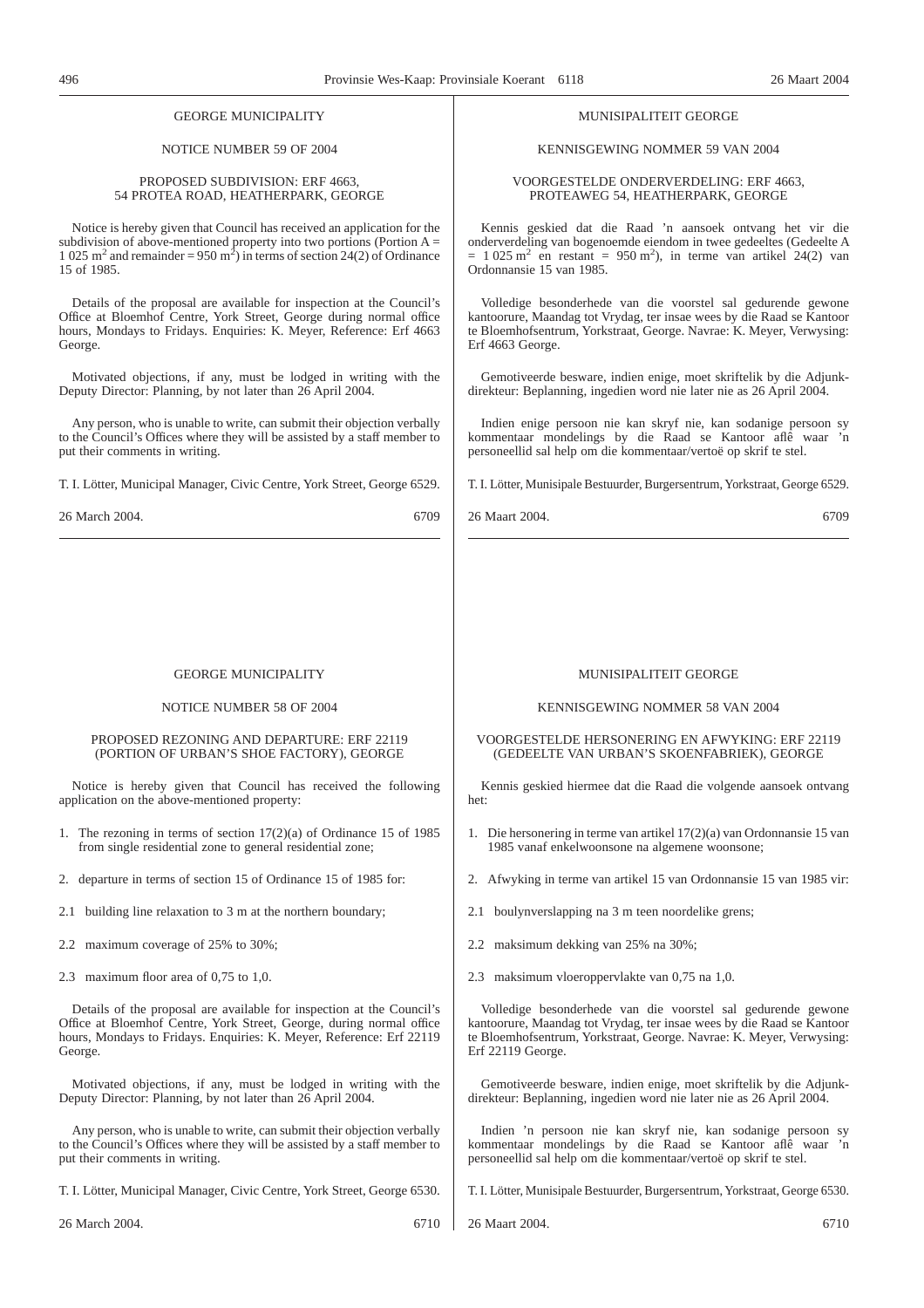GEORGE MUNICIPALITY

NOTICE NUMBER 59 OF 2004

PROPOSED SUBDIVISION: ERF 4663, 54 PROTEA ROAD, HEATHERPARK, GEORGE

Notice is hereby given that Council has received an application for the subdivision of above-mentioned property into two portions (Portion A = 1 025 $m^2$ and remainder = 950 $m^2$) in terms of section 24(2) of Ordinance 15 of 1985.

Details of the proposal are available for inspection at the Council's Office at Bloemhof Centre, York Street, George during normal office hours, Mondays to Fridays. Enquiries: K. Meyer, Reference: Erf 4663 George.

Motivated objections, if any, must be lodged in writing with the Deputy Director: Planning, by not later than 26 April 2004.

Any person, who is unable to write, can submit their objection verbally to the Council's Offices where they will be assisted by a staff member to put their comments in writing.

T. I. Lötter, Municipal Manager, Civic Centre, York Street, George 6529.

26 March 2004. 6709

---

MUNISIPALITEIT GEORGE

KENNISGEWING NOMMER 59 VAN 2004

VOORGESTELDE ONDERVERDELING: ERF 4663, PROTEAWEG 54, HEATHERPARK, GEORGE

Kennis geskied dat die Raad 'n aansoek ontvang het vir die onderverdeling van bogenoemde eiendom in twee gedeeltes (Gedeelte A = 1 025 $m^2$ en restant = 950 $m^2$), in terme van artikel 24(2) van Ordonnansie 15 van 1985.

Volledige besonderhede van die voorstel sal gedurende gewone kantoorure, Maandag tot Vrydag, ter insae wees by die Raad se Kantoor te Bloemhofsentrum, Yorkstraat, George. Navrae: K. Meyer, Verwysing: Erf 4663 George.

Gemotiveerde besware, indien enige, moet skriftelik by die Adjunk-direkteur: Beplanning, ingedien word nie later nie as 26 April 2004.

Indien enige persoon nie kan skryf nie, kan sodanige persoon sy kommentaar mondelings by die Raad se Kantoor aflê waar 'n personeellid sal help om die kommentaar/vertoë op skrif te stel.

T. I. Lötter, Munisipale Bestuurder, Burgersentrum, Yorkstraat, George 6529.

26 Maart 2004. 6709

---

GEORGE MUNICIPALITY

NOTICE NUMBER 58 OF 2004

PROPOSED REZONING AND DEPARTURE: ERF 22119 (PORTION OF URBAN'S SHOE FACTORY), GEORGE

Notice is hereby given that Council has received the following application on the above-mentioned property:

1. The rezoning in terms of section 17(2)(a) of Ordinance 15 of 1985 from single residential zone to general residential zone;
2. departure in terms of section 15 of Ordinance 15 of 1985 for:

2.1 building line relaxation to 3 m at the northern boundary;

2.2 maximum coverage of 25% to 30%;

2.3 maximum floor area of 0,75 to 1,0.

Details of the proposal are available for inspection at the Council's Office at Bloemhof Centre, York Street, George, during normal office hours, Mondays to Fridays. Enquiries: K. Meyer, Reference: Erf 22119 George.

Motivated objections, if any, must be lodged in writing with the Deputy Director: Planning, by not later than 26 April 2004.

Any person, who is unable to write, can submit their objection verbally to the Council's Offices where they will be assisted by a staff member to put their comments in writing.

T. I. Lötter, Municipal Manager, Civic Centre, York Street, George 6530.

26 March 2004. 6710

---

MUNISIPALITEIT GEORGE

KENNISGEWING NOMMER 58 VAN 2004

VOORGESTELDE HERSONERING EN AFWYKING: ERF 22119 (GEDEELTE VAN URBAN'S SKOENFABRIEK), GEORGE

Kennis geskied hiermee dat die Raad die volgende aansoek ontvang het:

1. Die hersonering in terme van artikel 17(2)(a) van Ordonnansie 15 van 1985 vanaf enkelwoonsone na algemene woonsone;
2. Afwyking in terme van artikel 15 van Ordonnansie 15 van 1985 vir:

2.1 boulynverslapping na 3 m teen noordelike grens;

2.2 maksimum dekking van 25% na 30%;

2.3 maksimum vloeroppervlakte van 0,75 na 1,0.

Volledige besonderhede van die voorstel sal gedurende gewone kantoorure, Maandag tot Vrydag, ter insae wees by die Raad se Kantoor te Bloemhofsentrum, Yorkstraat, George. Navrae: K. Meyer, Verwysing: Erf 22119 George.

Gemotiveerde besware, indien enige, moet skriftelik by die Adjunk-direkteur: Beplanning, ingedien word nie later nie as 26 April 2004.

Indien 'n persoon nie kan skryf nie, kan sodanige persoon sy kommentaar mondelings by die Raad se Kantoor aflê waar 'n personeellid sal help om die kommentaar/vertoë op skrif te stel.

T. I. Lötter, Munisipale Bestuurder, Burgersentrum, Yorkstraat, George 6530.

26 Maart 2004. 6710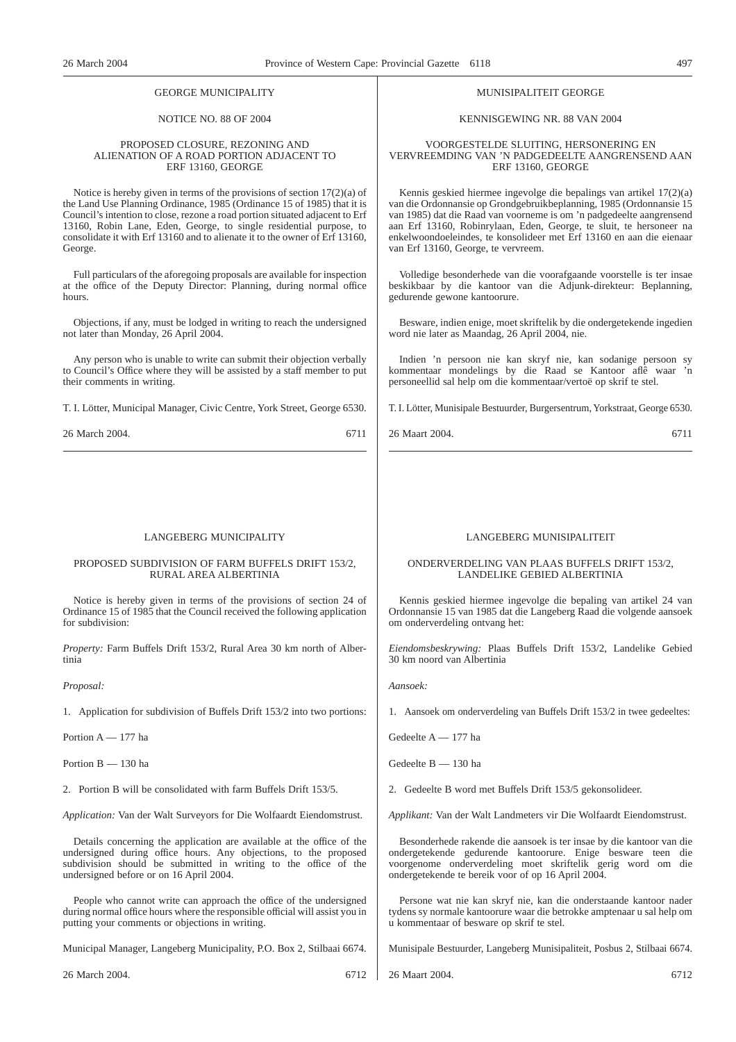GEORGE MUNICIPALITY

NOTICE NO. 88 OF 2004

PROPOSED CLOSURE, REZONING AND ALIENATION OF A ROAD PORTION ADJACENT TO ERF 13160, GEORGE

Notice is hereby given in terms of the provisions of section 17(2)(a) of the Land Use Planning Ordinance, 1985 (Ordinance 15 of 1985) that it is Council's intention to close, rezone a road portion situated adjacent to Erf 13160, Robin Lane, Eden, George, to single residential purpose, to consolidate it with Erf 13160 and to alienate it to the owner of Erf 13160, George.

Full particulars of the aforegoing proposals are available for inspection at the office of the Deputy Director: Planning, during normal office hours.

Objections, if any, must be lodged in writing to reach the undersigned not later than Monday, 26 April 2004.

Any person who is unable to write can submit their objection verbally to Council's Office where they will be assisted by a staff member to put their comments in writing.

T. I. Lötter, Municipal Manager, Civic Centre, York Street, George 6530.

26 March 2004. 6711

---

MUNISIPALITEIT GEORGE

KENNISGEWING NR. 88 VAN 2004

VOORGESTELDE SLUITING, HERSONERING EN VERVREEMDING VAN 'N PADGEDEELTE AANGRENSEND AAN ERF 13160, GEORGE

Kennis geskied hiermee ingevolge die bepalings van artikel 17(2)(a) van die Ordonnansie op Grondgebruikbeplanning, 1985 (Ordonnansie 15 van 1985) dat die Raad van voorneme is om 'n padgedeelte aangrensend aan Erf 13160, Robinrylaan, Eden, George, te sluit, te hersoneer na enkelwoondoeleindes, te konsolideer met Erf 13160 en aan die eienaar van Erf 13160, George, te vervreem.

Volledige besonderhede van die voorafgaande voorstelle is ter insae beskikbaar by die kantoor van die Adjunk-direkteur: Beplanning, gedurende gewone kantoorure.

Besware, indien enige, moet skriftelik by die ondergetekende ingedien word nie later as Maandag, 26 April 2004, nie.

Indien 'n persoon nie kan skryf nie, kan sodanige persoon sy kommentaar mondelings by die Raad se Kantoor aflê waar 'n personeellid sal help om die kommentaar/vertoë op skrif te stel.

T. I. Lötter, Munisipale Bestuurder, Burgersentrum, Yorkstraat, George 6530.

26 Maart 2004. 6711

---

LANGEBERG MUNICIPALITY

PROPOSED SUBDIVISION OF FARM BUFFELS DRIFT 153/2, RURAL AREA ALBERTINIA

Notice is hereby given in terms of the provisions of section 24 of Ordinance 15 of 1985 that the Council received the following application for subdivision:

*Property:* Farm Buffels Drift 153/2, Rural Area 30 km north of Albertinia

*Proposal:*

1. Application for subdivision of Buffels Drift 153/2 into two portions:

Portion A — 177 ha

Portion B — 130 ha

2. Portion B will be consolidated with farm Buffels Drift 153/5.

*Application:* Van der Walt Surveyors for Die Wolfaardt Eiendomstrust.

Details concerning the application are available at the office of the undersigned during office hours. Any objections, to the proposed subdivision should be submitted in writing to the office of the undersigned before or on 16 April 2004.

People who cannot write can approach the office of the undersigned during normal office hours where the responsible official will assist you in putting your comments or objections in writing.

Municipal Manager, Langeberg Municipality, P.O. Box 2, Stilbaai 6674.

26 March 2004. 6712

---

LANGEBERG MUNISIPALITEIT

ONDERVERDELING VAN PLAAS BUFFELS DRIFT 153/2, LANDELIKE GEBIED ALBERTINIA

Kennis geskied hiermee ingevolge die bepaling van artikel 24 van Ordonnansie 15 van 1985 dat die Langeberg Raad die volgende aansoek om onderverdeling ontvang het:

*Eiendomsbeskrywing:* Plaas Buffels Drift 153/2, Landelike Gebied 30 km noord van Albertinia

*Aansoek:*

1. Aansoek om onderverdeling van Buffels Drift 153/2 in twee gedeeltes:

Gedeelte A — 177 ha

Gedeelte B — 130 ha

2. Gedeelte B word met Buffels Drift 153/5 gekonsolideer.

*Applikant:* Van der Walt Landmeters vir Die Wolfaardt Eiendomstrust.

Besonderhede rakende die aansoek is ter insae by die kantoor van die ondergetekende gedurende kantoorure. Enige besware teen die voorgenome onderverdeling moet skriftelik gerig word om die ondergetekende te bereik voor of op 16 April 2004.

Persone wat nie kan skryf nie, kan die onderstaande kantoor nader tydens sy normale kantoorure waar die betrokke amptenaar u sal help om u kommentaar of besware op skrif te stel.

Munisipale Bestuurder, Langeberg Munisipaliteit, Posbus 2, Stilbaai 6674.

26 Maart 2004. 6712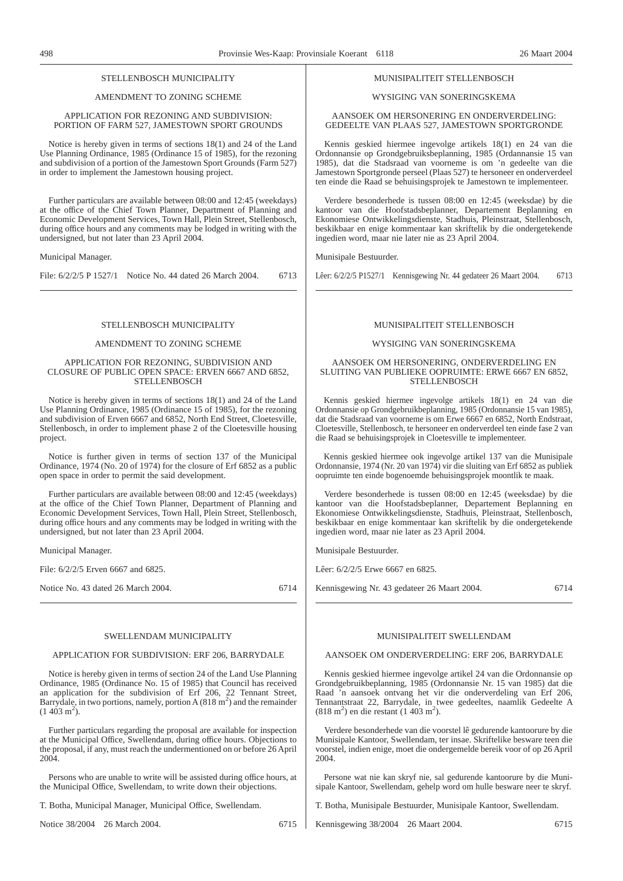STELLENBOSCH MUNICIPALITY

AMENDMENT TO ZONING SCHEME

APPLICATION FOR REZONING AND SUBDIVISION: PORTION OF FARM 527, JAMESTOWN SPORT GROUNDS

Notice is hereby given in terms of sections 18(1) and 24 of the Land Use Planning Ordinance, 1985 (Ordinance 15 of 1985), for the rezoning and subdivision of a portion of the Jamestown Sport Grounds (Farm 527) in order to implement the Jamestown housing project.

Further particulars are available between 08:00 and 12:45 (weekdays) at the office of the Chief Town Planner, Department of Planning and Economic Development Services, Town Hall, Plein Street, Stellenbosch, during office hours and any comments may be lodged in writing with the undersigned, but not later than 23 April 2004.

Municipal Manager.

File: 6/2/2/5 P 1527/1 Notice No. 44 dated 26 March 2004. 6713

---

MUNISIPALITEIT STELLENBOSCH

WYSIGING VAN SONERINGSKEMA

AANSOEK OM HERSONERING EN ONDERVERDELING: GEDEELTE VAN PLAAS 527, JAMESTOWN SPORTGRONDE

Kennis geskied hiermee ingevolge artikels 18(1) en 24 van die Ordonnansie op Grondgebruiksbeplanning, 1985 (Ordannansie 15 van 1985), dat die Stadsraad van voorneme is om 'n gedeelte van die Jamestown Sportgronde perseel (Plaas 527) te hersoneer en onderverdeel ten einde die Raad se behuisingsprojek te Jamestown te implementeer.

Verdere besonderhede is tussen 08:00 en 12:45 (weeksdae) by die kantoor van die Hoofstadsbeplanner, Departement Beplanning en Ekonomiese Ontwikkelingsdienste, Stadhuis, Pleinstraat, Stellenbosch, beskikbaar en enige kommentaar kan skriftelik by die ondergetekende ingedien word, maar nie later nie as 23 April 2004.

Munisipale Bestuurder.

Lêer: 6/2/2/5 P1527/1 Kennisgewing Nr. 44 gedateer 26 Maart 2004. 6713

---

STELLENBOSCH MUNICIPALITY

AMENDMENT TO ZONING SCHEME

APPLICATION FOR REZONING, SUBDIVISION AND CLOSURE OF PUBLIC OPEN SPACE: ERVEN 6667 AND 6852, STELLENBOSCH

Notice is hereby given in terms of sections 18(1) and 24 of the Land Use Planning Ordinance, 1985 (Ordinance 15 of 1985), for the rezoning and subdivision of Erven 6667 and 6852, North End Street, Cloetesville, Stellenbosch, in order to implement phase 2 of the Cloetesville housing project.

Notice is further given in terms of section 137 of the Municipal Ordinance, 1974 (No. 20 of 1974) for the closure of Erf 6852 as a public open space in order to permit the said development.

Further particulars are available between 08:00 and 12:45 (weekdays) at the office of the Chief Town Planner, Department of Planning and Economic Development Services, Town Hall, Plein Street, Stellenbosch, during office hours and any comments may be lodged in writing with the undersigned, but not later than 23 April 2004.

Municipal Manager.

File: 6/2/2/5 Erven 6667 and 6825.

Notice No. 43 dated 26 March 2004. 6714

---

MUNISIPALITEIT STELLENBOSCH

WYSIGING VAN SONERINGSKEMA

AANSOEK OM HERSONERING, ONDERVERDELING EN SLUITING VAN PUBLIEKE OOPRUIMTE: ERWE 6667 EN 6852, STELLENBOSCH

Kennis geskied hiermee ingevolge artikels 18(1) en 24 van die Ordonnansie op Grondgebruikbeplanning, 1985 (Ordonnansie 15 van 1985), dat die Stadsraad van voorneme is om Erwe 6667 en 6852, North Endstraat, Cloetesville, Stellenbosch, te hersoneer en onderverdeel ten einde fase 2 van die Raad se behuisingsprojek in Cloetesville te implementeer.

Kennis geskied hiermee ook ingevolge artikel 137 van die Munisipale Ordonnansie, 1974 (Nr. 20 van 1974) vir die sluiting van Erf 6852 as publiek oopruimte ten einde bogenoemde behuisingsprojek moontlik te maak.

Verdere besonderhede is tussen 08:00 en 12:45 (weeksdae) by die kantoor van die Hoofstadsbeplanner, Departement Beplanning en Ekonomiese Ontwikkelingsdienste, Stadhuis, Pleinstraat, Stellenbosch, beskikbaar en enige kommentaar kan skriftelik by die ondergetekende ingedien word, maar nie later as 23 April 2004.

Munisipale Bestuurder.

Lêer: 6/2/2/5 Erwe 6667 en 6825.

Kennisgewing Nr. 43 gedateer 26 Maart 2004. 6714

---

SWELLENDAM MUNICIPALITY

APPLICATION FOR SUBDIVISION: ERF 206, BARRYDALE

Notice is hereby given in terms of section 24 of the Land Use Planning Ordinance, 1985 (Ordinance No. 15 of 1985) that Council has received an application for the subdivision of Erf 206, 22 Tennant Street, Barrydale, in two portions, namely, portion A (818 $m^2$) and the remainder (1 403 $m^2$).

Further particulars regarding the proposal are available for inspection at the Municipal Office, Swellendam, during office hours. Objections to the proposal, if any, must reach the undermentioned on or before 26 April 2004.

Persons who are unable to write will be assisted during office hours, at the Municipal Office, Swellendam, to write down their objections.

T. Botha, Municipal Manager, Municipal Office, Swellendam.

Notice 38/2004 26 March 2004. 6715

---

MUNISIPALITEIT SWELLENDAM

AANSOEK OM ONDERVERDELING: ERF 206, BARRYDALE

Kennis geskied hiermee ingevolge artikel 24 van die Ordonnansie op Grondgebruikbeplanning, 1985 (Ordonnansie Nr. 15 van 1985) dat die Raad 'n aansoek ontvang het vir die onderverdeling van Erf 206, Tennantstraat 22, Barrydale, in twee gedeeltes, naamlik Gedeelte A (818 $m^2$) en die restant (1 403 $m^2$).

Verdere besonderhede van die voorstel lê gedurende kantoorure by die Munisipale Kantoor, Swellendam, ter insae. Skriftelike besware teen die voorstel, indien enige, moet die ondergemelde bereik voor of op 26 April 2004.

Persone wat nie kan skryf nie, sal gedurende kantoorure by die Munisipale Kantoor, Swellendam, gehelp word om hulle besware neer te skryf.

T. Botha, Munisipale Bestuurder, Munisipale Kantoor, Swellendam.

Kennisgewing 38/2004 26 Maart 2004. 6715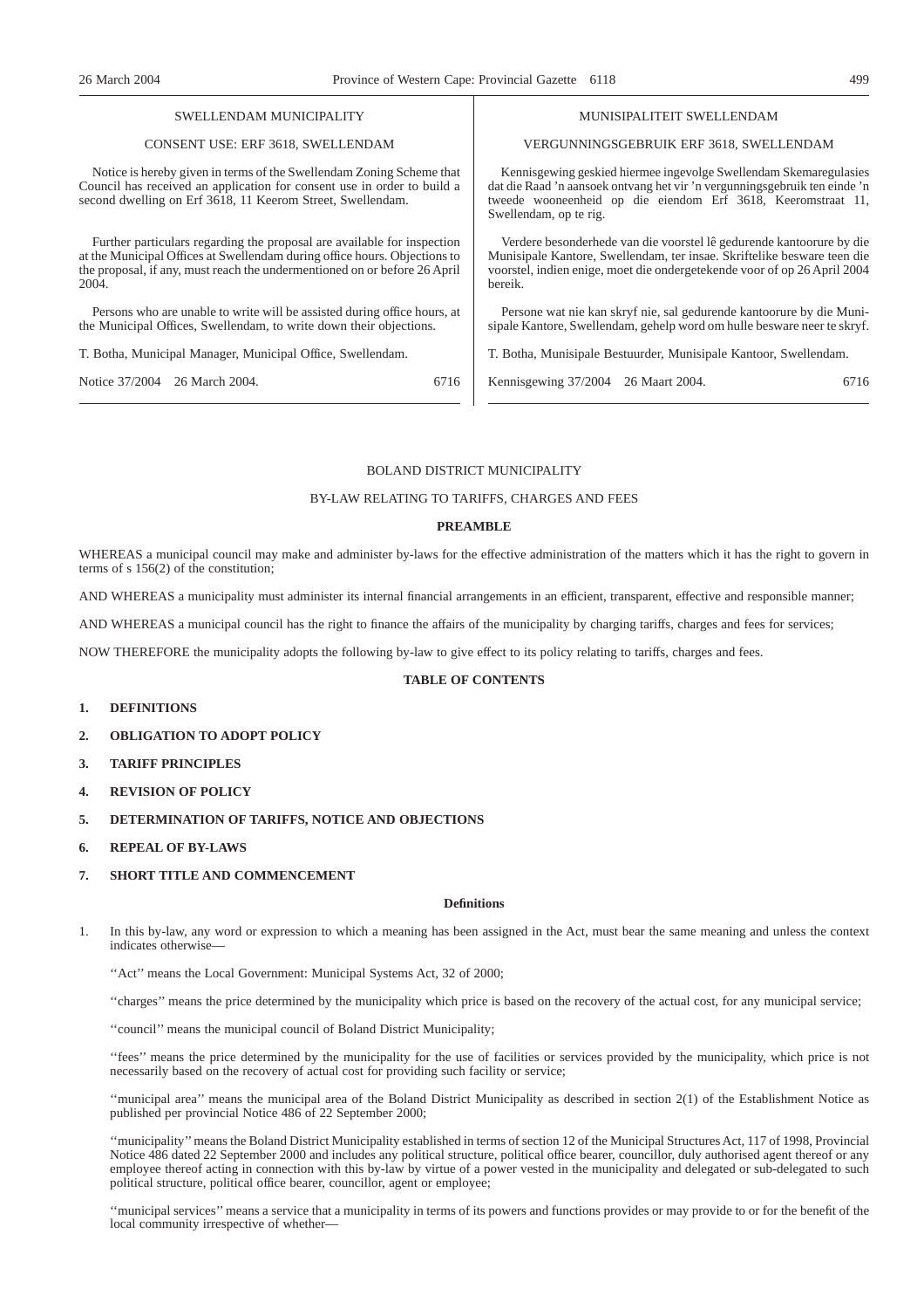SWELLENDAM MUNICIPALITY

CONSENT USE: ERF 3618, SWELLENDAM

Notice is hereby given in terms of the Swellendam Zoning Scheme that Council has received an application for consent use in order to build a second dwelling on Erf 3618, 11 Keerom Street, Swellendam.

Further particulars regarding the proposal are available for inspection at the Municipal Offices at Swellendam during office hours. Objections to the proposal, if any, must reach the undermentioned on or before 26 April 2004.

Persons who are unable to write will be assisted during office hours, at the Municipal Offices, Swellendam, to write down their objections.

T. Botha, Municipal Manager, Municipal Office, Swellendam.

Notice 37/2004 26 March 2004. 6716

MUNISIPALITEIT SWELLENDAM

VERGUNNINGSGEBRUIK ERF 3618, SWELLENDAM

Kennisgewing geskied hiermee ingevolge Swellendam Skemaregulasies dat die Raad 'n aansoek ontvang het vir 'n vergunningsgebruik ten einde 'n tweede wooneenheid op die eiendom Erf 3618, Keeromstraat 11, Swellendam, op te rig.

Verdere besonderhede van die voorstel lê gedurende kantoorure by die Munisipale Kantore, Swellendam, ter insae. Skriftelike besware teen die voorstel, indien enige, moet die ondergetekende voor of op 26 April 2004 bereik.

Persone wat nie kan skryf nie, sal gedurende kantoorure by die Munisipale Kantore, Swellendam, gehelp word om hulle besware neer te skryf.

T. Botha, Munisipale Bestuurder, Munisipale Kantoor, Swellendam.

Kennisgewing 37/2004 26 Maart 2004. 6716

BOLAND DISTRICT MUNICIPALITY

BY-LAW RELATING TO TARIFFS, CHARGES AND FEES

**PREAMBLE**

WHEREAS a municipal council may make and administer by-laws for the effective administration of the matters which it has the right to govern in terms of s 156(2) of the constitution;

AND WHEREAS a municipality must administer its internal financial arrangements in an efficient, transparent, effective and responsible manner;

AND WHEREAS a municipal council has the right to finance the affairs of the municipality by charging tariffs, charges and fees for services;

NOW THEREFORE the municipality adopts the following by-law to give effect to its policy relating to tariffs, charges and fees.

**TABLE OF CONTENTS**

1. **DEFINITIONS**
2. **OBLIGATION TO ADOPT POLICY**
3. **TARIFF PRINCIPLES**
4. **REVISION OF POLICY**
5. **DETERMINATION OF TARIFFS, NOTICE AND OBJECTIONS**
6. **REPEAL OF BY-LAWS**
7. **SHORT TITLE AND COMMENCEMENT**

**Definitions**

1. In this by-law, any word or expression to which a meaning has been assigned in the Act, must bear the same meaning and unless the context indicates otherwise—

''Act'' means the Local Government: Municipal Systems Act, 32 of 2000;

''charges'' means the price determined by the municipality which price is based on the recovery of the actual cost, for any municipal service;

''council'' means the municipal council of Boland District Municipality;

''fees'' means the price determined by the municipality for the use of facilities or services provided by the municipality, which price is not necessarily based on the recovery of actual cost for providing such facility or service;

''municipal area'' means the municipal area of the Boland District Municipality as described in section 2(1) of the Establishment Notice as published per provincial Notice 486 of 22 September 2000;

''municipality'' means the Boland District Municipality established in terms of section 12 of the Municipal Structures Act, 117 of 1998, Provincial Notice 486 dated 22 September 2000 and includes any political structure, political office bearer, councillor, duly authorised agent thereof or any employee thereof acting in connection with this by-law by virtue of a power vested in the municipality and delegated or sub-delegated to such political structure, political office bearer, councillor, agent or employee;

''municipal services'' means a service that a municipality in terms of its powers and functions provides or may provide to or for the benefit of the local community irrespective of whether—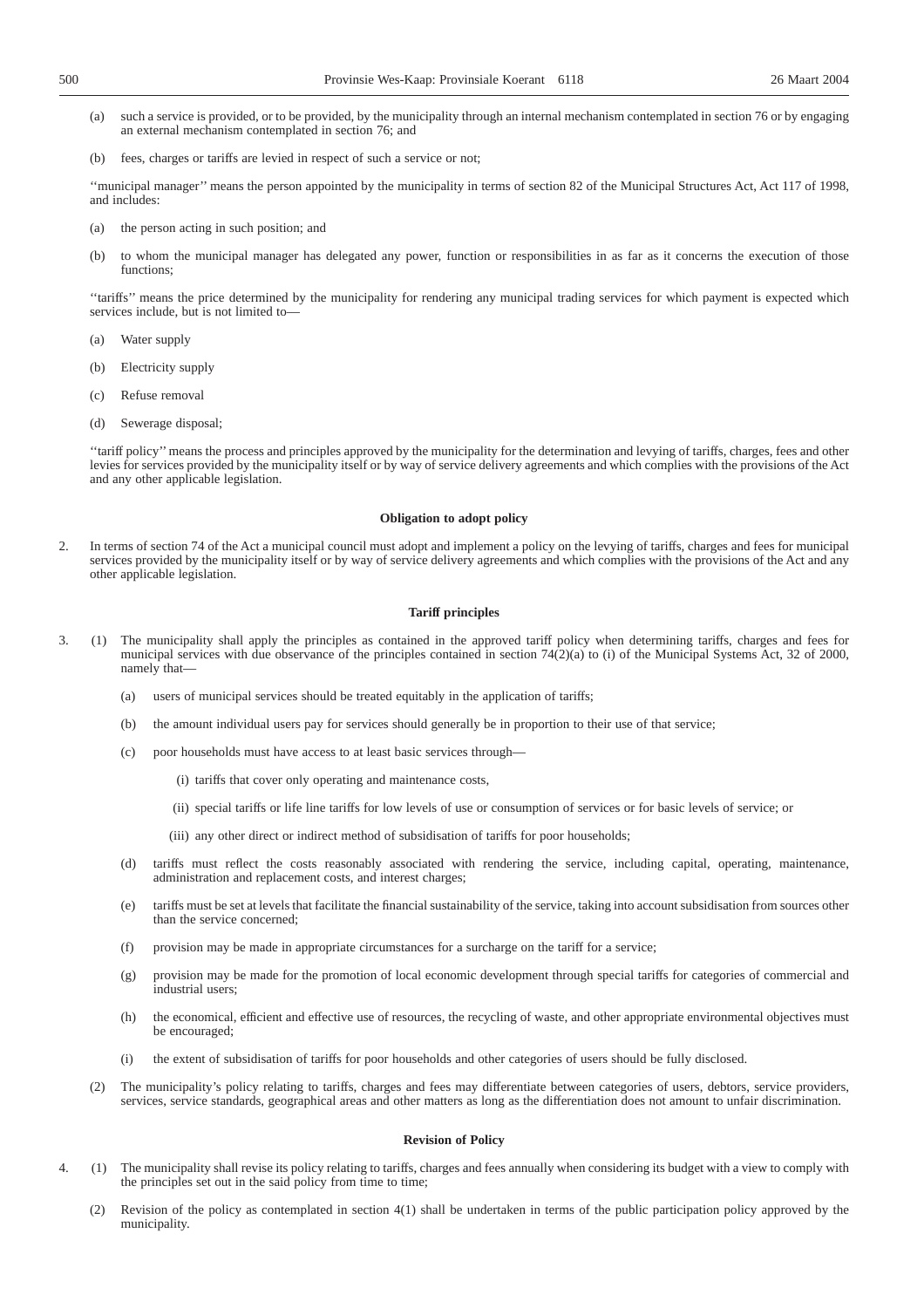(a) such a service is provided, or to be provided, by the municipality through an internal mechanism contemplated in section 76 or by engaging an external mechanism contemplated in section 76; and

(b) fees, charges or tariffs are levied in respect of such a service or not;

''municipal manager'' means the person appointed by the municipality in terms of section 82 of the Municipal Structures Act, Act 117 of 1998, and includes:

(a) the person acting in such position; and

(b) to whom the municipal manager has delegated any power, function or responsibilities in as far as it concerns the execution of those functions;

''tariffs'' means the price determined by the municipality for rendering any municipal trading services for which payment is expected which services include, but is not limited to—

(a) Water supply

(b) Electricity supply

(c) Refuse removal

(d) Sewerage disposal;

''tariff policy'' means the process and principles approved by the municipality for the determination and levying of tariffs, charges, fees and other levies for services provided by the municipality itself or by way of service delivery agreements and which complies with the provisions of the Act and any other applicable legislation.

**Obligation to adopt policy**

2. In terms of section 74 of the Act a municipal council must adopt and implement a policy on the levying of tariffs, charges and fees for municipal services provided by the municipality itself or by way of service delivery agreements and which complies with the provisions of the Act and any other applicable legislation.

**Tariff principles**

3. (1) The municipality shall apply the principles as contained in the approved tariff policy when determining tariffs, charges and fees for municipal services with due observance of the principles contained in section 74(2)(a) to (i) of the Municipal Systems Act, 32 of 2000, namely that—

(a) users of municipal services should be treated equitably in the application of tariffs;

(b) the amount individual users pay for services should generally be in proportion to their use of that service;

(c) poor households must have access to at least basic services through—

(i) tariffs that cover only operating and maintenance costs,

(ii) special tariffs or life line tariffs for low levels of use or consumption of services or for basic levels of service; or

(iii) any other direct or indirect method of subsidisation of tariffs for poor households;

(d) tariffs must reflect the costs reasonably associated with rendering the service, including capital, operating, maintenance, administration and replacement costs, and interest charges;

(e) tariffs must be set at levels that facilitate the financial sustainability of the service, taking into account subsidisation from sources other than the service concerned;

(f) provision may be made in appropriate circumstances for a surcharge on the tariff for a service;

(g) provision may be made for the promotion of local economic development through special tariffs for categories of commercial and industrial users;

(h) the economical, efficient and effective use of resources, the recycling of waste, and other appropriate environmental objectives must be encouraged;

(i) the extent of subsidisation of tariffs for poor households and other categories of users should be fully disclosed.

(2) The municipality's policy relating to tariffs, charges and fees may differentiate between categories of users, debtors, service providers, services, service standards, geographical areas and other matters as long as the differentiation does not amount to unfair discrimination.

**Revision of Policy**

4. (1) The municipality shall revise its policy relating to tariffs, charges and fees annually when considering its budget with a view to comply with the principles set out in the said policy from time to time;

(2) Revision of the policy as contemplated in section 4(1) shall be undertaken in terms of the public participation policy approved by the municipality.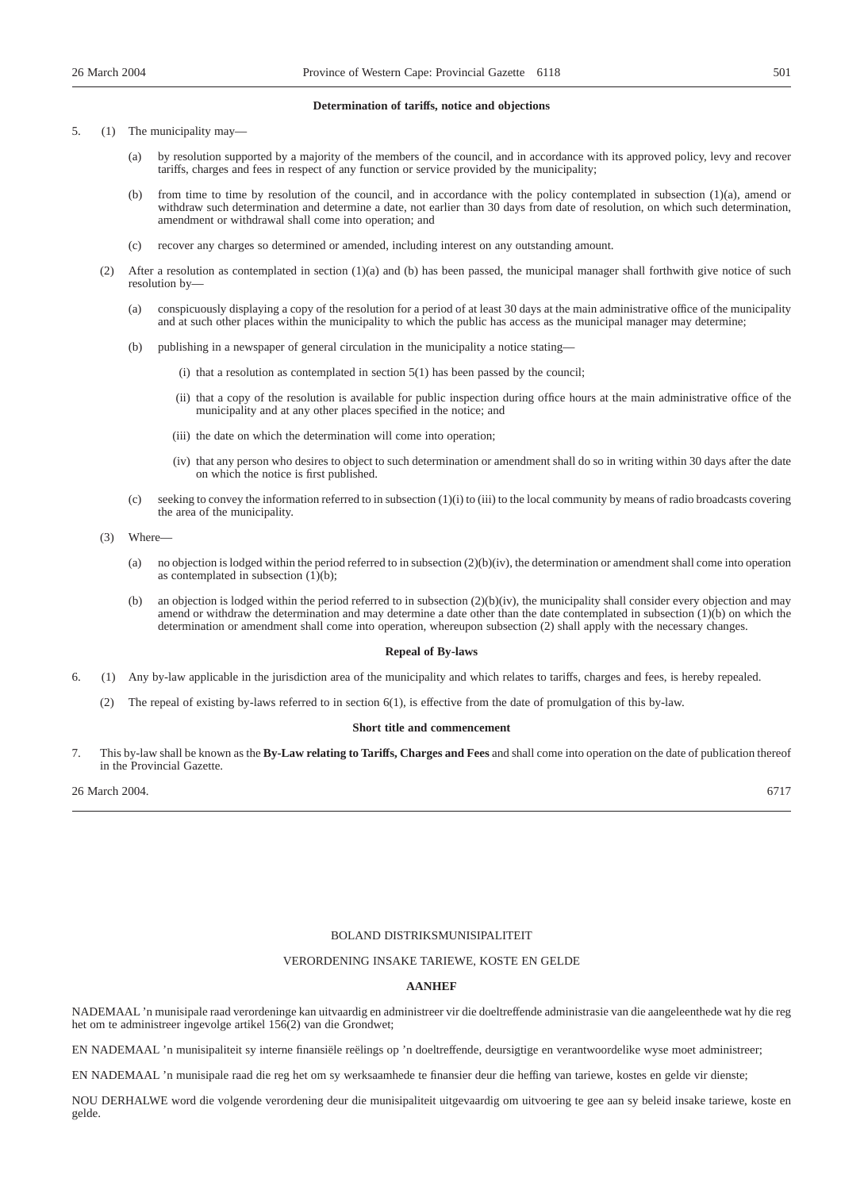### Determination of tariffs, notice and objections

5. (1) The municipality may—

   (a) by resolution supported by a majority of the members of the council, and in accordance with its approved policy, levy and recover tariffs, charges and fees in respect of any function or service provided by the municipality;

   (b) from time to time by resolution of the council, and in accordance with the policy contemplated in subsection (1)(a), amend or withdraw such determination and determine a date, not earlier than 30 days from date of resolution, on which such determination, amendment or withdrawal shall come into operation; and

   (c) recover any charges so determined or amended, including interest on any outstanding amount.

(2) After a resolution as contemplated in section (1)(a) and (b) has been passed, the municipal manager shall forthwith give notice of such resolution by—

   (a) conspicuously displaying a copy of the resolution for a period of at least 30 days at the main administrative office of the municipality and at such other places within the municipality to which the public has access as the municipal manager may determine;

   (b) publishing in a newspaper of general circulation in the municipality a notice stating—

      (i) that a resolution as contemplated in section 5(1) has been passed by the council;

      (ii) that a copy of the resolution is available for public inspection during office hours at the main administrative office of the municipality and at any other places specified in the notice; and

      (iii) the date on which the determination will come into operation;

      (iv) that any person who desires to object to such determination or amendment shall do so in writing within 30 days after the date on which the notice is first published.

   (c) seeking to convey the information referred to in subsection (1)(i) to (iii) to the local community by means of radio broadcasts covering the area of the municipality.

(3) Where—

   (a) no objection is lodged within the period referred to in subsection (2)(b)(iv), the determination or amendment shall come into operation as contemplated in subsection (1)(b);

   (b) an objection is lodged within the period referred to in subsection (2)(b)(iv), the municipality shall consider every objection and may amend or withdraw the determination and may determine a date other than the date contemplated in subsection (1)(b) on which the determination or amendment shall come into operation, whereupon subsection (2) shall apply with the necessary changes.

### Repeal of By-laws

6. (1) Any by-law applicable in the jurisdiction area of the municipality and which relates to tariffs, charges and fees, is hereby repealed.

(2) The repeal of existing by-laws referred to in section 6(1), is effective from the date of promulgation of this by-law.

### Short title and commencement

7. This by-law shall be known as the **By-Law relating to Tariffs, Charges and Fees** and shall come into operation on the date of publication thereof in the Provincial Gazette.

26 March 2004. 6717

---

BOLAND DISTRIKSMUNISIPALITEIT

VERORDENING INSAKE TARIEWE, KOSTE EN GELDE

**AANHEF**

NADEMAAL ’n munisipale raad verordeninge kan uitvaardig en administreer vir die doeltreffende administrasie van die aangeleenthede wat hy die reg het om te administreer ingevolge artikel 156(2) van die Grondwet;

EN NADEMAAL ’n munisipaliteit sy interne finansiële reëlings op ’n doeltreffende, deursigtige en verantwoordelike wyse moet administreer;

EN NADEMAAL ’n munisipale raad die reg het om sy werksaamhede te finansier deur die heffing van tariewe, kostes en gelde vir dienste;

NOU DERHALWE word die volgende verordening deur die munisipaliteit uitgevaardig om uitvoering te gee aan sy beleid insake tariewe, koste en gelde.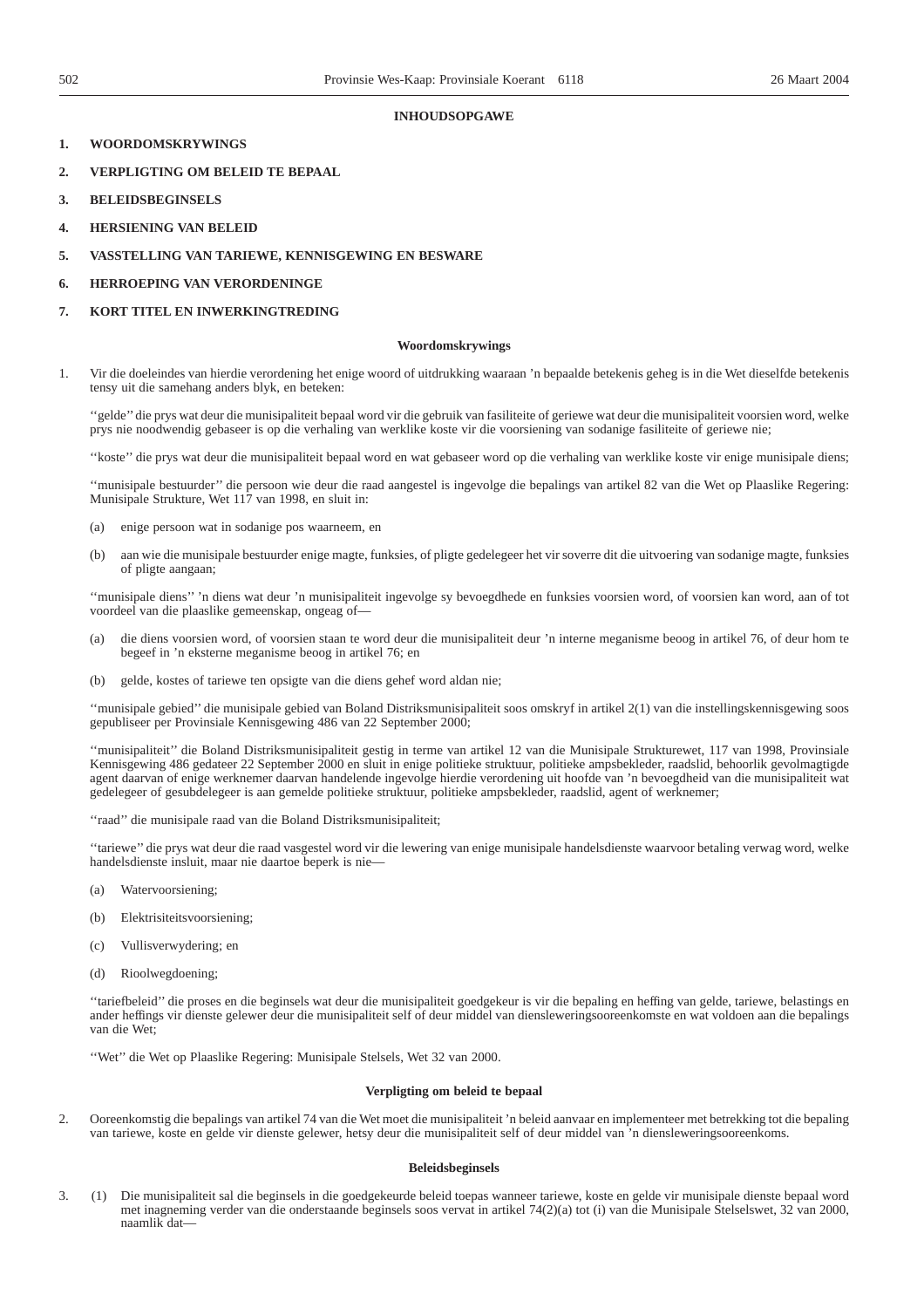## INHOUDSOPGAWE

1. **WOORDOMSKRYWINGS**
2. **VERPLIGTING OM BELEID TE BEPAAL**
3. **BELEIDSBEGINSELS**
4. **HERSIENING VAN BELEID**
5. **VASSTELLING VAN TARIEWE, KENNISGEWING EN BESWARE**
6. **HERROEPING VAN VERORDENINGE**
7. **KORT TITEL EN INWERKINGTREDING**

### Woordomskrywings

1. Vir die doeleindes van hierdie verordening het enige woord of uitdrukking waaraan 'n bepaalde betekenis geheg is in die Wet dieselfde betekenis tensy uit die samehang anders blyk, en beteken:

''gelde'' die prys wat deur die munisipaliteit bepaal word vir die gebruik van fasiliteite of geriewe wat deur die munisipaliteit voorsien word, welke prys nie noodwendig gebaseer is op die verhaling van werklike koste vir die voorsiening van sodanige fasiliteite of geriewe nie;

''koste'' die prys wat deur die munisipaliteit bepaal word en wat gebaseer word op die verhaling van werklike koste vir enige munisipale diens;

''munisipale bestuurder'' die persoon wie deur die raad aangestel is ingevolge die bepalings van artikel 82 van die Wet op Plaaslike Regering: Munisipale Strukture, Wet 117 van 1998, en sluit in:

(a) enige persoon wat in sodanige pos waarneem, en

(b) aan wie die munisipale bestuurder enige magte, funksies, of pligte gedelegeer het vir soverre dit die uitvoering van sodanige magte, funksies of pligte aangaan;

''munisipale diens'' 'n diens wat deur 'n munisipaliteit ingevolge sy bevoegdhede en funksies voorsien word, of voorsien kan word, aan of tot voordeel van die plaaslike gemeenskap, ongeag of—

(a) die diens voorsien word, of voorsien staan te word deur die munisipaliteit deur 'n interne meganisme beoog in artikel 76, of deur hom te begeef in 'n eksterne meganisme beoog in artikel 76; en

(b) gelde, kostes of tariewe ten opsigte van die diens gehef word aldan nie;

''munisipale gebied'' die munisipale gebied van Boland Distriksmunisipaliteit soos omskryf in artikel 2(1) van die instellingskennisgewing soos gepubliseer per Provinsiale Kennisgewing 486 van 22 September 2000;

''munisipaliteit'' die Boland Distriksmunisipaliteit gestig in terme van artikel 12 van die Munisipale Struktuurwet, 117 van 1998, Provinsiale Kennisgewing 486 gedateer 22 September 2000 en sluit in enige politieke struktuur, politieke ampsbekleder, raadslid, behoorlik gevolmagtigde agent daarvan of enige werknemer daarvan handelende ingevolge hierdie verordening uit hoofde van 'n bevoegdheid van die munisipaliteit wat gedelegeer of gesubdelegeer is aan gemelde politieke struktuur, politieke ampsbekleder, raadslid, agent of werknemer;

''raad'' die munisipale raad van die Boland Distriksmunisipaliteit;

''tariewe'' die prys wat deur die raad vasgestel word vir die lewering van enige munisipale handelsdienste waarvoor betaling verwag word, welke handelsdienste insluit, maar nie daartoe beperk is nie—

(a) Watervoorsiening;

(b) Elektrisiteitsvoorsiening;

(c) Vullisverwydering; en

(d) Rioolwegdoening;

''tariefbeleid'' die proses en die beginsels wat deur die munisipaliteit goedgekeur is vir die bepaling en heffing van gelde, tariewe, belastings en ander heffings vir dienste gelewer deur die munisipaliteit self of deur middel van diensleweringsooreenkomste en wat voldoen aan die bepalings van die Wet;

''Wet'' die Wet op Plaaslike Regering: Munisipale Stelsels, Wet 32 van 2000.

### Verpligting om beleid te bepaal

2. Ooreenkomstig die bepalings van artikel 74 van die Wet moet die munisipaliteit 'n beleid aanvaar en implementeer met betrekking tot die bepaling van tariewe, koste en gelde vir dienste gelewer, hetsy deur die munisipaliteit self of deur middel van 'n diensleweringsooreenkoms.

### Beleidsbeginsels

3. (1) Die munisipaliteit sal die beginsels in die goedgekeurde beleid toepas wanneer tariewe, koste en gelde vir munisipale dienste bepaal word met inagneming verder van die onderstaande beginsels soos vervat in artikel 74(2)(a) tot (i) van die Munisipale Stelselswet, 32 van 2000, naamlik dat—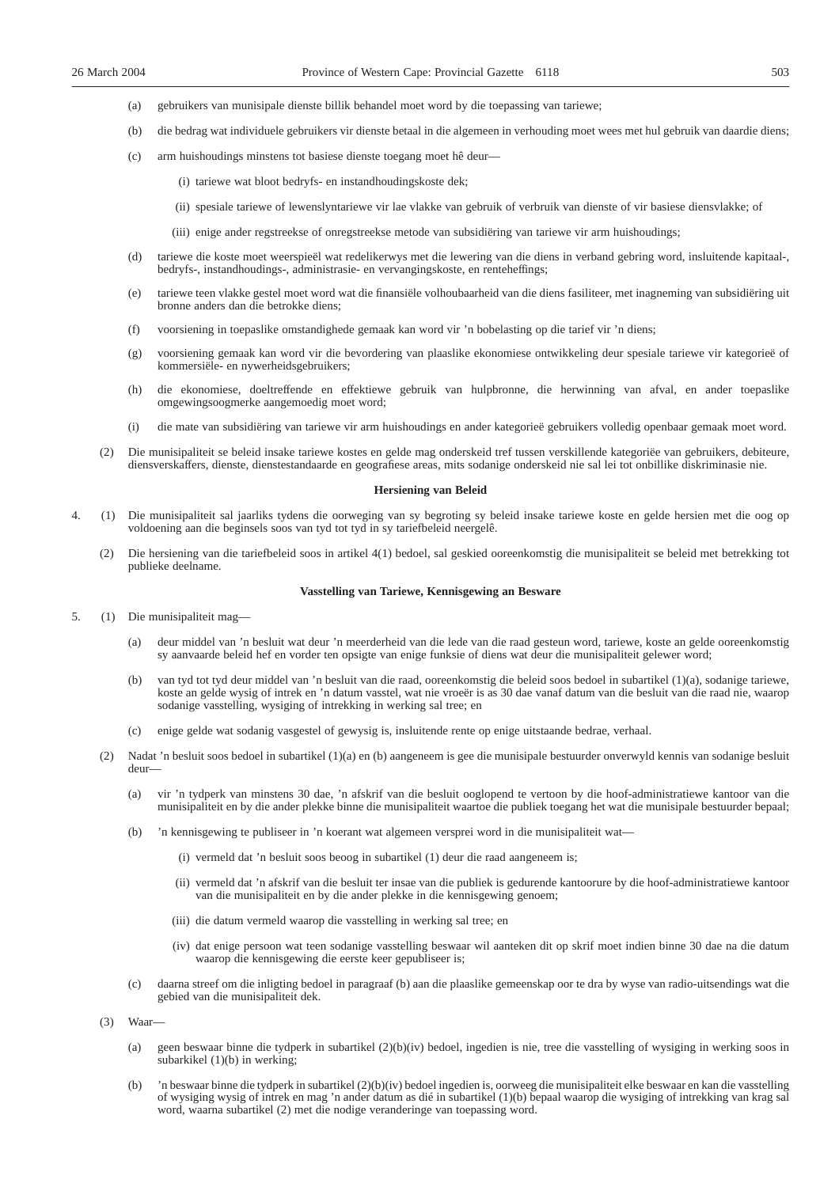(a) gebruikers van munisipale dienste billik behandel moet word by die toepassing van tariewe;

(b) die bedrag wat individuele gebruikers vir dienste betaal in die algemeen in verhouding moet wees met hul gebruik van daardie diens;

(c) arm huishoudings minstens tot basiese dienste toegang moet hê deur—

(i) tariewe wat bloot bedryfs- en instandhoudingskoste dek;

(ii) spesiale tariewe of lewenslyntariewe vir lae vlakke van gebruik of verbruik van dienste of vir basiese diensvlakke; of

(iii) enige ander regstreekse of onregstreekse metode van subsidiëring van tariewe vir arm huishoudings;

(d) tariewe die koste moet weerspieël wat redelikerwys met die lewering van die diens in verband gebring word, insluitende kapitaal-, bedryfs-, instandhoudings-, administrasie- en vervangingskoste, en renteheffings;

(e) tariewe teen vlakke gestel moet word wat die finansiële volhoubaarheid van die diens fasiliteer, met inagneming van subsidiëring uit bronne anders dan die betrokke diens;

(f) voorsiening in toepaslike omstandighede gemaak kan word vir 'n bobelasting op die tarief vir 'n diens;

(g) voorsiening gemaak kan word vir die bevordering van plaaslike ekonomiese ontwikkeling deur spesiale tariewe vir kategorieë of kommersiële- en nywerheidsgebruikers;

(h) die ekonomiese, doeltreffende en effektiewe gebruik van hulpbronne, die herwinning van afval, en ander toepaslike omgewingsoogmerke aangemoedig moet word;

(i) die mate van subsidiëring van tariewe vir arm huishoudings en ander kategorieë gebruikers volledig openbaar gemaak moet word.

(2) Die munisipaliteit se beleid insake tariewe kostes en gelde mag onderskeid tref tussen verskillende kategorieë van gebruikers, debiteure, diensverskaffers, dienste, dienstestandaarde en geografiese areas, mits sodanige onderskeid nie sal lei tot onbillike diskriminasie nie.

**Hersiening van Beleid**

4. (1) Die munisipaliteit sal jaarliks tydens die oorweging van sy begroting sy beleid insake tariewe koste en gelde hersien met die oog op voldoening aan die beginsels soos van tyd tot tyd in sy tariefbeleid neergelê.

(2) Die hersiening van die tariefbeleid soos in artikel 4(1) bedoel, sal geskied ooreenkomstig die munisipaliteit se beleid met betrekking tot publieke deelname.

**Vasstelling van Tariewe, Kennisgewing an Besware**

5. (1) Die munisipaliteit mag—

(a) deur middel van 'n besluit wat deur 'n meerderheid van die lede van die raad gesteun word, tariewe, koste an gelde ooreenkomstig sy aanvaarde beleid hef en vorder ten opsigte van enige funksie of diens wat deur die munisipaliteit gelewer word;

(b) van tyd tot tyd deur middel van 'n besluit van die raad, ooreenkomstig die beleid soos bedoel in subartikel (1)(a), sodanige tariewe, koste an gelde wysig of intrek en 'n datum vasstel, wat nie vroeër is as 30 dae vanaf datum van die besluit van die raad nie, waarop sodanige vasstelling, wysiging of intrekking in werking sal tree; en

(c) enige gelde wat sodanig vasgestel of gewysig is, insluitende rente op enige uitstaande bedrae, verhaal.

(2) Nadat 'n besluit soos bedoel in subartikel (1)(a) en (b) aangeneem is gee die munisipale bestuurder onverwyld kennis van sodanige besluit deur—

(a) vir 'n tydperk van minstens 30 dae, 'n afskrif van die besluit ooglopend te vertoon by die hoof-administratiewe kantoor van die munisipaliteit en by die ander plekke binne die munisipaliteit waartoe die publiek toegang het wat die munisipale bestuurder bepaal;

(b) 'n kennisgewing te publiseer in 'n koerant wat algemeen versprei word in die munisipaliteit wat—

(i) vermeld dat 'n besluit soos beoog in subartikel (1) deur die raad aangeneem is;

(ii) vermeld dat 'n afskrif van die besluit ter insae van die publiek is gedurende kantoorure by die hoof-administratiewe kantoor van die munisipaliteit en by die ander plekke in die kennisgewing genoem;

(iii) die datum vermeld waarop die vasstelling in werking sal tree; en

(iv) dat enige persoon wat teen sodanige vasstelling beswaar wil aanteken dit op skrif moet indien binne 30 dae na die datum waarop die kennisgewing die eerste keer gepubliseer is;

(c) daarna streef om die inligting bedoel in paragraaf (b) aan die plaaslike gemeenskap oor te dra by wyse van radio-uitsendings wat die gebied van die munisipaliteit dek.

(3) Waar—

(a) geen beswaar binne die tydperk in subartikel (2)(b)(iv) bedoel, ingedien is nie, tree die vasstelling of wysiging in werking soos in subarkikel (1)(b) in werking;

(b) 'n beswaar binne die tydperk in subartikel (2)(b)(iv) bedoel ingedien is, oorweeg die munisipaliteit elke beswaar en kan die vasstelling of wysiging wysig of intrek en mag 'n ander datum as dié in subartikel (1)(b) bepaal waarop die wysiging of intrekking van krag sal word, waarna subartikel (2) met die nodige veranderinge van toepassing word.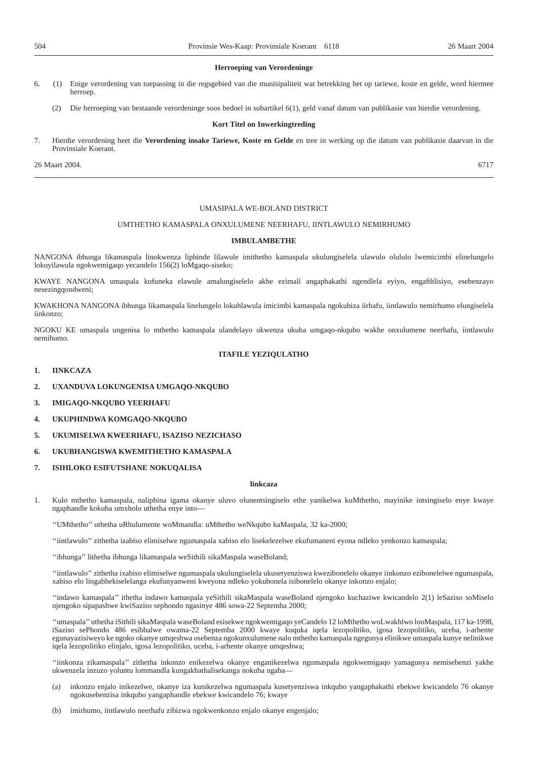**Herroeping van Verordeninge**

6. (1) Enige verordening van toepassing in die regsgebied van die munisipaliteit wat betrekking het op tariewe, koste en gelde, word hiermee herroep.

   (2) Die herroeping van bestaande verordeninge soos bedoel in subartikel 6(1), geld vanaf datum van publikasie van hierdie verordening.

**Kort Titel on Inwerkingtreding**

7. Hierdie verordening heet die **Verordening insake Tariewe, Koste en Gelde** en tree in werking op die datum van publikasie daarvan in die Provinsiale Koerant.

26 Maart 2004. 6717

---

UMASIPALA WE-BOLAND DISTRICT

UMTHETHO KAMASPALA ONXULUMENE NEERHAFU, IINTLAWULO NEMIRHUMO

**IMBULAMBETHE**

NANGONA ibhunga likamaspala linokwenza liphinde lilawule imithetho kamaspala ukulungiselela ulawulo olululo lwemicimbi elinelungelo lokuyilawula ngokwemigaqo yecandelo 156(2) loMgaqo-siseko;

KWAYE NANGONA umaspala kufuneka elawule amalungiselelo akhe ezimali angaphakathi ngendlela eyiyo, engafihlisiyo, esebenzayo nesezingqondweni;

KWAKHONA NANGONA ibhunga likamaspala linelungelo lokuhlawula imicimbi kamaspala ngokubiza iirhafu, iintlawulo nemirhumo elungiselela iinkonzo;

NGOKU KE umaspala ungenisa lo mthetho kamaspala ulandelayo ukwenza ukuba umgaqo-nkqubo wakhe onxulumene neerhafu, iintlawulo nemihumo.

**ITAFILE YEZIQULATHO**

1. **IINKCAZA**
2. **UXANDUVA LOKUNGENISA UMGAQO-NKQUBO**
3. **IMIGAQO-NKQUBO YEERHAFU**
4. **UKUPHINDWA KOMGAQO-NKQUBO**
5. **UKUMISELWA KWEERHAFU, ISAZISO NEZICHASO**
6. **UKUBHANGISWA KWEMITHETHO KAMASPALA**
7. **ISIHLOKO ESIFUTSHANE NOKUQALISA**

**Iinkcaza**

1. Kulo mthetho kamaspala, naliphina igama okanye uluvo olunentsingiselo ethe yanikelwa kuMthetho, mayinike intsingiselo enye kwaye ngaphandle kokuba umxholo uthetha enye into—

   ''UMthetho'' uthetha uRhulumente woMmandla: uMthetho weNkqubo kaMaspala, 32 ka-2000;

   ''iintlawulo'' zithetha izabiso elimiselwe ngumaspala xabiso elo lisekelezelwe ekufumaneni eyona ndleko yenkonzo kamaspala;

   ''ibhunga'' lithetha ibhunga likamaspala weSithili sikaMaspala waseBoland;

   ''iintlawulo'' zithetha ixabiso elimiselwe ngumaspala ukulungiselela ukusetyenziswa kwezibonelelo okanye iinkonzo ezibonelelwe ngumaspala, xabiso elo lingabhekiselelanga ekufunyanweni kweyona ndleko yokubonela isibonelelo okanye inkonzo enjalo;

   ''indawo kamaspala'' ithetha indawo kamaspala yeSithili sikaMaspala waseBoland njengoko kuchaziwe kwicandelo 2(1) leSaziso soMiselo njengoko sipapashwe kwiSaziso sephondo ngasinye 486 sowa-22 Septemba 2000;

   ''umaspala'' uthetha iSithili sikaMaspala waseBoland esisekwe ngokwemigaqo yeCandelo 12 loMthetho woLwakhlwo looMaspala, 117 ka-1998, iSaziso sePhondo 486 esibhalwe owama-22 Septemba 2000 kwaye kuquka iqela lezopolitiko, igosa lezopolitiko, uceba, i-arhente egunayazisiweyo ke ngoko okanye umqeshwa osebenza ngokunxulumene nalo mthetho kamaspala ngegunya elinikwe umaspala kunye nelinikwe iqela lezopolitiko elinjalo, igosa lezopolitiko, uceba, i-arhente okanye umqeshwa;

   ''iinkonza zikamaspala'' zithetha inkonzo enikezelwa okanye enganikezelwa ngumaspala ngokwemigaqo yamagunya nemisebenzi yakhe ukwenzela inzuzo yoluntu lommandla kungakhathalisekanga nokuba ngaba—

   (a) inkonzo enjalo inikezelwe, okanye iza kunikezelwa ngumaspala kusetyenziswa inkqubo yangaphakathi ebekwe kwicandelo 76 okanye ngokusebenzisa inkqubo yangaphandle ebekwe kwicandelo 76; kwaye

   (b) imirhumo, iintlawulo neerhafu zibizwa ngokwenkonzo enjalo okanye engenjalo;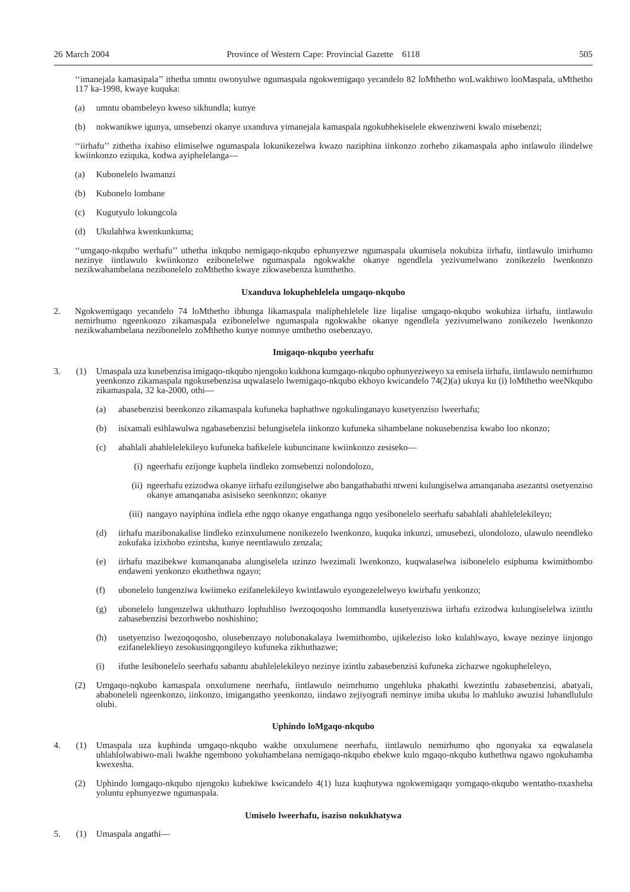''imanejala kamasipala'' ithetha umntu owonyulwe ngumaspala ngokwemigaqo yecandelo 82 loMthetho woLwakhiwo looMaspala, uMthetho 117 ka-1998, kwaye kuquka:

(a) umntu obambeleyo kweso sikhundla; kunye

(b) nokwanikwe igunya, umsebenzi okanye uxanduva yimanejala kamaspala ngokubhekiselele ekwenziweni kwalo misebenzi;

''iirhafu'' zithetha ixabiso elimiselwe ngumaspala lokunikezelwa kwazo naziphina iinkonzo zorhebo zikamaspala apho intlawulo ilindelwe kwiinkonzo eziquka, kodwa ayiphelelanga—

(a) Kubonelelo lwamanzi

(b) Kubonelo lombane

(c) Kugutyulo lokungcola

(d) Ukulahlwa kwenkunkuma;

''umgaqo-nkqubo werhafu'' uthetha inkqubo nemigaqo-nkqubo ephunyezwe ngumaspala ukumisela nokubiza iirhafu, iintlawulo imirhumo nezinye iintlawulo kwiinkonzo ezibonelelwe ngumaspala ngokwakhe okanye ngendlela yezivumelwano zonikezelo lwenkonzo nezikwahambelana nezibonelelo zoMthetho kwaye zikwasebenza kumthetho.

**Uxanduva lokuphehlelela umgaqo-nkqubo**

2. Ngokwemigaqo yecandelo 74 loMthetho ibhunga likamaspala maliphehlelele lize liqalise umgaqo-nkqubo wokubiza iirhafu, iintlawulo nemirhumo ngeenkonzo zikamaspala ezibonelelwe ngumaspala ngokwakhe okanye ngendlela yezivumelwano zonikezelo lwenkonzo nezikwahambelana nezibonelelo zoMthetho kunye nomnye umthetho osebenzayo.

**Imigaqo-nkqubo yeerhafu**

3. (1) Umaspala uza kusebenzisa imigaqo-nkqubo njengoko kukhona kumgaqo-nkqubo ophunyeziweyo xa emisela iirhafu, iintlawulo nemirhumo yeenkonzo zikamaspala ngokusebenzisa uqwalaselo lwemigaqo-nkqubo ekhoyo kwicandelo 74(2)(a) ukuya ku (i) loMthetho weeNkqubo zikamaspala, 32 ka-2000, othi—

(a) abasebenzisi beenkonzo zikamaspala kufuneka baphathwe ngokulinganayo kusetyenziso lweerhafu;

(b) isixamali esihlawulwa ngabasebenzisi belungiselela iinkonzo kufuneka sihambelane nokusebenzisa kwabo loo nkonzo;

(c) abahlali abahlelelekileyo kufuneka bafikelele kubuncinane kwiinkonzo zesiseko—

(i) ngeerhafu ezijonge kuphela iindleko zomsebenzi nolondolozo,

(ii) ngeerhafu ezizodwa okanye iirhafu ezilungiselwe abo bangathabathi ntweni kulungiselwa amanqanaba asezantsi osetyenziso okanye amanqanaba asisiseko seenkonzo; okanye

(iii) nangayo nayiphina indlela ethe ngqo okanye engathanga ngqo yesibonelelo seerhafu sabahlali abahlelelekileyo;

(d) iirhafu mazibonakalise lindleko ezinxulumene nonikezelo lwenkonzo, kuquka inkunzi, umusebezi, ulondolozo, ulawulo neendleko zokufaka izixhobo ezintsha, kunye neentlawulo zenzala;

(e) iirhafu mazibekwe kumanqanaba alungiselela uzinzo lwezimali lwenkonzo, kuqwalaselwa isibonelelo esiphuma kwimithombo endaweni yenkonzo ekuthethwa ngayo;

(f) ubonelelo lungenziwa kwiimeko ezifanelekileyo kwintlawulo eyongezelelweyo kwirhafu yenkonzo;

(g) ubonelelo lungenzelwa ukhuthazo lophuhliso lwezoqoqosho lommandla kusetyenziswa iirhafu ezizodwa kulungiselelwa izintlu zabasebenzisi bezorhwebo noshishino;

(h) usetyenziso lwezoqoqosho, olusebenzayo nolubonakalaya lwemithombo, ujikeleziso loko kulahlwayo, kwaye nezinye iinjongo ezifaneleklieyo zesokusingqongileyo kufuneka zikhuthazwe;

(i) ifuthe lesibonelelo seerhafu sabantu abahlelelekileyo nezinye izintlu zabasebenzisi kufuneka zichazwe ngokupheleleyo,

(2) Umgaqo-nqkubo kamaspala onxulumene neerhafu, iintlawulo neimrhumo ungehluka phakathi kwezintlu zabasebenzisi, abatyali, ababoneleli ngeenkonzo, iinkonzo, imigangatho yeenkonzo, iindawo zejiyografi neminye imiba ukuba lo mahluko awuzisi lubandlululo olubi.

**Uphindo loMgaqo-nkqubo**

4. (1) Umaspala uza kuphinda umgaqo-nkqubo wakhe onxulumene neerhafu, iintlawulo nemirhumo qho ngonyaka xa eqwalasela uhlahlolwabiwo-mali lwakhe ngembono yokuhambelana nemigaqo-nkqubo ebekwe kulo mgaqo-nkqubo kuthethwa ngawo ngokuhamba kwexesha.

(2) Uphindo lomgaqo-nkqubo njengoko kubekiwe kwicandelo 4(1) luza kuqhutywa ngokwemigaqo yomgaqo-nkqubo wentatho-nxaxheba yoluntu ephunyezwe ngumaspala.

**Umiselo lweerhafu, isaziso nokukhatywa**

5. (1) Umaspala angathi—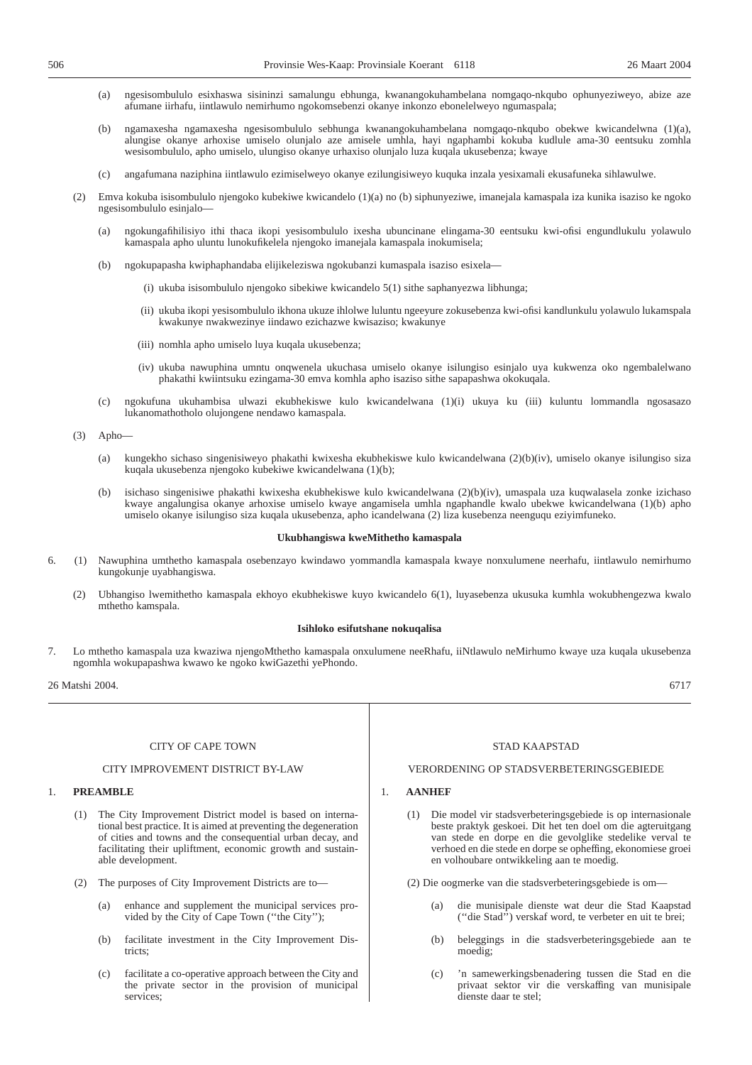(a) ngesisombululo esixhaswa sisininzi samalungu ebhunga, kwanangokuhambelana nomgaqo-nkqubo ophunyeziweyo, abize aze afumane iirhafu, iintlawulo nemirhumo ngokomsebenzi okanye inkonzo ebonelelweyo ngumaspala;

(b) ngamaxesha ngamaxesha ngesisombululo sebhunga kwanangokuhambelana nomgaqo-nkqubo obekwe kwicandelwna (1)(a), alungise okanye arhoxise umiselo olunjalo aze amisele umhla, hayi ngaphambi kokuba kudlule ama-30 eentsuku zomhla wesisombululo, apho umiselo, ulungiso okanye urhaxiso olunjalo luza kuqala ukusebenza; kwaye

(c) angafumana naziphina iintlawulo ezimiselweyo okanye ezilungisiweyo kuquka inzala yesixamali ekusafuneka sihlawulwe.

(2) Emva kokuba isisombululo njengoko kubekiwe kwicandelo (1)(a) no (b) siphunyeziwe, imanejala kamaspala iza kunika isaziso ke ngoko ngesisombululo esinjalo—

(a) ngokungafihilisiyo ithi thaca ikopi yesisombululo ixesha ubuncinane elingama-30 eentsuku kwi-ofisi engundlukulu yolawulo kamaspala apho uluntu lunokufikelela njengoko imanejala kamaspala inokumisela;

(b) ngokupapasha kwiphaphandaba elijikeleziswa ngokubanzi kumaspala isaziso esixela—

(i) ukuba isisombululo njengoko sibekiwe kwicandelo 5(1) sithe saphanyezwa libhunga;

(ii) ukuba ikopi yesisombululo ikhona ukuze ihlolwe luluntu ngeeyure zokusebenza kwi-ofisi kandlunkulu yolawulo lukamspala kwakunye nwakwezinye iindawo ezichazwe kwisaziso; kwakunye

(iii) nomhla apho umiselo luya kuqala ukusebenza;

(iv) ukuba nawuphina umntu onqwenela ukuchasa umiselo okanye isilungiso esinjalo uya kukwenza oko ngembalelwano phakathi kwiintsuku ezingama-30 emva komhla apho isaziso sithe sapapashwa okokuqala.

(c) ngokufuna ukuhambisa ulwazi ekubhekiswe kulo kwicandelwana (1)(i) ukuya ku (iii) kuluntu lommandla ngosasazo lukanomathotholo olujongene nendawo kamaspala.

(3) Apho—

(a) kungekho sichaso singenisiweyo phakathi kwixesha ekubhekiswe kulo kwicandelwana (2)(b)(iv), umiselo okanye isilungiso siza kuqala ukusebenza njengoko kubekiwe kwicandelwana (1)(b);

(b) isichaso singenisiwe phakathi kwixesha ekubhekiswe kulo kwicandelwana (2)(b)(iv), umaspala uza kuqwalasela zonke izichaso kwaye angalungisa okanye arhoxise umiselo kwaye angamisela umhla ngaphandle kwalo ubekwe kwicandelwana (1)(b) apho umiselo okanye isilungiso siza kuqala ukusebenza, apho icandelwana (2) liza kusebenza neenguqu eziyimfuneko.

**Ukubhangiswa kweMithetho kamaspala**

6. (1) Nawuphina umthetho kamaspala osebenzayo kwindawo yommandla kamaspala kwaye nonxulumene neerhafu, iintlawulo nemirhumo kungokunje uyabhangiswa.

(2) Ubhangiso lwemithetho kamaspala ekhoyo ekubhekiswe kuyo kwicandelo 6(1), luyasebenza ukusuka kumhla wokubhengezwa kwalo mthetho kamspala.

**Isihloko esifutshane nokuqalisa**

7. Lo mthetho kamaspala uza kwaziwa njengoMthetho kamaspala onxulumene neeRhafu, iiNtlawulo neMirhumo kwaye uza kuqala ukusebenza ngomhla wokupapashwa kwawo ke ngoko kwiGazethi yePhondo.

26 Matshi 2004. 6717

---

CITY OF CAPE TOWN

CITY IMPROVEMENT DISTRICT BY-LAW

1. **PREAMBLE**

(1) The City Improvement District model is based on international best practice. It is aimed at preventing the degeneration of cities and towns and the consequential urban decay, and facilitating their upliftment, economic growth and sustainable development.

(2) The purposes of City Improvement Districts are to—

(a) enhance and supplement the municipal services provided by the City of Cape Town (''the City'');

(b) facilitate investment in the City Improvement Districts;

(c) facilitate a co-operative approach between the City and the private sector in the provision of municipal services;

---

STAD KAAPSTAD

VERORDENING OP STADSVERBETERINGSGEBIEDE

1. **AANHEF**

(1) Die model vir stadsverbeteringsgebiede is op internasionale beste praktyk geskoei. Dit het ten doel om die agteruitgang van stede en dorpe en die gevolglike stedelike verval te verhoed en die stede en dorpe se opheffing, ekonomiese groei en volhoubare ontwikkeling aan te moedig.

(2) Die oogmerke van die stadsverbeteringsgebiede is om—

(a) die munisipale dienste wat deur die Stad Kaapstad (''die Stad'') verskaf word, te verbeter en uit te brei;

(b) beleggings in die stadsverbeteringsgebiede aan te moedig;

(c) 'n samewerkingsbenadering tussen die Stad en die privaat sektor vir die verskaffing van munisipale dienste daar te stel;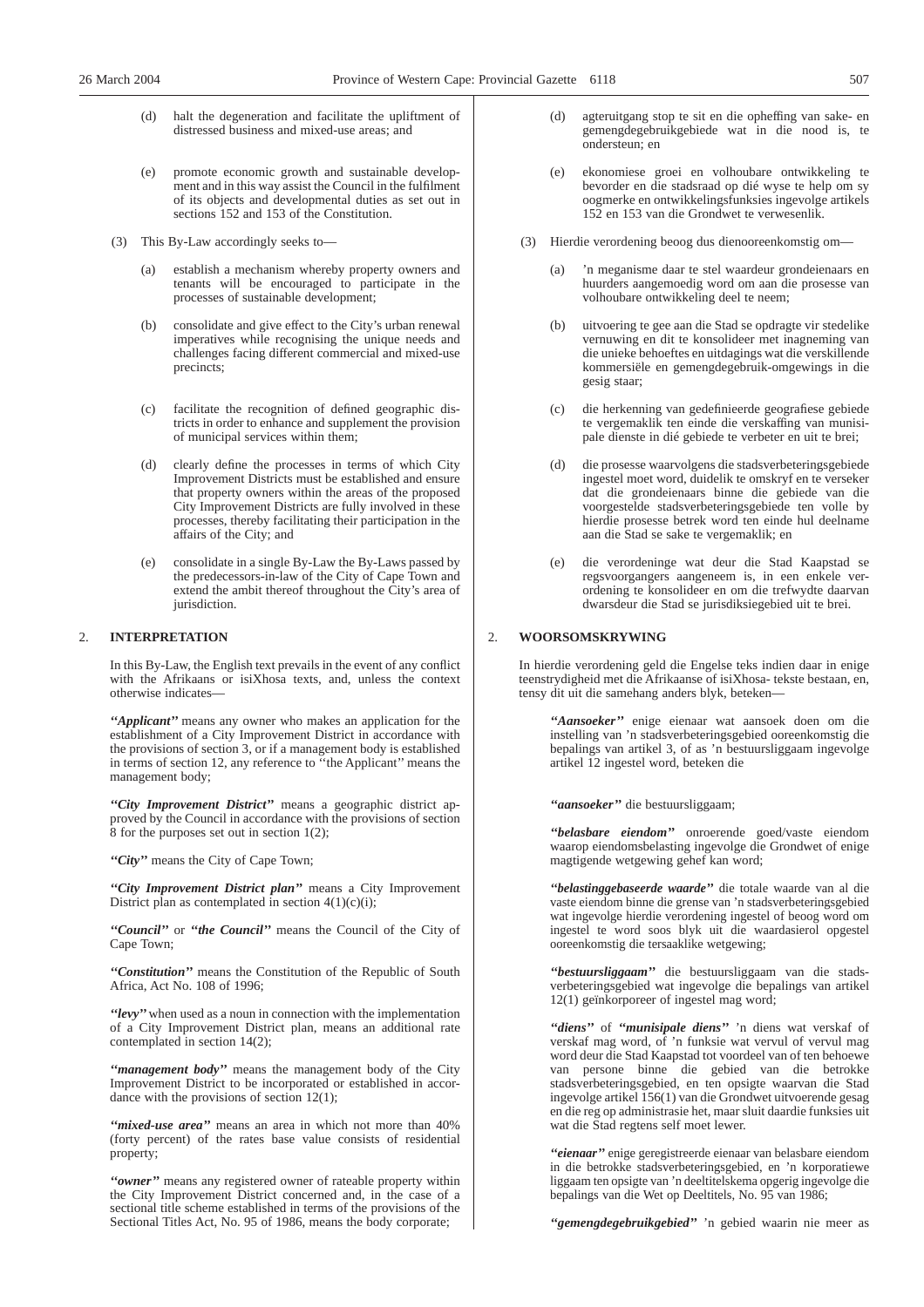(d) halt the degeneration and facilitate the upliftment of distressed business and mixed-use areas; and

(e) promote economic growth and sustainable development and in this way assist the Council in the fulfilment of its objects and developmental duties as set out in sections 152 and 153 of the Constitution.

(3) This By-Law accordingly seeks to—

(a) establish a mechanism whereby property owners and tenants will be encouraged to participate in the processes of sustainable development;

(b) consolidate and give effect to the City's urban renewal imperatives while recognising the unique needs and challenges facing different commercial and mixed-use precincts;

(c) facilitate the recognition of defined geographic districts in order to enhance and supplement the provision of municipal services within them;

(d) clearly define the processes in terms of which City Improvement Districts must be established and ensure that property owners within the areas of the proposed City Improvement Districts are fully involved in these processes, thereby facilitating their participation in the affairs of the City; and

(e) consolidate in a single By-Law the By-Laws passed by the predecessors-in-law of the City of Cape Town and extend the ambit thereof throughout the City's area of jurisdiction.

2. **INTERPRETATION**

In this By-Law, the English text prevails in the event of any conflict with the Afrikaans or isiXhosa texts, and, unless the context otherwise indicates—

***''Applicant''*** means any owner who makes an application for the establishment of a City Improvement District in accordance with the provisions of section 3, or if a management body is established in terms of section 12, any reference to ''the Applicant'' means the management body;

***''City Improvement District''*** means a geographic district approved by the Council in accordance with the provisions of section 8 for the purposes set out in section 1(2);

***''City''*** means the City of Cape Town;

***''City Improvement District plan''*** means a City Improvement District plan as contemplated in section 4(1)(c)(i);

***''Council''*** or ***''the Council''*** means the Council of the City of Cape Town;

***''Constitution''*** means the Constitution of the Republic of South Africa, Act No. 108 of 1996;

***''levy''*** when used as a noun in connection with the implementation of a City Improvement District plan, means an additional rate contemplated in section 14(2);

***''management body''*** means the management body of the City Improvement District to be incorporated or established in accordance with the provisions of section 12(1);

***''mixed-use area''*** means an area in which not more than 40% (forty percent) of the rates base value consists of residential property;

***''owner''*** means any registered owner of rateable property within the City Improvement District concerned and, in the case of a sectional title scheme established in terms of the provisions of the Sectional Titles Act, No. 95 of 1986, means the body corporate;

(d) agteruitgang stop te sit en die opheffing van sake- en gemengdegebruikgebiede wat in die nood is, te ondersteun; en

(e) ekonomiese groei en volhoubare ontwikkeling te bevorder en die stadsraad op dié wyse te help om sy oogmerke en ontwikkelingsfunksies ingevolge artikels 152 en 153 van die Grondwet te verwesenlik.

(3) Hierdie verordening beoog dus dienooreenkomstig om—

(a) 'n meganisme daar te stel waardeur grondeienaars en huurders aangemoedig word om aan die prosesse van volhoubare ontwikkeling deel te neem;

(b) uitvoering te gee aan die Stad se opdragte vir stedelike vernuwing en dit te konsolideer met inagneming van die unieke behoeftes en uitdagings wat die verskillende kommersiële en gemengdegebruik-omgewings in die gesig staar;

(c) die herkenning van gedefinieerde geografiese gebiede te vergemaklik ten einde die verskaffing van munisipale dienste in dié gebiede te verbeter en uit te brei;

(d) die prosesse waarvolgens die stadsverbeteringsgebiede ingestel moet word, duidelik te omskryf en te verseker dat die grondeienaars binne die gebiede van die voorgestelde stadsverbeteringsgebiede ten volle by hierdie prosesse betrek word ten einde hul deelname aan die Stad se sake te vergemaklik; en

(e) die verordeninge wat deur die Stad Kaapstad se regsvoorgangers aangeneem is, in een enkele verordening te konsolideer en om die trefwydte daarvan dwarsdeur die Stad se jurisdiksiegebied uit te brei.

2. **WOORSOMSKRYWING**

In hierdie verordening geld die Engelse teks indien daar in enige teenstrydigheid met die Afrikaanse of isiXhosa- tekste bestaan, en, tensy dit uit die samehang anders blyk, beteken—

***''Aansoeker''*** enige eienaar wat aansoek doen om die instelling van 'n stadsverbeteringsgebied ooreenkomstig die bepalings van artikel 3, of as 'n bestuursliggaam ingevolge artikel 12 ingestel word, beteken die

***''aansoeker''*** die bestuursliggaam;

***''belasbare eiendom''*** onroerende goed/vaste eiendom waarop eiendomsbelasting ingevolge die Grondwet of enige magtigende wetgewing gehef kan word;

***''belastinggebaseerde waarde''*** die totale waarde van al die vaste eiendom binne die grense van 'n stadsverbeteringsgebied wat ingevolge hierdie verordening ingestel of beoog word om ingestel te word soos blyk uit die waardasierol opgestel ooreenkomstig die tersaaklike wetgewing;

***''bestuursliggaam''*** die bestuursliggaam van die stadsverbeteringsgebied wat ingevolge die bepalings van artikel 12(1) geïnkorporeer of ingestel mag word;

***''diens''*** of ***''munisipale diens''*** 'n diens wat verskaf of verskaf mag word, of 'n funksie wat vervul of vervul mag word deur die Stad Kaapstad tot voordeel van of ten behoewe van persone binne die gebied van die betrokke stadsverbeteringsgebied, en ten opsigte waarvan die Stad ingevolge artikel 156(1) van die Grondwet uitvoerende gesag en die reg op administrasie het, maar sluit daardie funksies uit wat die Stad regtens self moet lewer.

***''eienaar''*** enige geregistreerde eienaar van belasbare eiendom in die betrokke stadsverbeteringsgebied, en 'n korporatiewe liggaam ten opsigte van 'n deeltitelskema opgerig ingevolge die bepalings van die Wet op Deeltitels, No. 95 van 1986;

***''gemengdegebruikgebied''*** 'n gebied waarin nie meer as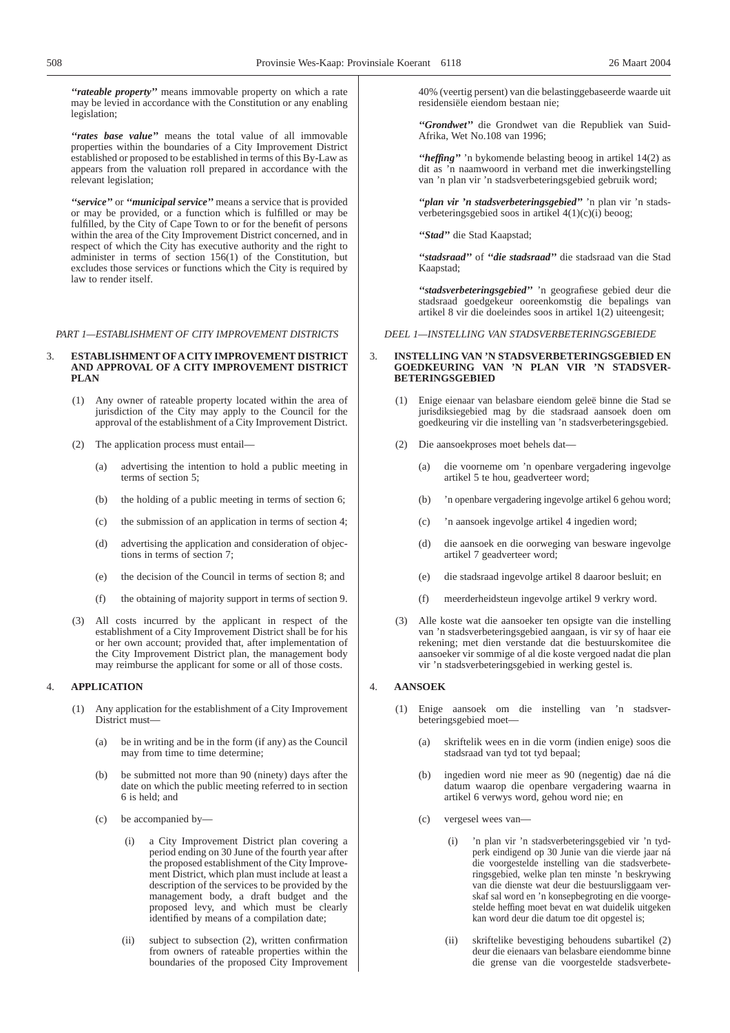***"rateable property"*** means immovable property on which a rate may be levied in accordance with the Constitution or any enabling legislation;

***"rates base value"*** means the total value of all immovable properties within the boundaries of a City Improvement District established or proposed to be established in terms of this By-Law as appears from the valuation roll prepared in accordance with the relevant legislation;

***"service"*** or ***"municipal service"*** means a service that is provided or may be provided, or a function which is fulfilled or may be fulfilled, by the City of Cape Town to or for the benefit of persons within the area of the City Improvement District concerned, and in respect of which the City has executive authority and the right to administer in terms of section 156(1) of the Constitution, but excludes those services or functions which the City is required by law to render itself.

*PART 1—ESTABLISHMENT OF CITY IMPROVEMENT DISTRICTS*

3. **ESTABLISHMENT OF A CITY IMPROVEMENT DISTRICT AND APPROVAL OF A CITY IMPROVEMENT DISTRICT PLAN**

(1) Any owner of rateable property located within the area of jurisdiction of the City may apply to the Council for the approval of the establishment of a City Improvement District.

(2) The application process must entail—

(a) advertising the intention to hold a public meeting in terms of section 5;

(b) the holding of a public meeting in terms of section 6;

(c) the submission of an application in terms of section 4;

(d) advertising the application and consideration of objections in terms of section 7;

(e) the decision of the Council in terms of section 8; and

(f) the obtaining of majority support in terms of section 9.

(3) All costs incurred by the applicant in respect of the establishment of a City Improvement District shall be for his or her own account; provided that, after implementation of the City Improvement District plan, the management body may reimburse the applicant for some or all of those costs.

4. **APPLICATION**

(1) Any application for the establishment of a City Improvement District must—

(a) be in writing and be in the form (if any) as the Council may from time to time determine;

(b) be submitted not more than 90 (ninety) days after the date on which the public meeting referred to in section 6 is held; and

(c) be accompanied by—

(i) a City Improvement District plan covering a period ending on 30 June of the fourth year after the proposed establishment of the City Improvement District, which plan must include at least a description of the services to be provided by the management body, a draft budget and the proposed levy, and which must be clearly identified by means of a compilation date;

(ii) subject to subsection (2), written confirmation from owners of rateable properties within the boundaries of the proposed City Improvement

40% (veertig persent) van die belastinggebaseerde waarde uit residensiële eiendom bestaan nie;

***"Grondwet"*** die Grondwet van die Republiek van Suid-Afrika, Wet No.108 van 1996;

***"heffing"*** 'n bykomende belasting beoog in artikel 14(2) as dit as 'n naamwoord in verband met die inwerkingstelling van 'n plan vir 'n stadsverbeteringsgebied gebruik word;

***"plan vir 'n stadsverbeteringsgebied"*** 'n plan vir 'n stadsverbeteringsgebied soos in artikel 4(1)(c)(i) beoog;

***"Stad"*** die Stad Kaapstad;

***"stadsraad"*** of ***"die stadsraad"*** die stadsraad van die Stad Kaapstad;

***"stadsverbeteringsgebied"*** 'n geografiese gebied deur die stadsraad goedgekeur ooreenkomstig die bepalings van artikel 8 vir die doeleindes soos in artikel 1(2) uiteengesit;

*DEEL 1—INSTELLING VAN STADSVERBETERINGSGEBIEDE*

3. **INSTELLING VAN 'N STADSVERBETERINGSGEBIED EN GOEDKEURING VAN 'N PLAN VIR 'N STADSVERBETERINGSGEBIED**

(1) Enige eienaar van belasbare eiendom geleë binne die Stad se jurisdiksiegebied mag by die stadsraad aansoek doen om goedkeuring vir die instelling van 'n stadsverbeteringsgebied.

(2) Die aansoekproses moet behels dat—

(a) die voorneme om 'n openbare vergadering ingevolge artikel 5 te hou, geadverteer word;

(b) 'n openbare vergadering ingevolge artikel 6 gehou word;

(c) 'n aansoek ingevolge artikel 4 ingedien word;

(d) die aansoek en die oorweging van besware ingevolge artikel 7 geadverteer word;

(e) die stadsraad ingevolge artikel 8 daaroor besluit; en

(f) meerderheidsteun ingevolge artikel 9 verkry word.

(3) Alle koste wat die aansoeker ten opsigte van die instelling van 'n stadsverbeteringsgebied aangaan, is vir sy of haar eie rekening; met dien verstande dat die bestuurskomitee die aansoeker vir sommige of al die koste vergoed nadat die plan vir 'n stadsverbeteringsgebied in werking gestel is.

4. **AANSOEK**

(1) Enige aansoek om die instelling van 'n stadsverbeteringsgebied moet—

(a) skriftelik wees en in die vorm (indien enige) soos die stadsraad van tyd tot tyd bepaal;

(b) ingedien word nie meer as 90 (negentig) dae ná die datum waarop die openbare vergadering waarna in artikel 6 verwys word, gehou word nie; en

(c) vergesel wees van—

(i) 'n plan vir 'n stadsverbeteringsgebied vir 'n tydperk eindigend op 30 Junie van die vierde jaar ná die voorgestelde instelling van die stadsverbeteringsgebied, welke plan ten minste 'n beskrywing van die dienste wat deur die bestuursliggaam verskaf sal word en 'n konsepbegroting en die voorgestelde heffing moet bevat en wat duidelik uitgeken kan word deur die datum toe dit opgestel is;

(ii) skriftelike bevestiging behoudens subartikel (2) deur die eienaars van belasbare eiendomme binne die grense van die voorgestelde stadsverbete-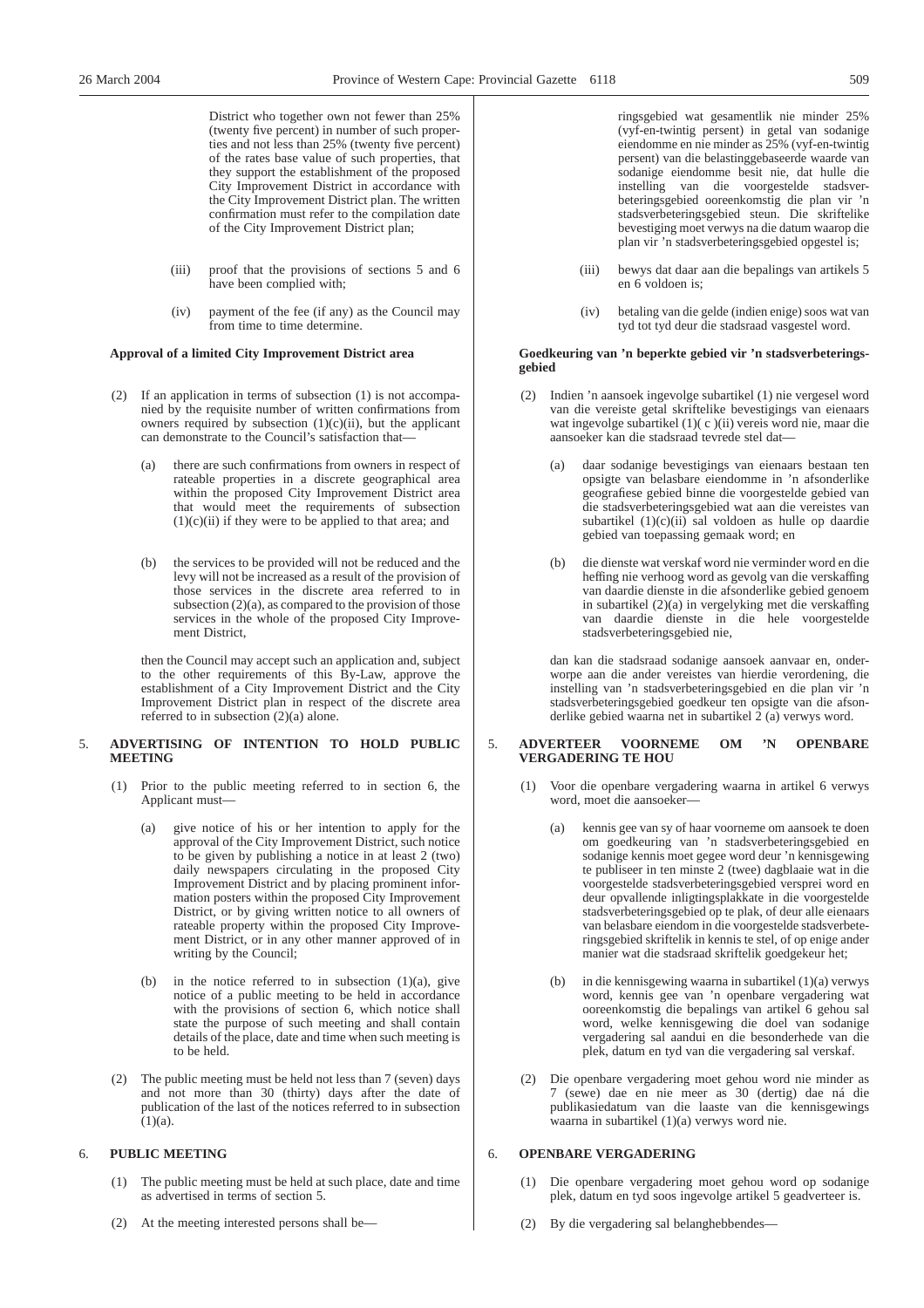District who together own not fewer than 25% (twenty five percent) in number of such properties and not less than 25% (twenty five percent) of the rates base value of such properties, that they support the establishment of the proposed City Improvement District in accordance with the City Improvement District plan. The written confirmation must refer to the compilation date of the City Improvement District plan;

(iii) proof that the provisions of sections 5 and 6 have been complied with;

(iv) payment of the fee (if any) as the Council may from time to time determine.

**Approval of a limited City Improvement District area**

(2) If an application in terms of subsection (1) is not accompanied by the requisite number of written confirmations from owners required by subsection (1)(c)(ii), but the applicant can demonstrate to the Council's satisfaction that—

(a) there are such confirmations from owners in respect of rateable properties in a discrete geographical area within the proposed City Improvement District area that would meet the requirements of subsection (1)(c)(ii) if they were to be applied to that area; and

(b) the services to be provided will not be reduced and the levy will not be increased as a result of the provision of those services in the discrete area referred to in subsection (2)(a), as compared to the provision of those services in the whole of the proposed City Improvement District,

then the Council may accept such an application and, subject to the other requirements of this By-Law, approve the establishment of a City Improvement District and the City Improvement District plan in respect of the discrete area referred to in subsection (2)(a) alone.

## 5. ADVERTISING OF INTENTION TO HOLD PUBLIC MEETING

(1) Prior to the public meeting referred to in section 6, the Applicant must—

(a) give notice of his or her intention to apply for the approval of the City Improvement District, such notice to be given by publishing a notice in at least 2 (two) daily newspapers circulating in the proposed City Improvement District and by placing prominent information posters within the proposed City Improvement District, or by giving written notice to all owners of rateable property within the proposed City Improvement District, or in any other manner approved of in writing by the Council;

(b) in the notice referred to in subsection (1)(a), give notice of a public meeting to be held in accordance with the provisions of section 6, which notice shall state the purpose of such meeting and shall contain details of the place, date and time when such meeting is to be held.

(2) The public meeting must be held not less than 7 (seven) days and not more than 30 (thirty) days after the date of publication of the last of the notices referred to in subsection (1)(a).

## 6. PUBLIC MEETING

(1) The public meeting must be held at such place, date and time as advertised in terms of section 5.

(2) At the meeting interested persons shall be—

ringsgebied wat gesamentlik nie minder 25% (vyf-en-twintig persent) in getal van sodanige eiendomme en nie minder as 25% (vyf-en-twintig persent) van die belastinggebaseerde waarde van sodanige eiendomme besit nie, dat hulle die instelling van die voorgestelde stadsverbeteringsgebied ooreenkomstig die plan vir 'n stadsverbeteringsgebied steun. Die skriftelike bevestiging moet verwys na die datum waarop die plan vir 'n stadsverbeteringsgebied opgestel is;

(iii) bewys dat daar aan die bepalings van artikels 5 en 6 voldoen is;

(iv) betaling van die gelde (indien enige) soos wat van tyd tot tyd deur die stadsraad vasgestel word.

**Goedkeuring van 'n beperkte gebied vir 'n stadsverbeteringsgebied**

(2) Indien 'n aansoek ingevolge subartikel (1) nie vergesel word van die vereiste getal skriftelike bevestigings van eienaars wat ingevolge subartikel (1)( c )(ii) vereis word nie, maar die aansoeker kan die stadsraad tevrede stel dat—

(a) daar sodanige bevestigings van eienaars bestaan ten opsigte van belasbare eiendomme in 'n afsonderlike geografiese gebied binne die voorgestelde gebied van die stadsverbeteringsgebied wat aan die vereistes van subartikel (1)(c)(ii) sal voldoen as hulle op daardie gebied van toepassing gemaak word; en

(b) die dienste wat verskaf word nie verminder word en die heffing nie verhoog word as gevolg van die verskaffing van daardie dienste in die afsonderlike gebied genoem in subartikel (2)(a) in vergelyking met die verskaffing van daardie dienste in die hele voorgestelde stadsverbeteringsgebied nie,

dan kan die stadsraad sodanige aansoek aanvaar en, onderworpe aan die ander vereistes van hierdie verordening, die instelling van 'n stadsverbeteringsgebied en die plan vir 'n stadsverbeteringsgebied goedkeur ten opsigte van die afsonderlike gebied waarna net in subartikel 2 (a) verwys word.

## 5. ADVERTEER VOORNEME OM 'N OPENBARE VERGADERING TE HOU

(1) Voor die openbare vergadering waarna in artikel 6 verwys word, moet die aansoeker—

(a) kennis gee van sy of haar voorneme om aansoek te doen om goedkeuring van 'n stadsverbeteringsgebied en sodanige kennis moet gegee word deur 'n kennisgewing te publiseer in ten minste 2 (twee) dagblaaie wat in die voorgestelde stadsverbeteringsgebied versprei word en deur opvallende inligtingsplakkate in die voorgestelde stadsverbeteringsgebied op te plak, of deur alle eienaars van belasbare eiendom in die voorgestelde stadsverbeteringsgebied skriftelik in kennis te stel, of op enige ander manier wat die stadsraad skriftelik goedgekeur het;

(b) in die kennisgewing waarna in subartikel (1)(a) verwys word, kennis gee van 'n openbare vergadering wat ooreenkomstig die bepalings van artikel 6 gehou sal word, welke kennisgewing die doel van sodanige vergadering sal aandui en die besonderhede van die plek, datum en tyd van die vergadering sal verskaf.

(2) Die openbare vergadering moet gehou word nie minder as 7 (sewe) dae en nie meer as 30 (dertig) dae ná die publikasiedatum van die laaste van die kennisgewings waarna in subartikel (1)(a) verwys word nie.

## 6. OPENBARE VERGADERING

(1) Die openbare vergadering moet gehou word op sodanige plek, datum en tyd soos ingevolge artikel 5 geadverteer is.

(2) By die vergadering sal belanghebbendes—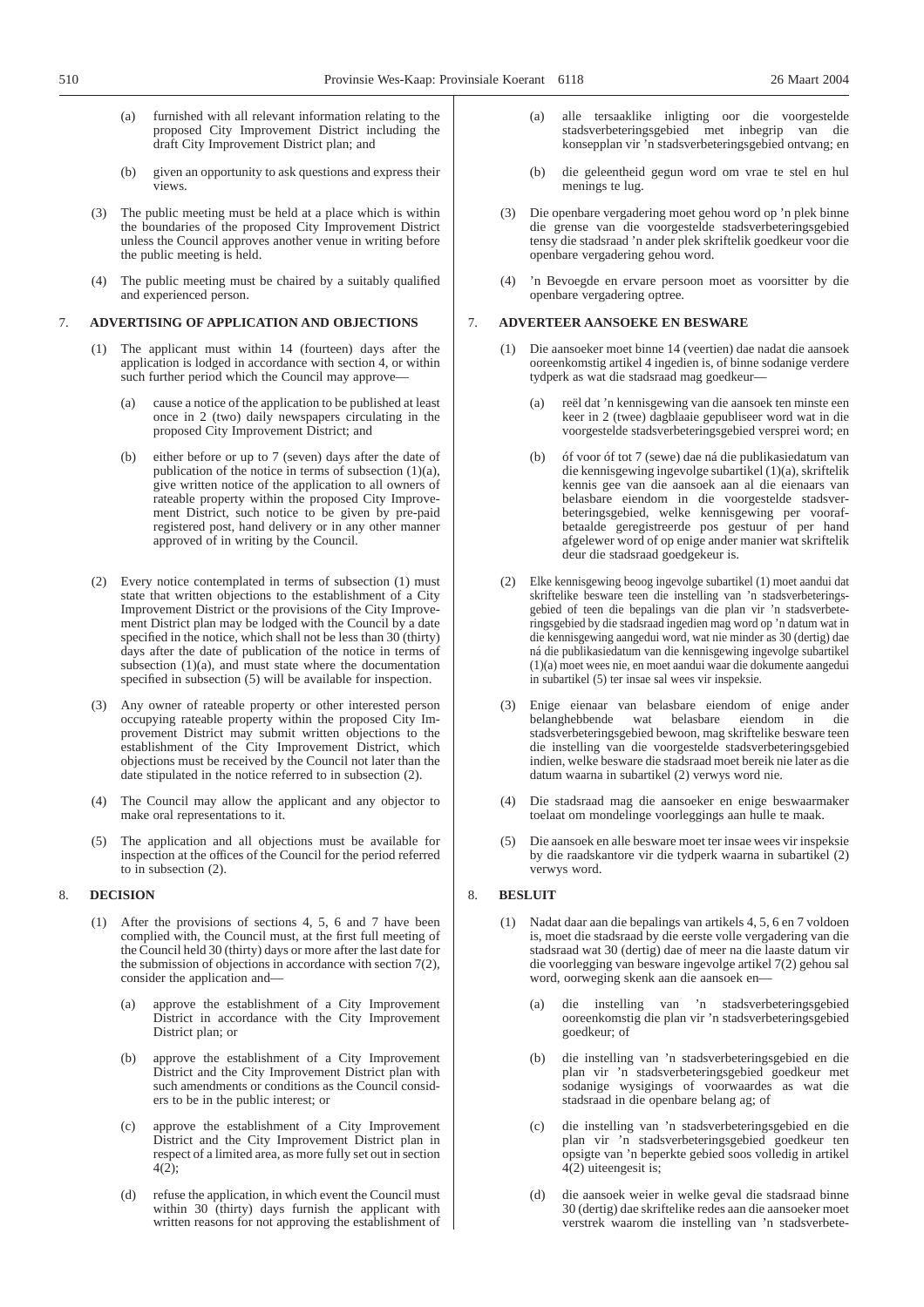(a) furnished with all relevant information relating to the proposed City Improvement District including the draft City Improvement District plan; and

(b) given an opportunity to ask questions and express their views.

(3) The public meeting must be held at a place which is within the boundaries of the proposed City Improvement District unless the Council approves another venue in writing before the public meeting is held.

(4) The public meeting must be chaired by a suitably qualified and experienced person.

## 7. ADVERTISING OF APPLICATION AND OBJECTIONS

(1) The applicant must within 14 (fourteen) days after the application is lodged in accordance with section 4, or within such further period which the Council may approve—

(a) cause a notice of the application to be published at least once in 2 (two) daily newspapers circulating in the proposed City Improvement District; and

(b) either before or up to 7 (seven) days after the date of publication of the notice in terms of subsection (1)(a), give written notice of the application to all owners of rateable property within the proposed City Improvement District, such notice to be given by pre-paid registered post, hand delivery or in any other manner approved of in writing by the Council.

(2) Every notice contemplated in terms of subsection (1) must state that written objections to the establishment of a City Improvement District or the provisions of the City Improvement District plan may be lodged with the Council by a date specified in the notice, which shall not be less than 30 (thirty) days after the date of publication of the notice in terms of subsection (1)(a), and must state where the documentation specified in subsection (5) will be available for inspection.

(3) Any owner of rateable property or other interested person occupying rateable property within the proposed City Improvement District may submit written objections to the establishment of the City Improvement District, which objections must be received by the Council not later than the date stipulated in the notice referred to in subsection (2).

(4) The Council may allow the applicant and any objector to make oral representations to it.

(5) The application and all objections must be available for inspection at the offices of the Council for the period referred to in subsection (2).

## 8. DECISION

(1) After the provisions of sections 4, 5, 6 and 7 have been complied with, the Council must, at the first full meeting of the Council held 30 (thirty) days or more after the last date for the submission of objections in accordance with section 7(2), consider the application and—

(a) approve the establishment of a City Improvement District in accordance with the City Improvement District plan; or

(b) approve the establishment of a City Improvement District and the City Improvement District plan with such amendments or conditions as the Council considers to be in the public interest; or

(c) approve the establishment of a City Improvement District and the City Improvement District plan in respect of a limited area, as more fully set out in section 4(2);

(d) refuse the application, in which event the Council must within 30 (thirty) days furnish the applicant with written reasons for not approving the establishment of

---

(a) alle tersaaklike inligting oor die voorgestelde stadsverbeteringsgebied met inbegrip van die konsepplan vir 'n stadsverbeteringsgebied ontvang; en

(b) die geleentheid gegun word om vrae te stel en hul menings te lug.

(3) Die openbare vergadering moet gehou word op 'n plek binne die grense van die voorgestelde stadsverbeteringsgebied tensy die stadsraad 'n ander plek skriftelik goedkeur voor die openbare vergadering gehou word.

(4) 'n Bevoegde en ervare persoon moet as voorsitter by die openbare vergadering optree.

## 7. ADVERTEER AANSOEKE EN BESWARE

(1) Die aansoeker moet binne 14 (veertien) dae nadat die aansoek ooreenkomstig artikel 4 ingedien is, of binne sodanige verdere tydperk as wat die stadsraad mag goedkeur—

(a) reël dat 'n kennisgewing van die aansoek ten minste een keer in 2 (twee) dagblaaie gepubliseer word wat in die voorgestelde stadsverbeteringsgebied versprei word; en

(b) óf voor óf tot 7 (sewe) dae ná die publikasiedatum van die kennisgewing ingevolge subartikel (1)(a), skriftelik kennis gee van die aansoek aan al die eienaars van belasbare eiendom in die voorgestelde stadsverbeteringsgebied, welke kennisgewing per vooruitbetaalde geregistreerde pos gestuur of per hand afgelewer word of op enige ander manier wat skriftelik deur die stadsraad goedgekeur is.

(2) Elke kennisgewing beoog ingevolge subartikel (1) moet aandui dat skriftelike besware teen die instelling van 'n stadsverbeteringsgebied of teen die bepalings van die plan vir 'n stadsverbeteringsgebied by die stadsraad ingedien mag word op 'n datum wat in die kennisgewing aangedui word, wat nie minder as 30 (dertig) dae ná die publikasiedatum van die kennisgewing ingevolge subartikel (1)(a) moet wees nie, en moet aandui waar die dokumente aangedui in subartikel (5) ter insae sal wees vir inspeksie.

(3) Enige eienaar van belasbare eiendom of enige ander belanghebbende wat belasbare eiendom in die stadsverbeteringsgebied bewoon, mag skriftelike besware teen die instelling van die voorgestelde stadsverbeteringsgebied indien, welke besware die stadsraad moet bereik nie later as die datum waarna in subartikel (2) verwys word nie.

(4) Die stadsraad mag die aansoeker en enige beswaarmaker toelaat om mondelinge voorleggings aan hulle te maak.

(5) Die aansoek en alle besware moet ter insae wees vir inspeksie by die raadskantore vir die tydperk waarna in subartikel (2) verwys word.

## 8. BESLUIT

(1) Nadat daar aan die bepalings van artikels 4, 5, 6 en 7 voldoen is, moet die stadsraad by die eerste volle vergadering van die stadsraad wat 30 (dertig) dae of meer na die laaste datum vir die voorlegging van besware ingevolge artikel 7(2) gehou sal word, oorweging skenk aan die aansoek en—

(a) die instelling van 'n stadsverbeteringsgebied ooreenkomstig die plan vir 'n stadsverbeteringsgebied goedkeur; of

(b) die instelling van 'n stadsverbeteringsgebied en die plan vir 'n stadsverbeteringsgebied goedkeur met sodanige wysigings of voorwaardes as wat die stadsraad in die openbare belang ag; of

(c) die instelling van 'n stadsverbeteringsgebied en die plan vir 'n stadsverbeteringsgebied goedkeur ten opsigte van 'n beperkte gebied soos volledig in artikel 4(2) uiteengesit is;

(d) die aansoek weier in welke geval die stadsraad binne 30 (dertig) dae skriftelike redes aan die aansoeker moet verstrek waarom die instelling van 'n stadsverbete-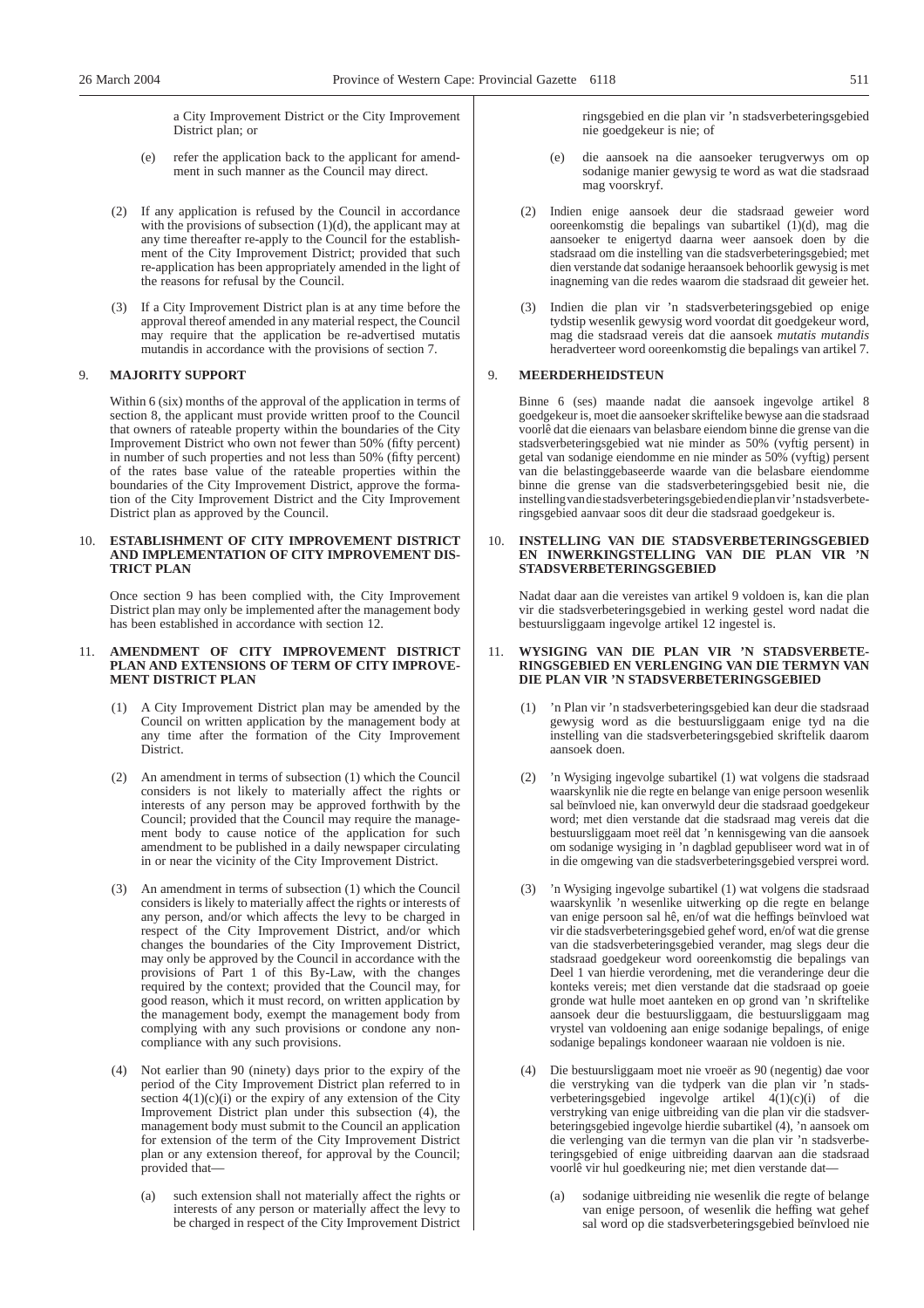a City Improvement District or the City Improvement District plan; or

(e) refer the application back to the applicant for amendment in such manner as the Council may direct.

(2) If any application is refused by the Council in accordance with the provisions of subsection (1)(d), the applicant may at any time thereafter re-apply to the Council for the establishment of the City Improvement District; provided that such re-application has been appropriately amended in the light of the reasons for refusal by the Council.

(3) If a City Improvement District plan is at any time before the approval thereof amended in any material respect, the Council may require that the application be re-advertised mutatis mutandis in accordance with the provisions of section 7.

9. **MAJORITY SUPPORT**

Within 6 (six) months of the approval of the application in terms of section 8, the applicant must provide written proof to the Council that owners of rateable property within the boundaries of the City Improvement District who own not fewer than 50% (fifty percent) in number of such properties and not less than 50% (fifty percent) of the rates base value of the rateable properties within the boundaries of the City Improvement District, approve the formation of the City Improvement District and the City Improvement District plan as approved by the Council.

10. **ESTABLISHMENT OF CITY IMPROVEMENT DISTRICT AND IMPLEMENTATION OF CITY IMPROVEMENT DISTRICT PLAN**

Once section 9 has been complied with, the City Improvement District plan may only be implemented after the management body has been established in accordance with section 12.

11. **AMENDMENT OF CITY IMPROVEMENT DISTRICT PLAN AND EXTENSIONS OF TERM OF CITY IMPROVEMENT DISTRICT PLAN**

(1) A City Improvement District plan may be amended by the Council on written application by the management body at any time after the formation of the City Improvement District.

(2) An amendment in terms of subsection (1) which the Council considers is not likely to materially affect the rights or interests of any person may be approved forthwith by the Council; provided that the Council may require the management body to cause notice of the application for such amendment to be published in a daily newspaper circulating in or near the vicinity of the City Improvement District.

(3) An amendment in terms of subsection (1) which the Council considers is likely to materially affect the rights or interests of any person, and/or which affects the levy to be charged in respect of the City Improvement District, and/or which changes the boundaries of the City Improvement District, may only be approved by the Council in accordance with the provisions of Part 1 of this By-Law, with the changes required by the context; provided that the Council may, for good reason, which it must record, on written application by the management body, exempt the management body from complying with any such provisions or condone any non-compliance with any such provisions.

(4) Not earlier than 90 (ninety) days prior to the expiry of the period of the City Improvement District plan referred to in section 4(1)(c)(i) or the expiry of any extension of the City Improvement District plan under this subsection (4), the management body must submit to the Council an application for extension of the term of the City Improvement District plan or any extension thereof, for approval by the Council; provided that—

(a) such extension shall not materially affect the rights or interests of any person or materially affect the levy to be charged in respect of the City Improvement District

ringsgebied en die plan vir 'n stadsverbeteringsgebied nie goedgekeur is nie; of

(e) die aansoek na die aansoeker terugverwys om op sodanige manier gewysig te word as wat die stadsraad mag voorskryf.

(2) Indien enige aansoek deur die stadsraad geweier word ooreenkomstig die bepalings van subartikel (1)(d), mag die aansoeker te enigertyd daarna weer aansoek doen by die stadsraad om die instelling van die stadsverbeteringsgebied; met dien verstande dat sodanige heraansoek behoorlik gewysig is met inagneming van die redes waarom die stadsraad dit geweier het.

(3) Indien die plan vir 'n stadsverbeteringsgebied op enige tydstip wesenlik gewysig word voordat dit goedgekeur word, mag die stadsraad vereis dat die aansoek *mutatis mutandis* heradverteer word ooreenkomstig die bepalings van artikel 7.

9. **MEERDERHEIDSTEUN**

Binne 6 (ses) maande nadat die aansoek ingevolge artikel 8 goedgekeur is, moet die aansoeker skriftelike bewyse aan die stadsraad voorlê dat die eienaars van belasbare eiendom binne die grense van die stadsverbeteringsgebied wat nie minder as 50% (vyftig persent) in getal van sodanige eiendomme en nie minder as 50% (vyftig) persent van die belastinggebaseerde waarde van die belasbare eiendomme binne die grense van die stadsverbeteringsgebied besit nie, die instelling van die stadsverbeteringsgebied en die plan vir 'n stadsverbeteringsgebied aanvaar soos dit deur die stadsraad goedgekeur is.

10. **INSTELLING VAN DIE STADSVERBETERINGSGEBIED EN INWERKINGSTELLING VAN DIE PLAN VIR 'N STADSVERBETERINGSGEBIED**

Nadat daar aan die vereistes van artikel 9 voldoen is, kan die plan vir die stadsverbeteringsgebied in werking gestel word nadat die bestuursliggaam ingevolge artikel 12 ingestel is.

11. **WYSIGING VAN DIE PLAN VIR 'N STADSVERBETERINGSGEBIED EN VERLENGING VAN DIE TERMYN VAN DIE PLAN VIR 'N STADSVERBETERINGSGEBIED**

(1) 'n Plan vir 'n stadsverbeteringsgebied kan deur die stadsraad gewysig word as die bestuursliggaam enige tyd na die instelling van die stadsverbeteringsgebied skriftelik daarom aansoek doen.

(2) 'n Wysiging ingevolge subartikel (1) wat volgens die stadsraad waarskynlik nie die regte en belange van enige persoon wesenlik sal beïnvloed nie, kan onverwyld deur die stadsraad goedgekeur word; met dien verstande dat die stadsraad mag vereis dat die bestuursliggaam moet reël dat 'n kennisgewing van die aansoek om sodanige wysiging in 'n dagblad gepubliseer word wat in of in die omgewing van die stadsverbeteringsgebied versprei word.

(3) 'n Wysiging ingevolge subartikel (1) wat volgens die stadsraad waarskynlik 'n wesenlike uitwerking op die regte en belange van enige persoon sal hê, en/of wat die heffings beïnvloed wat vir die stadsverbeteringsgebied gehef word, en/of wat die grense van die stadsverbeteringsgebied verander, mag slegs deur die stadsraad goedgekeur word ooreenkomstig die bepalings van Deel 1 van hierdie verordening, met die veranderinge deur die konteks vereis; met dien verstande dat die stadsraad op goeie gronde wat hulle moet aanteken en op grond van 'n skriftelike aansoek deur die bestuursliggaam, die bestuursliggaam mag vrystel van voldoening aan enige sodanige bepalings, of enige sodanige bepalings kondoneer waaraan nie voldoen is nie.

(4) Die bestuursliggaam moet nie vroeër as 90 (negentig) dae voor die verstryking van die tydperk van die plan vir 'n stadsverbeteringsgebied ingevolge artikel 4(1)(c)(i) of die verstryking van enige uitbreiding van die plan vir die stadsverbeteringsgebied ingevolge hierdie subartikel (4), 'n aansoek om die verlenging van die termyn van die plan vir 'n stadsverbeteringsgebied of enige uitbreiding daarvan aan die stadsraad voorlê vir hul goedkeuring nie; met dien verstande dat—

(a) sodanige uitbreiding nie wesenlik die regte of belange van enige persoon, of wesenlik die heffing wat gehef sal word op die stadsverbeteringsgebied beïnvloed nie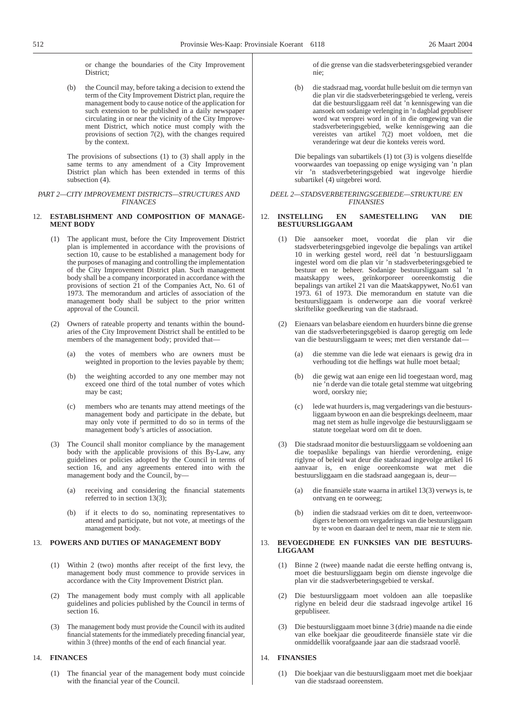or change the boundaries of the City Improvement District;

(b) the Council may, before taking a decision to extend the term of the City Improvement District plan, require the management body to cause notice of the application for such extension to be published in a daily newspaper circulating in or near the vicinity of the City Improvement District, which notice must comply with the provisions of section 7(2), with the changes required by the context.

The provisions of subsections (1) to (3) shall apply in the same terms to any amendment of a City Improvement District plan which has been extended in terms of this subsection (4).

*PART 2—CITY IMPROVEMENT DISTRICTS—STRUCTURES AND FINANCES*

12. **ESTABLISHMENT AND COMPOSITION OF MANAGEMENT BODY**

(1) The applicant must, before the City Improvement District plan is implemented in accordance with the provisions of section 10, cause to be established a management body for the purposes of managing and controlling the implementation of the City Improvement District plan. Such management body shall be a company incorporated in accordance with the provisions of section 21 of the Companies Act, No. 61 of 1973. The memorandum and articles of association of the management body shall be subject to the prior written approval of the Council.

(2) Owners of rateable property and tenants within the boundaries of the City Improvement District shall be entitled to be members of the management body; provided that—

(a) the votes of members who are owners must be weighted in proportion to the levies payable by them;

(b) the weighting accorded to any one member may not exceed one third of the total number of votes which may be cast;

(c) members who are tenants may attend meetings of the management body and participate in the debate, but may only vote if permitted to do so in terms of the management body's articles of association.

(3) The Council shall monitor compliance by the management body with the applicable provisions of this By-Law, any guidelines or policies adopted by the Council in terms of section 16, and any agreements entered into with the management body and the Council, by—

(a) receiving and considering the financial statements referred to in section 13(3);

(b) if it elects to do so, nominating representatives to attend and participate, but not vote, at meetings of the management body.

13. **POWERS AND DUTIES OF MANAGEMENT BODY**

(1) Within 2 (two) months after receipt of the first levy, the management body must commence to provide services in accordance with the City Improvement District plan.

(2) The management body must comply with all applicable guidelines and policies published by the Council in terms of section 16.

(3) The management body must provide the Council with its audited financial statements for the immediately preceding financial year, within 3 (three) months of the end of each financial year.

14. **FINANCES**

(1) The financial year of the management body must coincide with the financial year of the Council.

of die grense van die stadsverbeteringsgebied verander nie;

(b) die stadsraad mag, voordat hulle besluit om die termyn van die plan vir die stadsverbeteringsgebied te verleng, vereis dat die bestuursliggaam reël dat 'n kennisgewing van die aansoek om sodanige verlenging in 'n dagblad gepubliseer word wat versprei word in of in die omgewing van die stadsverbeteringsgebied, welke kennisgewing aan die vereistes van artikel 7(2) moet voldoen, met die veranderinge wat deur die konteks vereis word.

Die bepalings van subartikels (1) tot (3) is volgens dieselfde voorwaardes van toepassing op enige wysiging van 'n plan vir 'n stadsverbeteringsgebied wat ingevolge hierdie subartikel (4) uitgebrei word.

*DEEL 2—STADSVERBETERINGSGEBIEDE—STRUKTURE EN FINANSIES*

12. **INSTELLING EN SAMESTELLING VAN DIE BESTUURSLIGGAAM**

(1) Die aansoeker moet, voordat die plan vir die stadsverbeteringsgebied ingevolge die bepalings van artikel 10 in werking gestel word, reël dat 'n bestuursliggaam ingestel word om die plan vir 'n stadsverbeteringsgebied te bestuur en te beheer. Sodanige bestuursliggaam sal 'n maatskappy wees, geïnkorporeer ooreenkomstig die bepalings van artikel 21 van die Maatskappywet, No.61 van 1973. 61 of 1973. Die memorandum en statute van die bestuursliggaam is onderworpe aan die vooraf verkreë skriftelike goedkeuring van die stadsraad.

(2) Eienaars van belasbare eiendom en huurders binne die grense van die stadsverbeteringsgebied is daarop geregtig om lede van die bestuursliggaam te wees; met dien verstande dat—

(a) die stemme van die lede wat eienaars is gewig dra in verhouding tot die heffings wat hulle moet betaal;

(b) die gewig wat aan enige een lid toegestaan word, mag nie 'n derde van die totale getal stemme wat uitgebring word, oorskry nie;

(c) lede wat huurders is, mag vergaderings van die bestuursliggaam bywoon en aan die besprekings deelneem, maar mag net stem as hulle ingevolge die bestuursliggaam se statute toegelaat word om dit te doen.

(3) Die stadsraad monitor die bestuursliggaam se voldoening aan die toepaslike bepalings van hierdie verordening, enige riglyne of beleid wat deur die stadsraad ingevolge artikel 16 aanvaar is, en enige ooreenkomste wat met die bestuursliggaam en die stadsraad aangegaan is, deur—

(a) die finansiële state waarna in artikel 13(3) verwys is, te ontvang en te oorweeg;

(b) indien die stadsraad verkies om dit te doen, verteenwoordigers te benoem om vergaderings van die bestuursliggaam by te woon en daaraan deel te neem, maar nie te stem nie.

13. **BEVOEGDHEDE EN FUNKSIES VAN DIE BESTUURSLIGGAAM**

(1) Binne 2 (twee) maande nadat die eerste heffing ontvang is, moet die bestuursliggaam begin om dienste ingevolge die plan vir die stadsverbeteringsgebied te verskaf.

(2) Die bestuursliggaam moet voldoen aan alle toepaslike riglyne en beleid deur die stadsraad ingevolge artikel 16 gepubliseer.

(3) Die bestuursliggaam moet binne 3 (drie) maande na die einde van elke boekjaar die geouditeerde finansiële state vir die onmiddellik voorafgaande jaar aan die stadsraad voorlê.

14. **FINANSIES**

(1) Die boekjaar van die bestuursliggaam moet met die boekjaar van die stadsraad ooreenstem.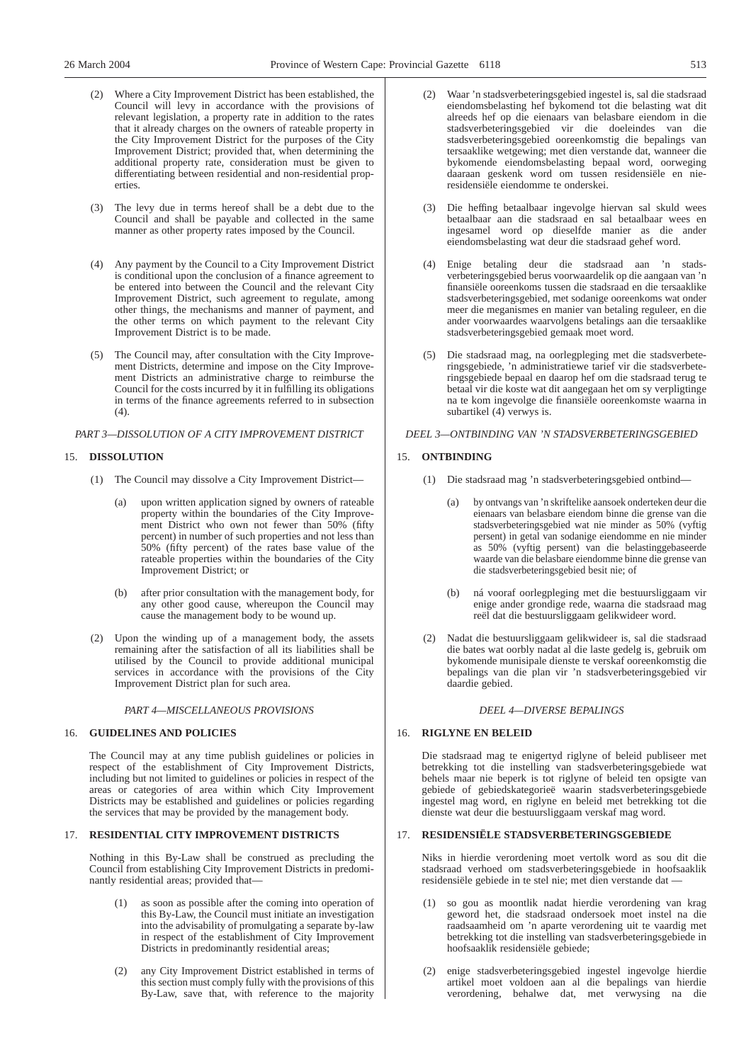(2) Where a City Improvement District has been established, the Council will levy in accordance with the provisions of relevant legislation, a property rate in addition to the rates that it already charges on the owners of rateable property in the City Improvement District for the purposes of the City Improvement District; provided that, when determining the additional property rate, consideration must be given to differentiating between residential and non-residential properties.

(3) The levy due in terms hereof shall be a debt due to the Council and shall be payable and collected in the same manner as other property rates imposed by the Council.

(4) Any payment by the Council to a City Improvement District is conditional upon the conclusion of a finance agreement to be entered into between the Council and the relevant City Improvement District, such agreement to regulate, among other things, the mechanisms and manner of payment, and the other terms on which payment to the relevant City Improvement District is to be made.

(5) The Council may, after consultation with the City Improvement Districts, determine and impose on the City Improvement Districts an administrative charge to reimburse the Council for the costs incurred by it in fulfilling its obligations in terms of the finance agreements referred to in subsection (4).

*PART 3—DISSOLUTION OF A CITY IMPROVEMENT DISTRICT*

15. **DISSOLUTION**

(1) The Council may dissolve a City Improvement District—

(a) upon written application signed by owners of rateable property within the boundaries of the City Improvement District who own not fewer than 50% (fifty percent) in number of such properties and not less than 50% (fifty percent) of the rates base value of the rateable properties within the boundaries of the City Improvement District; or

(b) after prior consultation with the management body, for any other good cause, whereupon the Council may cause the management body to be wound up.

(2) Upon the winding up of a management body, the assets remaining after the satisfaction of all its liabilities shall be utilised by the Council to provide additional municipal services in accordance with the provisions of the City Improvement District plan for such area.

*PART 4—MISCELLANEOUS PROVISIONS*

16. **GUIDELINES AND POLICIES**

The Council may at any time publish guidelines or policies in respect of the establishment of City Improvement Districts, including but not limited to guidelines or policies in respect of the areas or categories of area within which City Improvement Districts may be established and guidelines or policies regarding the services that may be provided by the management body.

17. **RESIDENTIAL CITY IMPROVEMENT DISTRICTS**

Nothing in this By-Law shall be construed as precluding the Council from establishing City Improvement Districts in predominantly residential areas; provided that—

(1) as soon as possible after the coming into operation of this By-Law, the Council must initiate an investigation into the advisability of promulgating a separate by-law in respect of the establishment of City Improvement Districts in predominantly residential areas;

(2) any City Improvement District established in terms of this section must comply fully with the provisions of this By-Law, save that, with reference to the majority

(2) Waar 'n stadsverbeteringsgebied ingestel is, sal die stadsraad eiendomsbelasting hef bykomend tot die belasting wat dit alreeds hef op die eienaars van belasbare eiendom in die stadsverbeteringsgebied vir die doeleindes van die stadsverbeteringsgebied ooreenkomstig die bepalings van tersaaklike wetgewing; met dien verstande dat, wanneer die bykomende eiendomsbelasting bepaal word, oorweging daaraan geskenk word om tussen residensiële en nie-residensiële eiendomme te onderskei.

(3) Die heffing betaalbaar ingevolge hiervan sal skuld wees betaalbaar aan die stadsraad en sal betaalbaar wees en ingesamel word op dieselfde manier as die ander eiendomsbelasting wat deur die stadsraad gehef word.

(4) Enige betaling deur die stadsraad aan 'n stadsverbeteringsgebied berus voorwaardelik op die aangaan van 'n finansiële ooreenkoms tussen die stadsraad en die tersaaklike stadsverbeteringsgebied, met sodanige ooreenkoms wat onder meer die meganismes en manier van betaling reguleer, en die ander voorwaardes waarvolgens betalings aan die tersaaklike stadsverbeteringsgebied gemaak moet word.

(5) Die stadsraad mag, na oorlegpleging met die stadsverbeteringsgebiede, 'n administratiewe tarief vir die stadsverbeteringsgebiede bepaal en daarop hef om die stadsraad terug te betaal vir die koste wat dit aangegaan het om sy verpligtinge na te kom ingevolge die finansiële ooreenkomste waarna in subartikel (4) verwys is.

*DEEL 3—ONTBINDING VAN 'N STADSVERBETERINGSGEBIED*

15. **ONTBINDING**

(1) Die stadsraad mag 'n stadsverbeteringsgebied ontbind—

(a) by ontvangs van 'n skriftelike aansoek onderteken deur die eienaars van belasbare eiendom binne die grense van die stadsverbeteringsgebied wat nie minder as 50% (vyftig persent) in getal van sodanige eiendomme en nie minder as 50% (vyftig persent) van die belastinggebaseerde waarde van die belasbare eiendomme binne die grense van die stadsverbeteringsgebied besit nie; of

(b) ná vooraf oorlegpleging met die bestuursliggaam vir enige ander grondige rede, waarna die stadsraad mag reël dat die bestuursliggaam gelikwideer word.

(2) Nadat die bestuursliggaam gelikwideer is, sal die stadsraad die bates wat oorbly nadat al die laste gedelg is, gebruik om bykomende munisipale dienste te verskaf ooreenkomstig die bepalings van die plan vir 'n stadsverbeteringsgebied vir daardie gebied.

*DEEL 4—DIVERSE BEPALINGS*

16. **RIGLYNE EN BELEID**

Die stadsraad mag te enigertyd riglyne of beleid publiseer met betrekking tot die instelling van stadsverbeteringsgebiede wat behels maar nie beperk is tot riglyne of beleid ten opsigte van gebiede of gebiedskategorieë waarin stadsverbeteringsgebiede ingestel mag word, en riglyne en beleid met betrekking tot die dienste wat deur die bestuursliggaam verskaf mag word.

17. **RESIDENSIËLE STADSVERBETERINGSGEBIEDE**

Niks in hierdie verordening moet vertolk word as sou dit die stadsraad verhoed om stadsverbeteringsgebiede in hoofsaaklik residensiële gebiede in te stel nie; met dien verstande dat —

(1) so gou as moontlik nadat hierdie verordening van krag geword het, die stadsraad ondersoek moet instel na die raadsaamheid om 'n aparte verordening uit te vaardig met betrekking tot die instelling van stadsverbeteringsgebiede in hoofsaaklik residensiële gebiede;

(2) enige stadsverbeteringsgebied ingestel ingevolge hierdie artikel moet voldoen aan al die bepalings van hierdie verordening, behalwe dat, met verwysing na die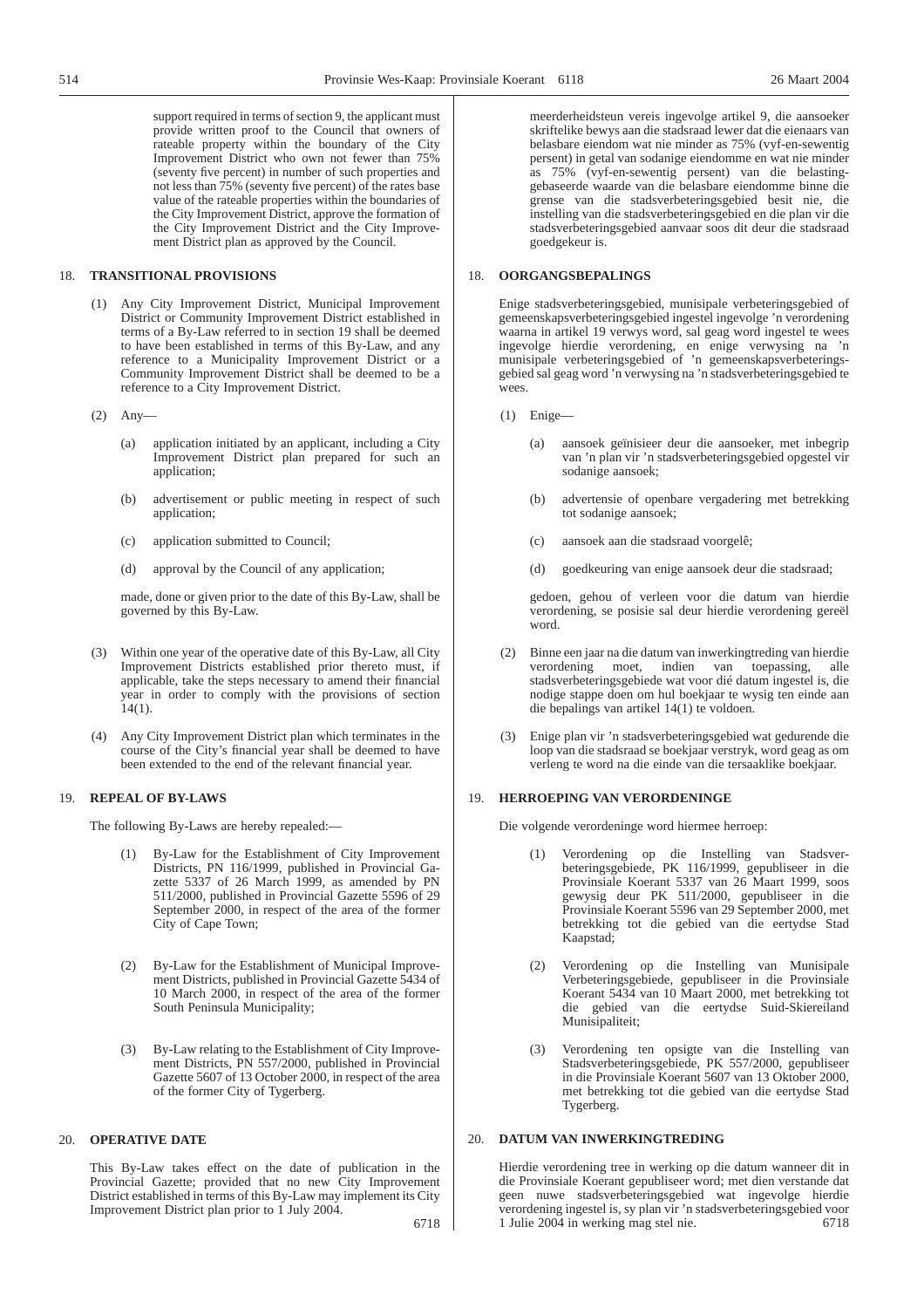support required in terms of section 9, the applicant must provide written proof to the Council that owners of rateable property within the boundary of the City Improvement District who own not fewer than 75% (seventy five percent) in number of such properties and not less than 75% (seventy five percent) of the rates base value of the rateable properties within the boundaries of the City Improvement District, approve the formation of the City Improvement District and the City Improvement District plan as approved by the Council.

18. **TRANSITIONAL PROVISIONS**

(1) Any City Improvement District, Municipal Improvement District or Community Improvement District established in terms of a By-Law referred to in section 19 shall be deemed to have been established in terms of this By-Law, and any reference to a Municipality Improvement District or a Community Improvement District shall be deemed to be a reference to a City Improvement District.

(2) Any—

(a) application initiated by an applicant, including a City Improvement District plan prepared for such an application;

(b) advertisement or public meeting in respect of such application;

(c) application submitted to Council;

(d) approval by the Council of any application;

made, done or given prior to the date of this By-Law, shall be governed by this By-Law.

(3) Within one year of the operative date of this By-Law, all City Improvement Districts established prior thereto must, if applicable, take the steps necessary to amend their financial year in order to comply with the provisions of section 14(1).

(4) Any City Improvement District plan which terminates in the course of the City's financial year shall be deemed to have been extended to the end of the relevant financial year.

19. **REPEAL OF BY-LAWS**

The following By-Laws are hereby repealed:—

(1) By-Law for the Establishment of City Improvement Districts, PN 116/1999, published in Provincial Gazette 5337 of 26 March 1999, as amended by PN 511/2000, published in Provincial Gazette 5596 of 29 September 2000, in respect of the area of the former City of Cape Town;

(2) By-Law for the Establishment of Municipal Improvement Districts, published in Provincial Gazette 5434 of 10 March 2000, in respect of the area of the former South Peninsula Municipality;

(3) By-Law relating to the Establishment of City Improvement Districts, PN 557/2000, published in Provincial Gazette 5607 of 13 October 2000, in respect of the area of the former City of Tygerberg.

20. **OPERATIVE DATE**

This By-Law takes effect on the date of publication in the Provincial Gazette; provided that no new City Improvement District established in terms of this By-Law may implement its City Improvement District plan prior to 1 July 2004.

6718

meerderheidsteun vereis ingevolge artikel 9, die aansoeker skriftelike bewys aan die stadsraad lewer dat die eienaars van belasbare eiendom wat nie minder as 75% (vyf-en-sewentig persent) in getal van sodanige eiendomme en wat nie minder as 75% (vyf-en-sewentig persent) van die belastinggebaseerde waarde van die belasbare eiendomme binne die grense van die stadsverbeteringsgebied besit nie, die instelling van die stadsverbeteringsgebied en die plan vir die stadsverbeteringsgebied aanvaar soos dit deur die stadsraad goedgekeur is.

18. **OORGANGSBEPALINGS**

Enige stadsverbeteringsgebied, munisipale verbeteringsgebied of gemeenskapsverbeteringsgebied ingestel ingevolge 'n verordening waarna in artikel 19 verwys word, sal geag word ingestel te wees ingevolge hierdie verordening, en enige verwysing na 'n munisipale verbeteringsgebied of 'n gemeenskapsverbeteringsgebied sal geag word 'n verwysing na 'n stadsverbeteringsgebied te wees.

(1) Enige—

(a) aansoek geïnisieer deur die aansoeker, met inbegrip van 'n plan vir 'n stadsverbeteringsgebied opgestel vir sodanige aansoek;

(b) advertensie of openbare vergadering met betrekking tot sodanige aansoek;

(c) aansoek aan die stadsraad voorgelê;

(d) goedkeuring van enige aansoek deur die stadsraad;

gedoen, gehou of verleen voor die datum van hierdie verordening, se posisie sal deur hierdie verordening gereël word.

(2) Binne een jaar na die datum van inwerkingtreding van hierdie verordening moet, indien van toepassing, alle stadsverbeteringsgebiede wat voor dié datum ingestel is, die nodige stappe doen om hul boekjaar te wysig ten einde aan die bepalings van artikel 14(1) te voldoen.

(3) Enige plan vir 'n stadsverbeteringsgebied wat gedurende die loop van die stadsraad se boekjaar verstryk, word geag as om verleng te word na die einde van die tersaaklike boekjaar.

19. **HERROEPING VAN VERORDENINGE**

Die volgende verordeninge word hiermee herroep:

(1) Verordening op die Instelling van Stadsverbeteringsgebiede, PK 116/1999, gepubliseer in die Provinsiale Koerant 5337 van 26 Maart 1999, soos gewysig deur PK 511/2000, gepubliseer in die Provinsiale Koerant 5596 van 29 September 2000, met betrekking tot die gebied van die eertydse Stad Kaapstad;

(2) Verordening op die Instelling van Munisipale Verbeteringsgebiede, gepubliseer in die Provinsiale Koerant 5434 van 10 Maart 2000, met betrekking tot die gebied van die eertydse Suid-Skiereiland Munisipaliteit;

(3) Verordening ten opsigte van die Instelling van Stadsverbeteringsgebiede, PK 557/2000, gepubliseer in die Provinsiale Koerant 5607 van 13 Oktober 2000, met betrekking tot die gebied van die eertydse Stad Tygerberg.

20. **DATUM VAN INWERKINGTREDING**

Hierdie verordening tree in werking op die datum wanneer dit in die Provinsiale Koerant gepubliseer word; met dien verstande dat geen nuwe stadsverbeteringsgebied wat ingevolge hierdie verordening ingestel is, sy plan vir 'n stadsverbeteringsgebied voor 1 Julie 2004 in werking mag stel nie.

6718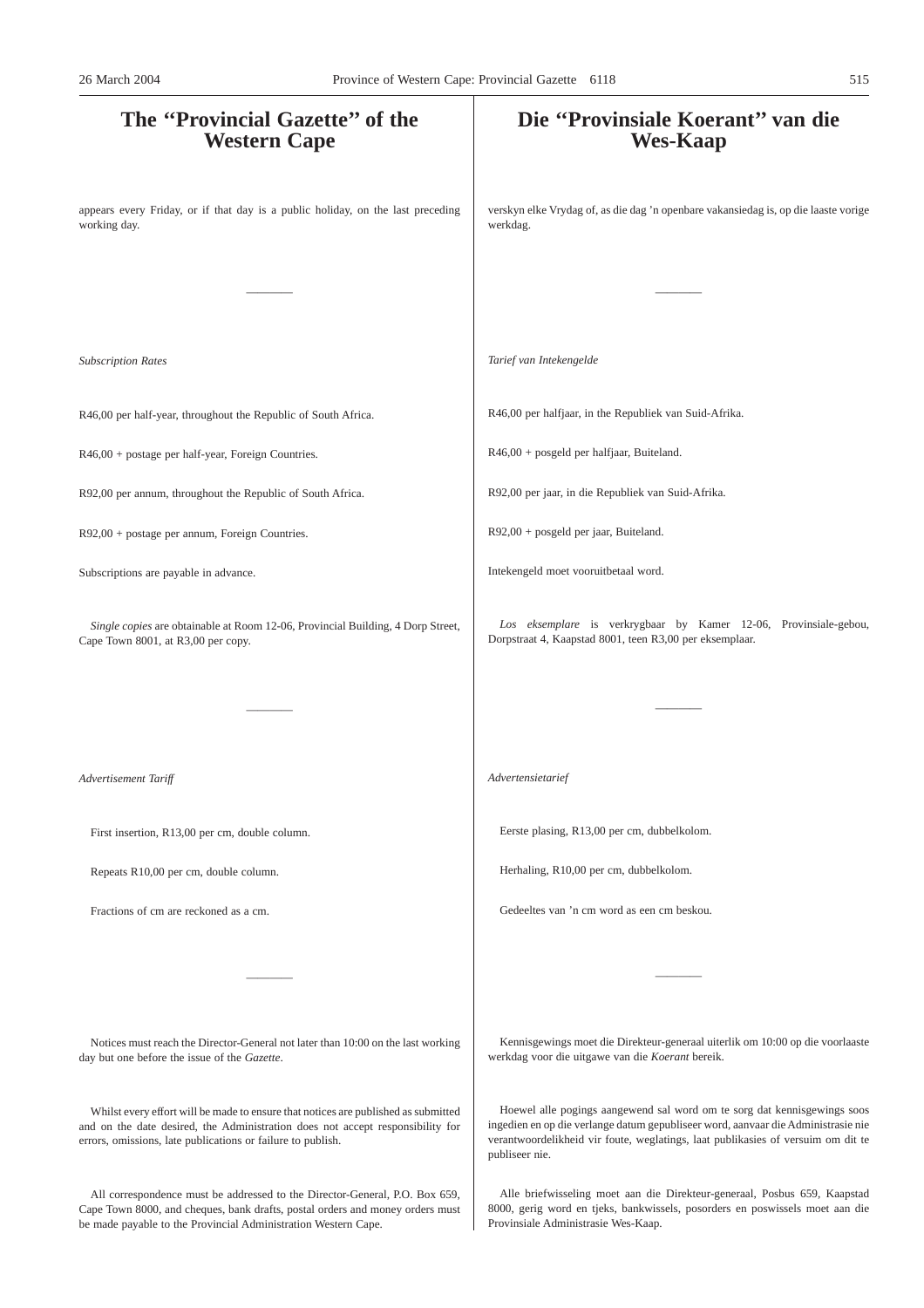# The "Provincial Gazette" of the Western Cape

appears every Friday, or if that day is a public holiday, on the last preceding working day.

---

*Subscription Rates*

R46,00 per half-year, throughout the Republic of South Africa.

R46,00 + postage per half-year, Foreign Countries.

R92,00 per annum, throughout the Republic of South Africa.

R92,00 + postage per annum, Foreign Countries.

Subscriptions are payable in advance.

*Single copies* are obtainable at Room 12-06, Provincial Building, 4 Dorp Street, Cape Town 8001, at R3,00 per copy.

---

*Advertisement Tariff*

First insertion, R13,00 per cm, double column.

Repeats R10,00 per cm, double column.

Fractions of cm are reckoned as a cm.

---

Notices must reach the Director-General not later than 10:00 on the last working day but one before the issue of the *Gazette*.

Whilst every effort will be made to ensure that notices are published as submitted and on the date desired, the Administration does not accept responsibility for errors, omissions, late publications or failure to publish.

All correspondence must be addressed to the Director-General, P.O. Box 659, Cape Town 8000, and cheques, bank drafts, postal orders and money orders must be made payable to the Provincial Administration Western Cape.

# Die "Provinsiale Koerant" van die Wes-Kaap

verskyn elke Vrydag of, as die dag 'n openbare vakansiedag is, op die laaste vorige werkdag.

---

*Tarief van Intekengelde*

R46,00 per halfjaar, in die Republiek van Suid-Afrika.

R46,00 + posgeld per halfjaar, Buiteland.

R92,00 per jaar, in die Republiek van Suid-Afrika.

R92,00 + posgeld per jaar, Buiteland.

Intekengeld moet vooruitbetaal word.

*Los eksemplare* is verkrygbaar by Kamer 12-06, Provinsiale-gebou, Dorpstraat 4, Kaapstad 8001, teen R3,00 per eksemplaar.

---

*Advertensietarief*

Eerste plasing, R13,00 per cm, dubbelkolom.

Herhaling, R10,00 per cm, dubbelkolom.

Gedeeltes van 'n cm word as een cm beskou.

---

Kennisgewings moet die Direkteur-generaal uiterlik om 10:00 op die voorlaaste werkdag voor die uitgawe van die *Koerant* bereik.

Hoewel alle pogings aangewend sal word om te sorg dat kennisgewings soos ingedien en op die verlange datum gepubliseer word, aanvaar die Administrasie nie verantwoordelikheid vir foute, weglatings, laat publikasies of versuim om dit te publiseer nie.

Alle briefwisseling moet aan die Direkteur-generaal, Posbus 659, Kaapstad 8000, gerig word en tjeks, bankwissels, posorders en poswissels moet aan die Provinsiale Administrasie Wes-Kaap.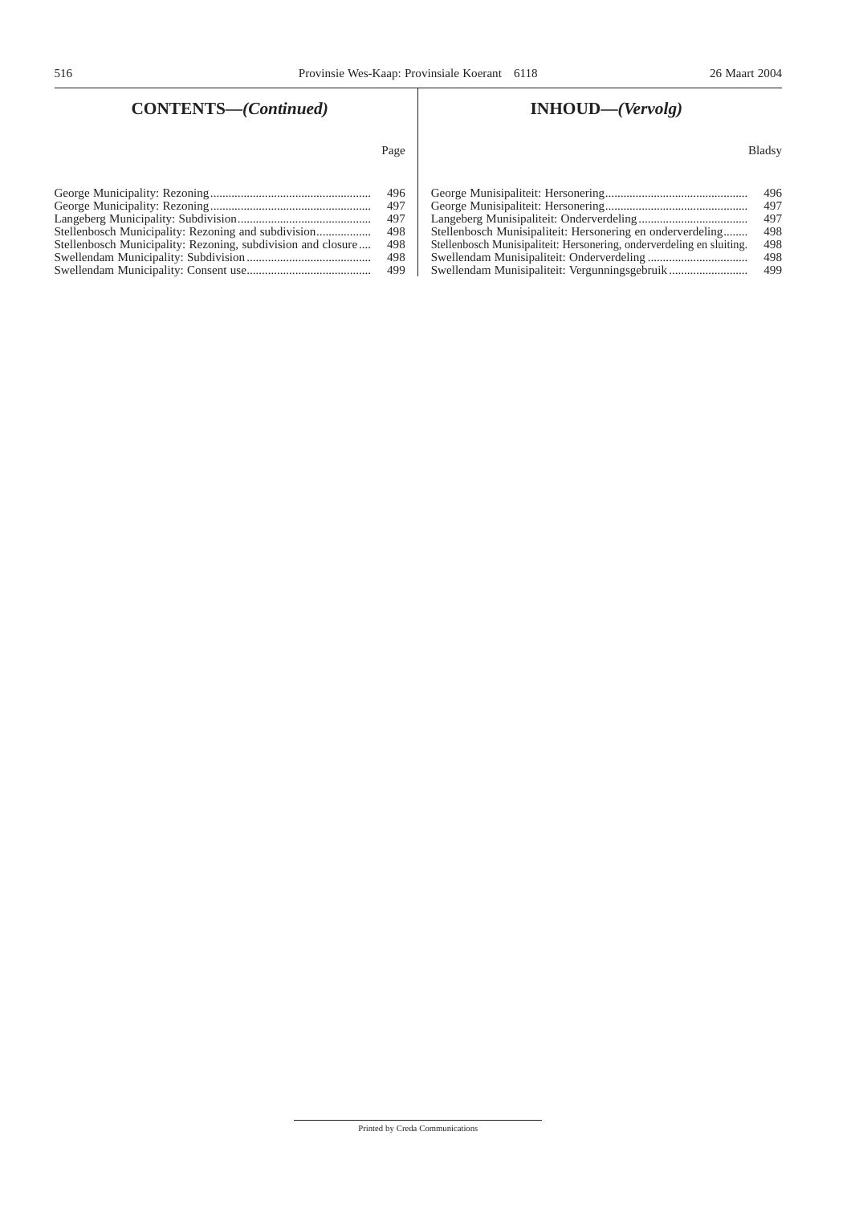## CONTENTS—*(Continued)*

| | Page |
|---|---|
| George Municipality: Rezoning | 496 |
| George Municipality: Rezoning | 497 |
| Langeberg Municipality: Subdivision | 497 |
| Stellenbosch Municipality: Rezoning and subdivision | 498 |
| Stellenbosch Municipality: Rezoning, subdivision and closure | 498 |
| Swellendam Municipality: Subdivision | 498 |
| Swellendam Municipality: Consent use | 499 |

## INHOUD—*(Vervolg)*

| | Bladsy |
|---|---|
| George Munisipaliteit: Hersonering | 496 |
| George Munisipaliteit: Hersonering | 497 |
| Langeberg Munisipaliteit: Onderverdeling | 497 |
| Stellenbosch Munisipaliteit: Hersonering en onderverdeling | 498 |
| Stellenbosch Munisipaliteit: Hersonering, onderverdeling en sluiting. | 498 |
| Swellendam Munisipaliteit: Onderverdeling | 498 |
| Swellendam Munisipaliteit: Vergunningsgebruik | 499 |

Printed by Creda Communications